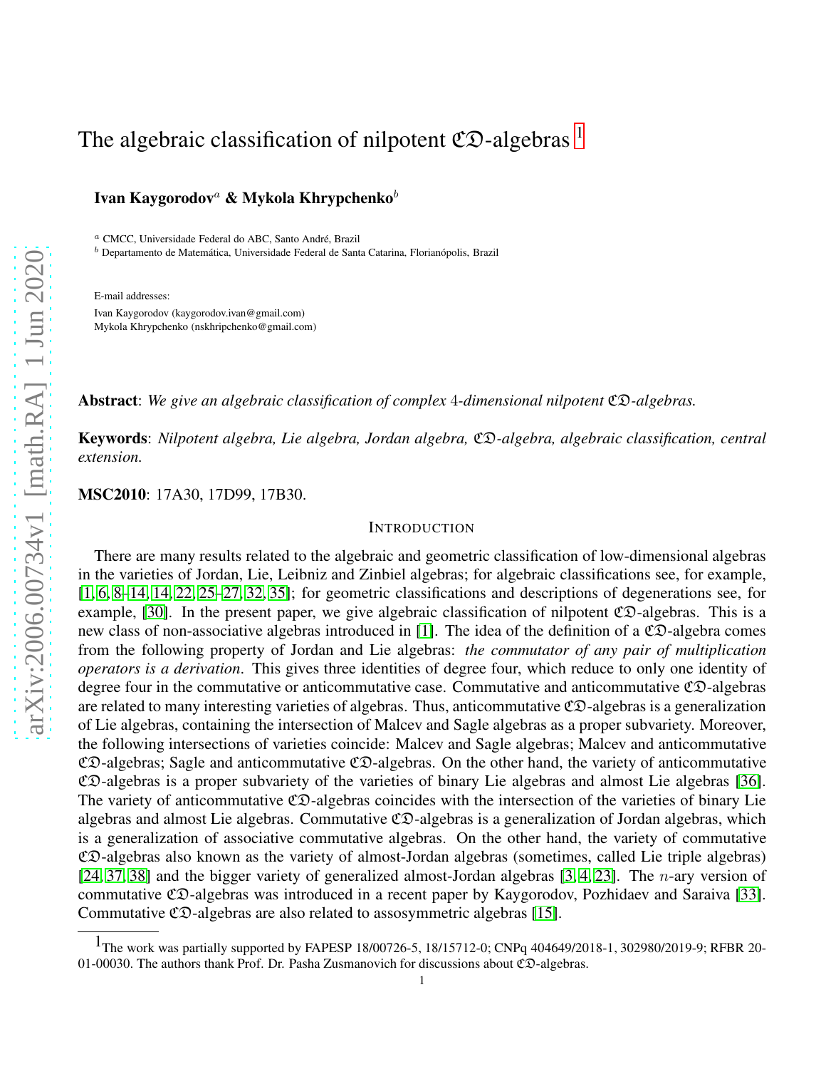# The algebraic classification of nilpotent $\mathfrak{CD}$-algebras [1]

**Ivan Kaygorodov**[a] **& Mykola Khrypchenko**[b]

[a] CMCC, Universidade Federal do ABC, Santo André, Brazil
[b] Departamento de Matemática, Universidade Federal de Santa Catarina, Florianópolis, Brazil

E-mail addresses:
Ivan Kaygorodov (kaygorodov.ivan@gmail.com)
Mykola Khrypchenko (nskhripchenko@gmail.com)

**Abstract**: *We give an algebraic classification of complex 4-dimensional nilpotent $\mathfrak{CD}$-algebras.*

**Keywords**: *Nilpotent algebra, Lie algebra, Jordan algebra, $\mathfrak{CD}$-algebra, algebraic classification, central extension.*

**MSC2010**: 17A30, 17D99, 17B30.

## Introduction

There are many results related to the algebraic and geometric classification of low-dimensional algebras in the varieties of Jordan, Lie, Leibniz and Zinbiel algebras; for algebraic classifications see, for example, [1, 6, 8–14, 14, 22, 25–27, 32, 35]; for geometric classifications and descriptions of degenerations see, for example, [30]. In the present paper, we give algebraic classification of nilpotent $\mathfrak{CD}$-algebras. This is a new class of non-associative algebras introduced in [1]. The idea of the definition of a $\mathfrak{CD}$-algebra comes from the following property of Jordan and Lie algebras: *the commutator of any pair of multiplication operators is a derivation*. This gives three identities of degree four, which reduce to only one identity of degree four in the commutative or anticommutative case. Commutative and anticommutative $\mathfrak{CD}$-algebras are related to many interesting varieties of algebras. Thus, anticommutative $\mathfrak{CD}$-algebras is a generalization of Lie algebras, containing the intersection of Malcev and Sagle algebras as a proper subvariety. Moreover, the following intersections of varieties coincide: Malcev and Sagle algebras; Malcev and anticommutative $\mathfrak{CD}$-algebras; Sagle and anticommutative $\mathfrak{CD}$-algebras. On the other hand, the variety of anticommutative $\mathfrak{CD}$-algebras is a proper subvariety of the varieties of binary Lie algebras and almost Lie algebras [36]. The variety of anticommutative $\mathfrak{CD}$-algebras coincides with the intersection of the varieties of binary Lie algebras and almost Lie algebras. Commutative $\mathfrak{CD}$-algebras is a generalization of Jordan algebras, which is a generalization of associative commutative algebras. On the other hand, the variety of commutative $\mathfrak{CD}$-algebras also known as the variety of almost-Jordan algebras (sometimes, called Lie triple algebras) [24, 37, 38] and the bigger variety of generalized almost-Jordan algebras [3, 4, 23]. The $n$-ary version of commutative $\mathfrak{CD}$-algebras was introduced in a recent paper by Kaygorodov, Pozhidaev and Saraiva [33]. Commutative $\mathfrak{CD}$-algebras are also related to assosymmetric algebras [15].

[1] The work was partially supported by FAPESP 18/00726-5, 18/15712-0; CNPq 404649/2018-1, 302980/2019-9; RFBR 20-01-00030. The authors thank Prof. Dr. Pasha Zusmanovich for discussions about $\mathfrak{CD}$-algebras.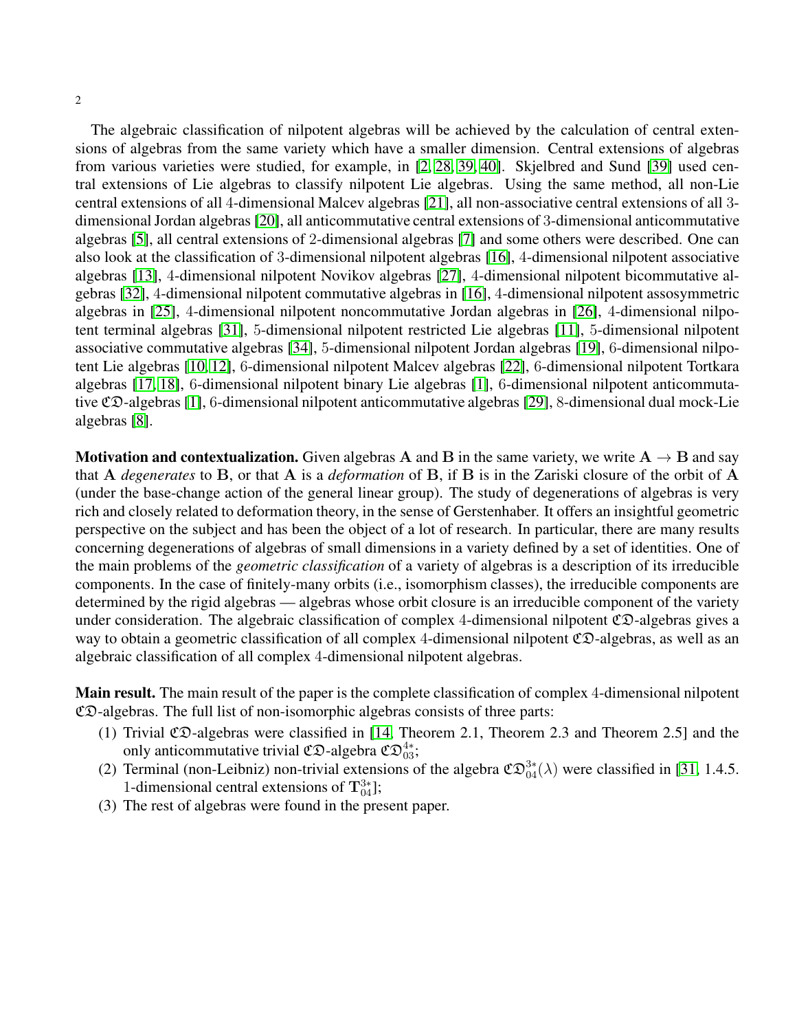The algebraic classification of nilpotent algebras will be achieved by the calculation of central extensions of algebras from the same variety which have a smaller dimension. Central extensions of algebras from various varieties were studied, for example, in [2, 28, 39, 40]. Skjelbred and Sund [39] used central extensions of Lie algebras to classify nilpotent Lie algebras. Using the same method, all non-Lie central extensions of all 4-dimensional Malcev algebras [21], all non-associative central extensions of all 3-dimensional Jordan algebras [20], all anticommutative central extensions of 3-dimensional anticommutative algebras [5], all central extensions of 2-dimensional algebras [7] and some others were described. One can also look at the classification of 3-dimensional nilpotent algebras [16], 4-dimensional nilpotent associative algebras [13], 4-dimensional nilpotent Novikov algebras [27], 4-dimensional nilpotent bicommutative algebras [32], 4-dimensional nilpotent commutative algebras in [16], 4-dimensional nilpotent assosymmetric algebras in [25], 4-dimensional nilpotent noncommutative Jordan algebras in [26], 4-dimensional nilpotent terminal algebras [31], 5-dimensional nilpotent restricted Lie algebras [11], 5-dimensional nilpotent associative commutative algebras [34], 5-dimensional nilpotent Jordan algebras [19], 6-dimensional nilpotent Lie algebras [10, 12], 6-dimensional nilpotent Malcev algebras [22], 6-dimensional nilpotent Tortkara algebras [17, 18], 6-dimensional nilpotent binary Lie algebras [1], 6-dimensional nilpotent anticommutative $\mathfrak{CD}$-algebras [1], 6-dimensional nilpotent anticommutative algebras [29], 8-dimensional dual mock-Lie algebras [8].

**Motivation and contextualization.** Given algebras $\mathrm{A}$ and $\mathrm{B}$ in the same variety, we write $\mathrm{A} \to \mathrm{B}$ and say that $\mathrm{A}$ *degenerates* to $\mathrm{B}$, or that $\mathrm{A}$ is a *deformation* of $\mathrm{B}$, if $\mathrm{B}$ is in the Zariski closure of the orbit of $\mathrm{A}$ (under the base-change action of the general linear group). The study of degenerations of algebras is very rich and closely related to deformation theory, in the sense of Gerstenhaber. It offers an insightful geometric perspective on the subject and has been the object of a lot of research. In particular, there are many results concerning degenerations of algebras of small dimensions in a variety defined by a set of identities. One of the main problems of the *geometric classification* of a variety of algebras is a description of its irreducible components. In the case of finitely-many orbits (i.e., isomorphism classes), the irreducible components are determined by the rigid algebras — algebras whose orbit closure is an irreducible component of the variety under consideration. The algebraic classification of complex 4-dimensional nilpotent $\mathfrak{CD}$-algebras gives a way to obtain a geometric classification of all complex 4-dimensional nilpotent $\mathfrak{CD}$-algebras, as well as an algebraic classification of all complex 4-dimensional nilpotent algebras.

**Main result.** The main result of the paper is the complete classification of complex 4-dimensional nilpotent $\mathfrak{CD}$-algebras. The full list of non-isomorphic algebras consists of three parts:

(1) Trivial $\mathfrak{CD}$-algebras were classified in [14, Theorem 2.1, Theorem 2.3 and Theorem 2.5] and the only anticommutative trivial $\mathfrak{CD}$-algebra $\mathfrak{CD}_{03}^{4*}$;

(2) Terminal (non-Leibniz) non-trivial extensions of the algebra $\mathfrak{CD}_{04}^{3*}(\lambda)$ were classified in [31, 1.4.5. 1-dimensional central extensions of $\mathbf{T}_{04}^{3*}$];

(3) The rest of algebras were found in the present paper.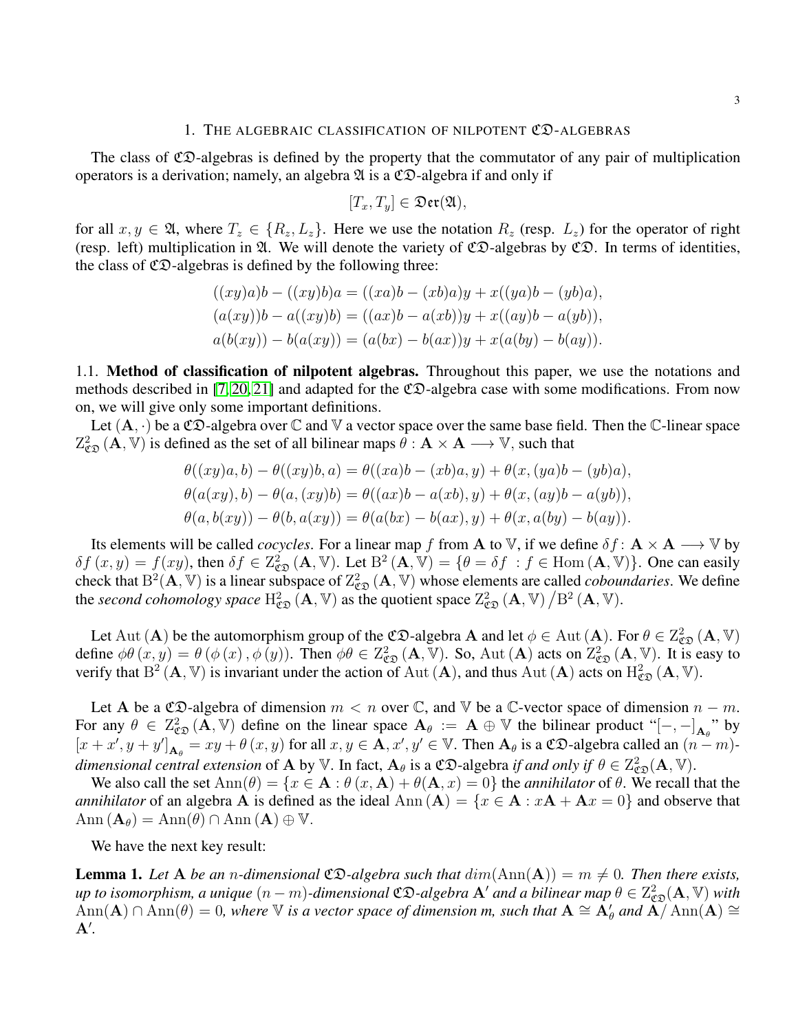## 1. The algebraic classification of nilpotent $\mathfrak{CD}$-algebras

The class of $\mathfrak{CD}$-algebras is defined by the property that the commutator of any pair of multiplication operators is a derivation; namely, an algebra $\mathfrak{A}$ is a $\mathfrak{CD}$-algebra if and only if

$$[T_x, T_y] \in \mathfrak{Der}(\mathfrak{A}),$$

for all $x, y \in \mathfrak{A}$, where $T_z \in \{R_z, L_z\}$. Here we use the notation $R_z$ (resp. $L_z$) for the operator of right (resp. left) multiplication in $\mathfrak{A}$. We will denote the variety of $\mathfrak{CD}$-algebras by $\mathfrak{CD}$. In terms of identities, the class of $\mathfrak{CD}$-algebras is defined by the following three:

$$((xy)a)b - ((xy)b)a = ((xa)b - (xb)a)y + x((ya)b - (yb)a),$$
$$(a(xy))b - a((xy)b) = ((ax)b - a(xb))y + x((ay)b - a(yb)),$$
$$a(b(xy)) - b(a(xy)) = (a(bx) - b(ax))y + x(a(by) - b(ay)).$$

1.1. **Method of classification of nilpotent algebras.** Throughout this paper, we use the notations and methods described in [7, 20, 21] and adapted for the $\mathfrak{CD}$-algebra case with some modifications. From now on, we will give only some important definitions.

Let $(\mathbf{A}, \cdot)$ be a $\mathfrak{CD}$-algebra over $\mathbb{C}$ and $\mathbb{V}$ a vector space over the same base field. Then the $\mathbb{C}$-linear space $\mathrm{Z}^2_{\mathfrak{CD}}(\mathbf{A}, \mathbb{V})$ is defined as the set of all bilinear maps $\theta : \mathbf{A} \times \mathbf{A} \longrightarrow \mathbb{V}$, such that

$$\theta((xy)a, b) - \theta((xy)b, a) = \theta((xa)b - (xb)a, y) + \theta(x, (ya)b - (yb)a),$$
$$\theta(a(xy), b) - \theta(a, (xy)b) = \theta((ax)b - a(xb), y) + \theta(x, (ay)b - a(yb)),$$
$$\theta(a, b(xy)) - \theta(b, a(xy)) = \theta(a(bx) - b(ax), y) + \theta(x, a(by) - b(ay)).$$

Its elements will be called *cocycles*. For a linear map $f$ from $\mathbf{A}$ to $\mathbb{V}$, if we define $\delta f \colon \mathbf{A} \times \mathbf{A} \longrightarrow \mathbb{V}$ by $\delta f(x, y) = f(xy)$, then $\delta f \in \mathrm{Z}^2_{\mathfrak{CD}}(\mathbf{A}, \mathbb{V})$. Let $\mathrm{B}^2(\mathbf{A}, \mathbb{V}) = \{\theta = \delta f \ : f \in \mathrm{Hom}(\mathbf{A}, \mathbb{V})\}$. One can easily check that $\mathrm{B}^2(\mathbf{A}, \mathbb{V})$ is a linear subspace of $\mathrm{Z}^2_{\mathfrak{CD}}(\mathbf{A}, \mathbb{V})$ whose elements are called *coboundaries*. We define the *second cohomology space* $\mathrm{H}^2_{\mathfrak{CD}}(\mathbf{A}, \mathbb{V})$ as the quotient space $\mathrm{Z}^2_{\mathfrak{CD}}(\mathbf{A}, \mathbb{V}) \big/ \mathrm{B}^2(\mathbf{A}, \mathbb{V})$.

Let $\mathrm{Aut}(\mathbf{A})$ be the automorphism group of the $\mathfrak{CD}$-algebra $\mathbf{A}$ and let $\phi \in \mathrm{Aut}(\mathbf{A})$. For $\theta \in \mathrm{Z}^2_{\mathfrak{CD}}(\mathbf{A}, \mathbb{V})$ define $\phi\theta(x, y) = \theta(\phi(x), \phi(y))$. Then $\phi\theta \in \mathrm{Z}^2_{\mathfrak{CD}}(\mathbf{A}, \mathbb{V})$. So, $\mathrm{Aut}(\mathbf{A})$ acts on $\mathrm{Z}^2_{\mathfrak{CD}}(\mathbf{A}, \mathbb{V})$. It is easy to verify that $\mathrm{B}^2(\mathbf{A}, \mathbb{V})$ is invariant under the action of $\mathrm{Aut}(\mathbf{A})$, and thus $\mathrm{Aut}(\mathbf{A})$ acts on $\mathrm{H}^2_{\mathfrak{CD}}(\mathbf{A}, \mathbb{V})$.

Let $\mathbf{A}$ be a $\mathfrak{CD}$-algebra of dimension $m < n$ over $\mathbb{C}$, and $\mathbb{V}$ be a $\mathbb{C}$-vector space of dimension $n - m$. For any $\theta \in \mathrm{Z}^2_{\mathfrak{CD}}(\mathbf{A}, \mathbb{V})$ define on the linear space $\mathbf{A}_\theta := \mathbf{A} \oplus \mathbb{V}$ the bilinear product "$[-,-]_{\mathbf{A}_\theta}$" by $[x + x', y + y']_{\mathbf{A}_\theta} = xy + \theta(x, y)$ for all $x, y \in \mathbf{A}$, $x', y' \in \mathbb{V}$. Then $\mathbf{A}_\theta$ is a $\mathfrak{CD}$-algebra called an $(n-m)$-*dimensional central extension* of $\mathbf{A}$ by $\mathbb{V}$. In fact, $\mathbf{A}_\theta$ is a $\mathfrak{CD}$-algebra *if and only if* $\theta \in \mathrm{Z}^2_{\mathfrak{CD}}(\mathbf{A}, \mathbb{V})$.

We also call the set $\mathrm{Ann}(\theta) = \{x \in \mathbf{A} : \theta(x, \mathbf{A}) + \theta(\mathbf{A}, x) = 0\}$ the *annihilator* of $\theta$. We recall that the *annihilator* of an algebra $\mathbf{A}$ is defined as the ideal $\mathrm{Ann}(\mathbf{A}) = \{x \in \mathbf{A} : x\mathbf{A} + \mathbf{A}x = 0\}$ and observe that $\mathrm{Ann}(\mathbf{A}_\theta) = \mathrm{Ann}(\theta) \cap \mathrm{Ann}(\mathbf{A}) \oplus \mathbb{V}$.

We have the next key result:

**Lemma 1.** *Let $\mathbf{A}$ be an $n$-dimensional $\mathfrak{CD}$-algebra such that $dim(\mathrm{Ann}(\mathbf{A})) = m \neq 0$. Then there exists, up to isomorphism, a unique $(n-m)$-dimensional $\mathfrak{CD}$-algebra $\mathbf{A}'$ and a bilinear map $\theta \in \mathrm{Z}^2_{\mathfrak{CD}}(\mathbf{A}, \mathbb{V})$ with $\mathrm{Ann}(\mathbf{A}) \cap \mathrm{Ann}(\theta) = 0$, where $\mathbb{V}$ is a vector space of dimension m, such that $\mathbf{A} \cong \mathbf{A}'_\theta$ and $\mathbf{A}/\mathrm{Ann}(\mathbf{A}) \cong \mathbf{A}'$.*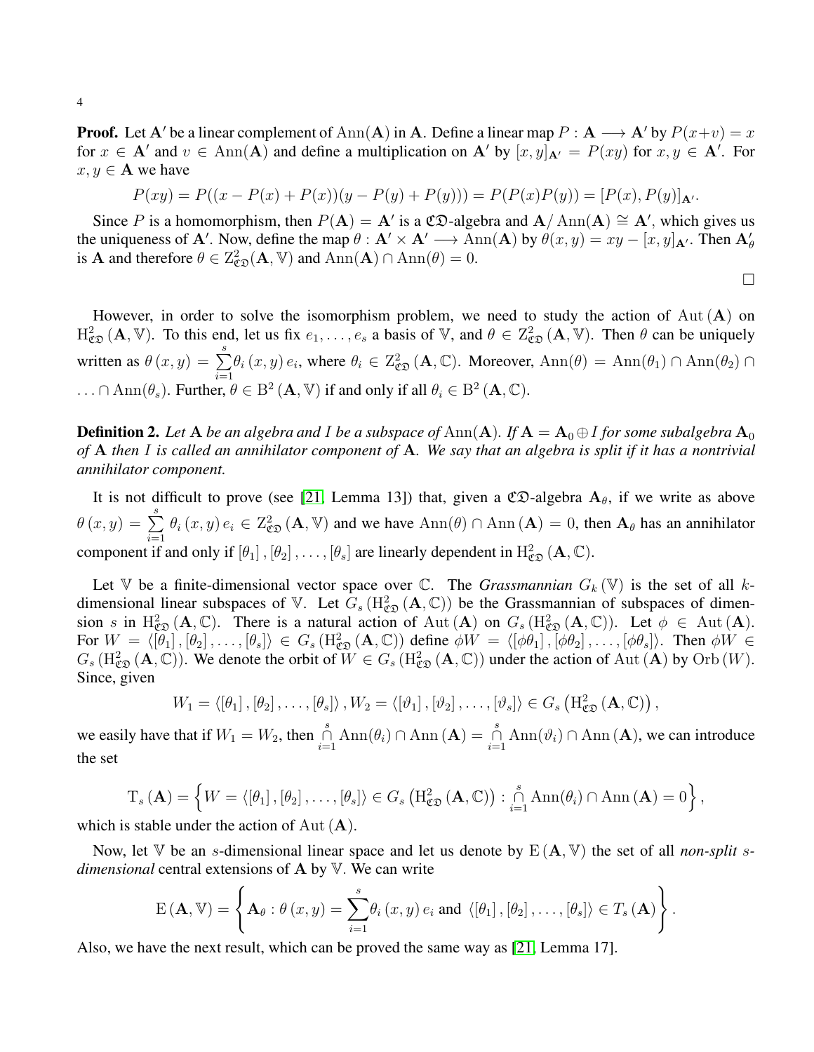**Proof.** Let $\mathbf{A}'$ be a linear complement of $\operatorname{Ann}(\mathbf{A})$ in $\mathbf{A}$. Define a linear map $P : \mathbf{A} \longrightarrow \mathbf{A}'$ by $P(x+v) = x$ for $x \in \mathbf{A}'$ and $v \in \operatorname{Ann}(\mathbf{A})$ and define a multiplication on $\mathbf{A}'$ by $[x, y]_{\mathbf{A}'} = P(xy)$ for $x, y \in \mathbf{A}'$. For $x, y \in \mathbf{A}$ we have

$$P(xy) = P((x - P(x) + P(x))(y - P(y) + P(y))) = P(P(x)P(y)) = [P(x), P(y)]_{\mathbf{A}'}.$$

Since $P$ is a homomorphism, then $P(\mathbf{A}) = \mathbf{A}'$ is a $\mathfrak{CD}$-algebra and $\mathbf{A}/\operatorname{Ann}(\mathbf{A}) \cong \mathbf{A}'$, which gives us the uniqueness of $\mathbf{A}'$. Now, define the map $\theta : \mathbf{A}' \times \mathbf{A}' \longrightarrow \operatorname{Ann}(\mathbf{A})$ by $\theta(x, y) = xy - [x, y]_{\mathbf{A}'}$. Then $\mathbf{A}'_\theta$ is $\mathbf{A}$ and therefore $\theta \in \mathrm{Z}^2_{\mathfrak{CD}}(\mathbf{A}, \mathbb{V})$ and $\operatorname{Ann}(\mathbf{A}) \cap \operatorname{Ann}(\theta) = 0$.

□

However, in order to solve the isomorphism problem, we need to study the action of $\operatorname{Aut}(\mathbf{A})$ on $\mathrm{H}^2_{\mathfrak{CD}}(\mathbf{A}, \mathbb{V})$. To this end, let us fix $e_1, \ldots, e_s$ a basis of $\mathbb{V}$, and $\theta \in \mathrm{Z}^2_{\mathfrak{CD}}(\mathbf{A}, \mathbb{V})$. Then $\theta$ can be uniquely written as $\theta(x, y) = \sum\limits_{i=1}^{s} \theta_i(x, y) e_i$, where $\theta_i \in \mathrm{Z}^2_{\mathfrak{CD}}(\mathbf{A}, \mathbb{C})$. Moreover, $\operatorname{Ann}(\theta) = \operatorname{Ann}(\theta_1) \cap \operatorname{Ann}(\theta_2) \cap \ldots \cap \operatorname{Ann}(\theta_s)$. Further, $\theta \in \mathrm{B}^2(\mathbf{A}, \mathbb{V})$ if and only if all $\theta_i \in \mathrm{B}^2(\mathbf{A}, \mathbb{C})$.

**Definition 2.** *Let $\mathbf{A}$ be an algebra and $I$ be a subspace of $\operatorname{Ann}(\mathbf{A})$. If $\mathbf{A} = \mathbf{A}_0 \oplus I$ for some subalgebra $\mathbf{A}_0$ of $\mathbf{A}$ then $I$ is called an annihilator component of $\mathbf{A}$. We say that an algebra is split if it has a nontrivial annihilator component.*

It is not difficult to prove (see [21, Lemma 13]) that, given a $\mathfrak{CD}$-algebra $\mathbf{A}_\theta$, if we write as above $\theta(x, y) = \sum\limits_{i=1}^{s} \theta_i(x, y) e_i \in \mathrm{Z}^2_{\mathfrak{CD}}(\mathbf{A}, \mathbb{V})$ and we have $\operatorname{Ann}(\theta) \cap \operatorname{Ann}(\mathbf{A}) = 0$, then $\mathbf{A}_\theta$ has an annihilator component if and only if $[\theta_1], [\theta_2], \ldots, [\theta_s]$ are linearly dependent in $\mathrm{H}^2_{\mathfrak{CD}}(\mathbf{A}, \mathbb{C})$.

Let $\mathbb{V}$ be a finite-dimensional vector space over $\mathbb{C}$. The *Grassmannian* $G_k(\mathbb{V})$ is the set of all $k$-dimensional linear subspaces of $\mathbb{V}$. Let $G_s(\mathrm{H}^2_{\mathfrak{CD}}(\mathbf{A}, \mathbb{C}))$ be the Grassmannian of subspaces of dimension $s$ in $\mathrm{H}^2_{\mathfrak{CD}}(\mathbf{A}, \mathbb{C})$. There is a natural action of $\operatorname{Aut}(\mathbf{A})$ on $G_s(\mathrm{H}^2_{\mathfrak{CD}}(\mathbf{A}, \mathbb{C}))$. Let $\phi \in \operatorname{Aut}(\mathbf{A})$. For $W = \langle [\theta_1], [\theta_2], \ldots, [\theta_s] \rangle \in G_s(\mathrm{H}^2_{\mathfrak{CD}}(\mathbf{A}, \mathbb{C}))$ define $\phi W = \langle [\phi\theta_1], [\phi\theta_2], \ldots, [\phi\theta_s] \rangle$. Then $\phi W \in G_s(\mathrm{H}^2_{\mathfrak{CD}}(\mathbf{A}, \mathbb{C}))$. We denote the orbit of $W \in G_s(\mathrm{H}^2_{\mathfrak{CD}}(\mathbf{A}, \mathbb{C}))$ under the action of $\operatorname{Aut}(\mathbf{A})$ by $\operatorname{Orb}(W)$. Since, given

$$W_1 = \langle [\theta_1], [\theta_2], \ldots, [\theta_s] \rangle, W_2 = \langle [\vartheta_1], [\vartheta_2], \ldots, [\vartheta_s] \rangle \in G_s\left(\mathrm{H}^2_{\mathfrak{CD}}(\mathbf{A}, \mathbb{C})\right),$$

we easily have that if $W_1 = W_2$, then $\bigcap\limits_{i=1}^{s} \operatorname{Ann}(\theta_i) \cap \operatorname{Ann}(\mathbf{A}) = \bigcap\limits_{i=1}^{s} \operatorname{Ann}(\vartheta_i) \cap \operatorname{Ann}(\mathbf{A})$, we can introduce the set

$$\mathrm{T}_s(\mathbf{A}) = \left\{ W = \langle [\theta_1], [\theta_2], \ldots, [\theta_s] \rangle \in G_s\left(\mathrm{H}^2_{\mathfrak{CD}}(\mathbf{A}, \mathbb{C})\right) : \bigcap_{i=1}^{s} \operatorname{Ann}(\theta_i) \cap \operatorname{Ann}(\mathbf{A}) = 0 \right\},$$

which is stable under the action of $\operatorname{Aut}(\mathbf{A})$.

Now, let $\mathbb{V}$ be an $s$-dimensional linear space and let us denote by $\mathrm{E}(\mathbf{A}, \mathbb{V})$ the set of all *non-split $s$-dimensional* central extensions of $\mathbf{A}$ by $\mathbb{V}$. We can write

$$\mathrm{E}(\mathbf{A}, \mathbb{V}) = \left\{ \mathbf{A}_\theta : \theta(x, y) = \sum_{i=1}^{s} \theta_i(x, y) e_i \text{ and } \langle [\theta_1], [\theta_2], \ldots, [\theta_s] \rangle \in T_s(\mathbf{A}) \right\}.$$

Also, we have the next result, which can be proved the same way as [21, Lemma 17].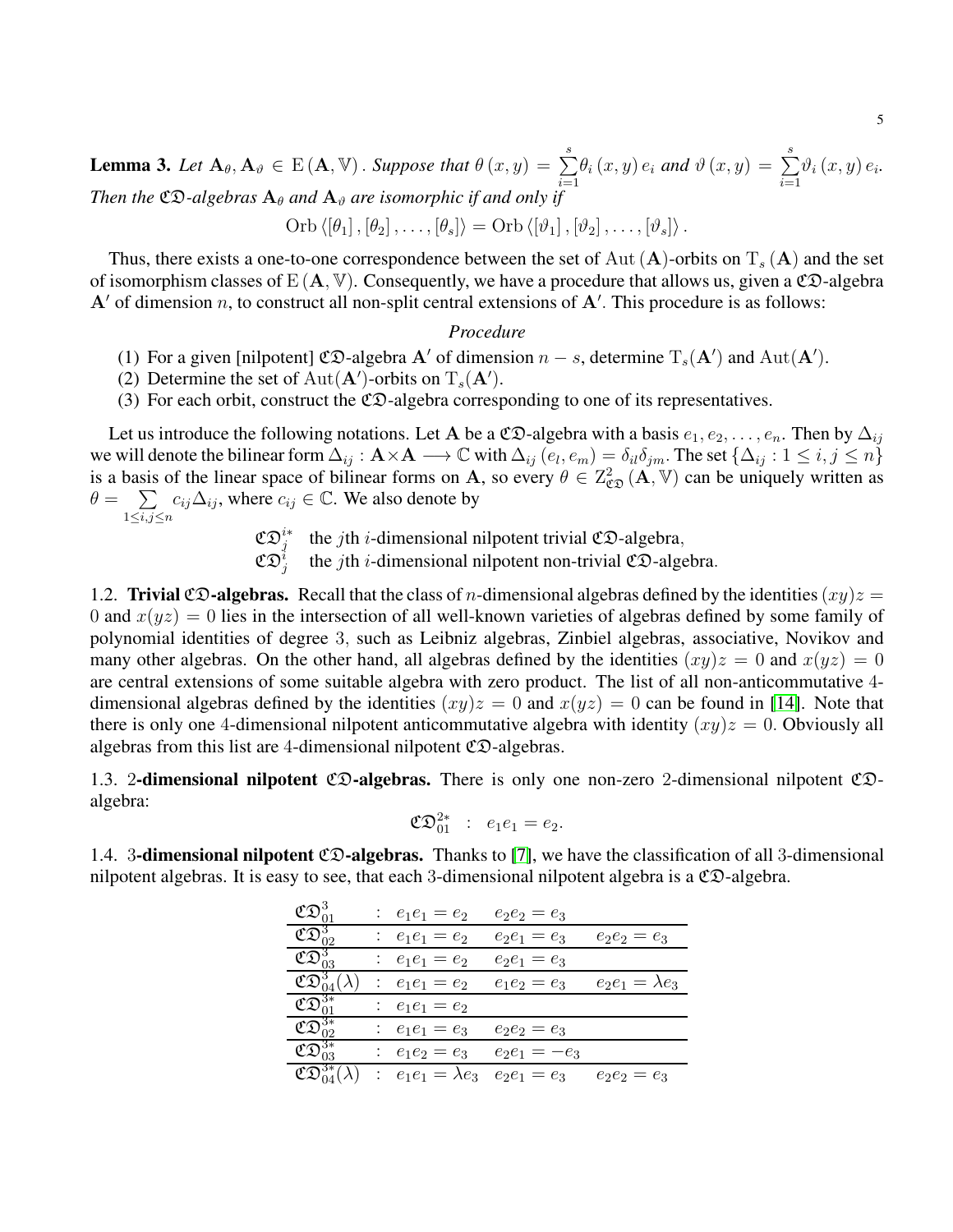**Lemma 3.** *Let $\mathbf{A}_\theta, \mathbf{A}_\vartheta \in \mathrm{E}(\mathbf{A}, \mathbb{V})$. Suppose that $\theta(x,y) = \sum_{i=1}^{s} \theta_i(x,y) e_i$ and $\vartheta(x,y) = \sum_{i=1}^{s} \vartheta_i(x,y) e_i$. Then the $\mathfrak{CD}$-algebras $\mathbf{A}_\theta$ and $\mathbf{A}_\vartheta$ are isomorphic if and only if*

$$\mathrm{Orb}\langle [\theta_1], [\theta_2], \ldots, [\theta_s] \rangle = \mathrm{Orb}\langle [\vartheta_1], [\vartheta_2], \ldots, [\vartheta_s] \rangle .$$

Thus, there exists a one-to-one correspondence between the set of $\mathrm{Aut}(\mathbf{A})$-orbits on $\mathrm{T}_s(\mathbf{A})$ and the set of isomorphism classes of $\mathrm{E}(\mathbf{A}, \mathbb{V})$. Consequently, we have a procedure that allows us, given a $\mathfrak{CD}$-algebra $\mathbf{A}'$ of dimension $n$, to construct all non-split central extensions of $\mathbf{A}'$. This procedure is as follows:

*Procedure*

(1) For a given [nilpotent] $\mathfrak{CD}$-algebra $\mathbf{A}'$ of dimension $n-s$, determine $\mathrm{T}_s(\mathbf{A}')$ and $\mathrm{Aut}(\mathbf{A}')$.
(2) Determine the set of $\mathrm{Aut}(\mathbf{A}')$-orbits on $\mathrm{T}_s(\mathbf{A}')$.
(3) For each orbit, construct the $\mathfrak{CD}$-algebra corresponding to one of its representatives.

Let us introduce the following notations. Let $\mathbf{A}$ be a $\mathfrak{CD}$-algebra with a basis $e_1, e_2, \ldots, e_n$. Then by $\Delta_{ij}$ we will denote the bilinear form $\Delta_{ij} : \mathbf{A} \times \mathbf{A} \longrightarrow \mathbb{C}$ with $\Delta_{ij}(e_l, e_m) = \delta_{il}\delta_{jm}$. The set $\{\Delta_{ij} : 1 \leq i, j \leq n\}$ is a basis of the linear space of bilinear forms on $\mathbf{A}$, so every $\theta \in \mathrm{Z}^2_{\mathfrak{CD}}(\mathbf{A}, \mathbb{V})$ can be uniquely written as $\theta = \sum_{1 \leq i,j \leq n} c_{ij} \Delta_{ij}$, where $c_{ij} \in \mathbb{C}$. We also denote by

$\mathfrak{CD}^{i*}_j$ the $j$th $i$-dimensional nilpotent trivial $\mathfrak{CD}$-algebra,
$\mathfrak{CD}^{i}_j$ the $j$th $i$-dimensional nilpotent non-trivial $\mathfrak{CD}$-algebra.

### 1.2. Trivial $\mathfrak{CD}$-algebras.

Recall that the class of $n$-dimensional algebras defined by the identities $(xy)z = 0$ and $x(yz) = 0$ lies in the intersection of all well-known varieties of algebras defined by some family of polynomial identities of degree 3, such as Leibniz algebras, Zinbiel algebras, associative, Novikov and many other algebras. On the other hand, all algebras defined by the identities $(xy)z = 0$ and $x(yz) = 0$ are central extensions of some suitable algebra with zero product. The list of all non-anticommutative 4-dimensional algebras defined by the identities $(xy)z = 0$ and $x(yz) = 0$ can be found in [14]. Note that there is only one 4-dimensional nilpotent anticommutative algebra with identity $(xy)z = 0$. Obviously all algebras from this list are 4-dimensional nilpotent $\mathfrak{CD}$-algebras.

### 1.3. 2-dimensional nilpotent $\mathfrak{CD}$-algebras.

There is only one non-zero 2-dimensional nilpotent $\mathfrak{CD}$-algebra:

$$\mathfrak{CD}^{2*}_{01} \ : \ e_1 e_1 = e_2.$$

### 1.4. 3-dimensional nilpotent $\mathfrak{CD}$-algebras.

Thanks to [7], we have the classification of all 3-dimensional nilpotent algebras. It is easy to see, that each 3-dimensional nilpotent algebra is a $\mathfrak{CD}$-algebra.

| | | | | |
|---|---|---|---|---|
| $\mathfrak{CD}^3_{01}$ | : | $e_1e_1 = e_2$ | $e_2e_2 = e_3$ | |
| $\mathfrak{CD}^3_{02}$ | : | $e_1e_1 = e_2$ | $e_2e_1 = e_3$ | $e_2e_2 = e_3$ |
| $\mathfrak{CD}^3_{03}$ | : | $e_1e_1 = e_2$ | $e_2e_1 = e_3$ | |
| $\mathfrak{CD}^3_{04}(\lambda)$ | : | $e_1e_1 = e_2$ | $e_1e_2 = e_3$ | $e_2e_1 = \lambda e_3$ |
| $\mathfrak{CD}^{3*}_{01}$ | : | $e_1e_1 = e_2$ | | |
| $\mathfrak{CD}^{3*}_{02}$ | : | $e_1e_1 = e_3$ | $e_2e_2 = e_3$ | |
| $\mathfrak{CD}^{3*}_{03}$ | : | $e_1e_2 = e_3$ | $e_2e_1 = -e_3$ | |
| $\mathfrak{CD}^{3*}_{04}(\lambda)$ | : | $e_1e_1 = \lambda e_3$ | $e_2e_1 = e_3$ | $e_2e_2 = e_3$ |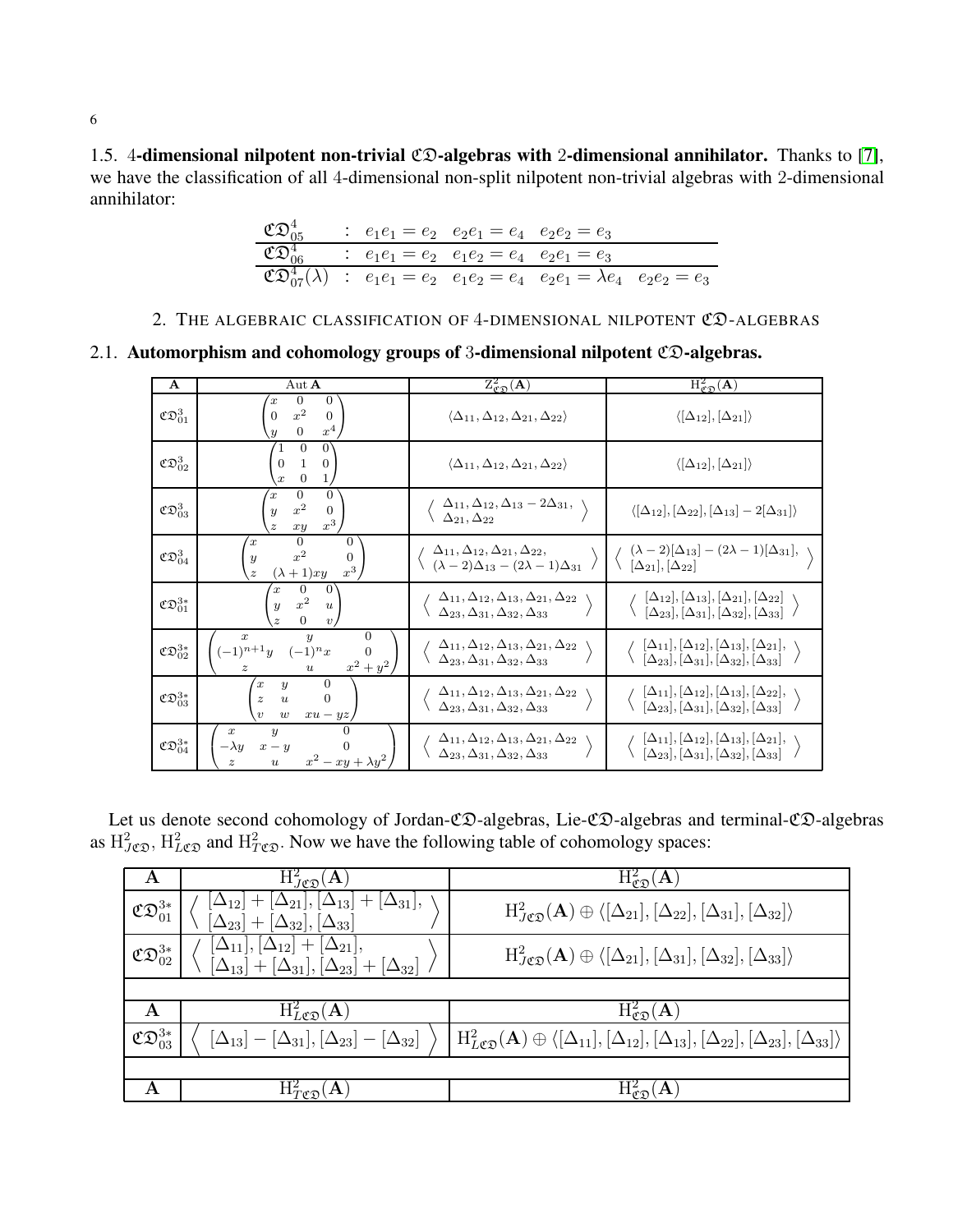1.5. **4-dimensional nilpotent non-trivial $\mathfrak{CD}$-algebras with 2-dimensional annihilator.** Thanks to [7], we have the classification of all 4-dimensional non-split nilpotent non-trivial algebras with 2-dimensional annihilator:

| | | | | | |
|---|---|---|---|---|---|
| $\mathfrak{CD}^4_{05}$ | : | $e_1e_1 = e_2$ | $e_2e_1 = e_4$ | $e_2e_2 = e_3$ | |
| $\mathfrak{CD}^4_{06}$ | : | $e_1e_1 = e_2$ | $e_1e_2 = e_4$ | $e_2e_1 = e_3$ | |
| $\mathfrak{CD}^4_{07}(\lambda)$ | : | $e_1e_1 = e_2$ | $e_1e_2 = e_4$ | $e_2e_1 = \lambda e_4$ | $e_2e_2 = e_3$ |

## 2. The algebraic classification of 4-dimensional nilpotent $\mathfrak{CD}$-algebras

### 2.1. Automorphism and cohomology groups of 3-dimensional nilpotent $\mathfrak{CD}$-algebras.

| $\mathbf{A}$ | Aut $\mathbf{A}$ | $\mathrm{Z}^2_{\mathfrak{CD}}(\mathbf{A})$ | $\mathrm{H}^2_{\mathfrak{CD}}(\mathbf{A})$ |
|---|---|---|---|
| $\mathfrak{CD}^3_{01}$ | $\begin{pmatrix} x & 0 & 0 \\ 0 & x^2 & 0 \\ y & 0 & x^4 \end{pmatrix}$ | $\langle \Delta_{11}, \Delta_{12}, \Delta_{21}, \Delta_{22} \rangle$ | $\langle [\Delta_{12}], [\Delta_{21}] \rangle$ |
| $\mathfrak{CD}^3_{02}$ | $\begin{pmatrix} 1 & 0 & 0 \\ 0 & 1 & 0 \\ x & 0 & 1 \end{pmatrix}$ | $\langle \Delta_{11}, \Delta_{12}, \Delta_{21}, \Delta_{22} \rangle$ | $\langle [\Delta_{12}], [\Delta_{21}] \rangle$ |
| $\mathfrak{CD}^3_{03}$ | $\begin{pmatrix} x & 0 & 0 \\ y & x^2 & 0 \\ z & xy & x^3 \end{pmatrix}$ | $\left\langle \begin{array}{c} \Delta_{11}, \Delta_{12}, \Delta_{13} - 2\Delta_{31}, \\ \Delta_{21}, \Delta_{22} \end{array} \right\rangle$ | $\langle [\Delta_{12}], [\Delta_{22}], [\Delta_{13}] - 2[\Delta_{31}] \rangle$ |
| $\mathfrak{CD}^3_{04}$ | $\begin{pmatrix} x & 0 & 0 \\ y & x^2 & 0 \\ z & (\lambda+1)xy & x^3 \end{pmatrix}$ | $\left\langle \begin{array}{c} \Delta_{11}, \Delta_{12}, \Delta_{21}, \Delta_{22}, \\ (\lambda-2)\Delta_{13} - (2\lambda-1)\Delta_{31} \end{array} \right\rangle$ | $\left\langle \begin{array}{c} (\lambda-2)[\Delta_{13}] - (2\lambda-1)[\Delta_{31}], \\ [\Delta_{21}], [\Delta_{22}] \end{array} \right\rangle$ |
| $\mathfrak{CD}^{3*}_{01}$ | $\begin{pmatrix} x & 0 & 0 \\ y & x^2 & u \\ z & 0 & v \end{pmatrix}$ | $\left\langle \begin{array}{c} \Delta_{11}, \Delta_{12}, \Delta_{13}, \Delta_{21}, \Delta_{22} \\ \Delta_{23}, \Delta_{31}, \Delta_{32}, \Delta_{33} \end{array} \right\rangle$ | $\left\langle \begin{array}{c} [\Delta_{12}], [\Delta_{13}], [\Delta_{21}], [\Delta_{22}] \\ [\Delta_{23}], [\Delta_{31}], [\Delta_{32}], [\Delta_{33}] \end{array} \right\rangle$ |
| $\mathfrak{CD}^{3*}_{02}$ | $\begin{pmatrix} x & y & 0 \\ (-1)^{n+1}y & (-1)^n x & 0 \\ z & u & x^2+y^2 \end{pmatrix}$ | $\left\langle \begin{array}{c} \Delta_{11}, \Delta_{12}, \Delta_{13}, \Delta_{21}, \Delta_{22} \\ \Delta_{23}, \Delta_{31}, \Delta_{32}, \Delta_{33} \end{array} \right\rangle$ | $\left\langle \begin{array}{c} [\Delta_{11}], [\Delta_{12}], [\Delta_{13}], [\Delta_{21}], \\ [\Delta_{23}], [\Delta_{31}], [\Delta_{32}], [\Delta_{33}] \end{array} \right\rangle$ |
| $\mathfrak{CD}^{3*}_{03}$ | $\begin{pmatrix} x & y & 0 \\ z & u & 0 \\ v & w & xu-yz \end{pmatrix}$ | $\left\langle \begin{array}{c} \Delta_{11}, \Delta_{12}, \Delta_{13}, \Delta_{21}, \Delta_{22} \\ \Delta_{23}, \Delta_{31}, \Delta_{32}, \Delta_{33} \end{array} \right\rangle$ | $\left\langle \begin{array}{c} [\Delta_{11}], [\Delta_{12}], [\Delta_{13}], [\Delta_{22}], \\ [\Delta_{23}], [\Delta_{31}], [\Delta_{32}], [\Delta_{33}] \end{array} \right\rangle$ |
| $\mathfrak{CD}^{3*}_{04}$ | $\begin{pmatrix} x & y & 0 \\ -\lambda y & x-y & 0 \\ z & u & x^2-xy+\lambda y^2 \end{pmatrix}$ | $\left\langle \begin{array}{c} \Delta_{11}, \Delta_{12}, \Delta_{13}, \Delta_{21}, \Delta_{22} \\ \Delta_{23}, \Delta_{31}, \Delta_{32}, \Delta_{33} \end{array} \right\rangle$ | $\left\langle \begin{array}{c} [\Delta_{11}], [\Delta_{12}], [\Delta_{13}], [\Delta_{21}], \\ [\Delta_{23}], [\Delta_{31}], [\Delta_{32}], [\Delta_{33}] \end{array} \right\rangle$ |

Let us denote second cohomology of Jordan-$\mathfrak{CD}$-algebras, Lie-$\mathfrak{CD}$-algebras and terminal-$\mathfrak{CD}$-algebras as $\mathrm{H}^2_{\mathcal{J}\mathfrak{CD}}$, $\mathrm{H}^2_{L\mathfrak{CD}}$ and $\mathrm{H}^2_{T\mathfrak{CD}}$. Now we have the following table of cohomology spaces:

| $\mathbf{A}$ | $\mathrm{H}^2_{\mathcal{J}\mathfrak{CD}}(\mathbf{A})$ | $\mathrm{H}^2_{\mathfrak{CD}}(\mathbf{A})$ |
|---|---|---|
| $\mathfrak{CD}^{3*}_{01}$ | $\left\langle \begin{array}{c} [\Delta_{12}] + [\Delta_{21}], [\Delta_{13}] + [\Delta_{31}], \\ [\Delta_{23}] + [\Delta_{32}], [\Delta_{33}] \end{array} \right\rangle$ | $\mathrm{H}^2_{\mathcal{J}\mathfrak{CD}}(\mathbf{A}) \oplus \langle [\Delta_{21}], [\Delta_{22}], [\Delta_{31}], [\Delta_{32}] \rangle$ |
| $\mathfrak{CD}^{3*}_{02}$ | $\left\langle \begin{array}{c} [\Delta_{11}], [\Delta_{12}] + [\Delta_{21}], \\ [\Delta_{13}] + [\Delta_{31}], [\Delta_{23}] + [\Delta_{32}] \end{array} \right\rangle$ | $\mathrm{H}^2_{\mathcal{J}\mathfrak{CD}}(\mathbf{A}) \oplus \langle [\Delta_{21}], [\Delta_{31}], [\Delta_{32}], [\Delta_{33}] \rangle$ |
| | | |
| $\mathbf{A}$ | $\mathrm{H}^2_{L\mathfrak{CD}}(\mathbf{A})$ | $\mathrm{H}^2_{\mathfrak{CD}}(\mathbf{A})$ |
| $\mathfrak{CD}^{3*}_{03}$ | $\langle [\Delta_{13}] - [\Delta_{31}], [\Delta_{23}] - [\Delta_{32}] \rangle$ | $\mathrm{H}^2_{L\mathfrak{CD}}(\mathbf{A}) \oplus \langle [\Delta_{11}], [\Delta_{12}], [\Delta_{13}], [\Delta_{22}], [\Delta_{23}], [\Delta_{33}] \rangle$ |
| | | |
| $\mathbf{A}$ | $\mathrm{H}^2_{T\mathfrak{CD}}(\mathbf{A})$ | $\mathrm{H}^2_{\mathfrak{CD}}(\mathbf{A})$ |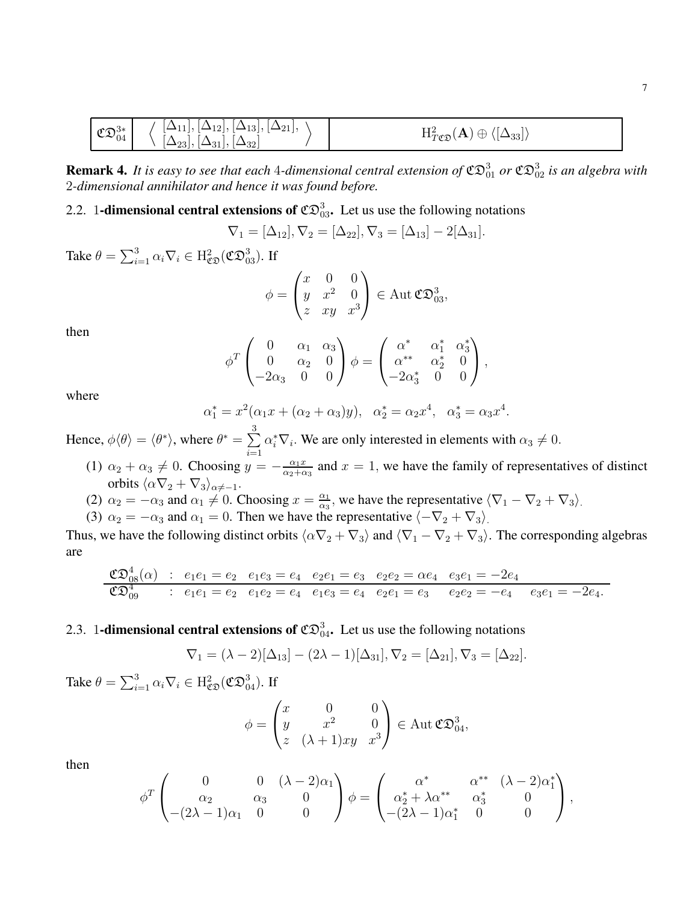| | | |
|---|---|---|
| $\mathfrak{CD}_{04}^{3*}$ | $\left\langle \begin{array}{c} [\Delta_{11}], [\Delta_{12}], [\Delta_{13}], [\Delta_{21}], \\ [\Delta_{23}], [\Delta_{31}], [\Delta_{32}] \end{array} \right\rangle$ | $\mathrm{H}^2_{T\mathfrak{CD}}(\mathbf{A}) \oplus \langle [\Delta_{33}] \rangle$ |

**Remark 4.** *It is easy to see that each 4-dimensional central extension of $\mathfrak{CD}_{01}^3$ or $\mathfrak{CD}_{02}^3$ is an algebra with 2-dimensional annihilator and hence it was found before.*

### 2.2. 1-dimensional central extensions of $\mathfrak{CD}_{03}^3$.

Let us use the following notations

$$\nabla_1 = [\Delta_{12}], \nabla_2 = [\Delta_{22}], \nabla_3 = [\Delta_{13}] - 2[\Delta_{31}].$$

Take $\theta = \sum_{i=1}^{3} \alpha_i \nabla_i \in \mathrm{H}^2_{\mathfrak{CD}}(\mathfrak{CD}_{03}^3)$. If

$$\phi = \begin{pmatrix} x & 0 & 0 \\ y & x^2 & 0 \\ z & xy & x^3 \end{pmatrix} \in \operatorname{Aut} \mathfrak{CD}_{03}^3,$$

then

$$\phi^T \begin{pmatrix} 0 & \alpha_1 & \alpha_3 \\ 0 & \alpha_2 & 0 \\ -2\alpha_3 & 0 & 0 \end{pmatrix} \phi = \begin{pmatrix} \alpha^* & \alpha_1^* & \alpha_3^* \\ \alpha^{**} & \alpha_2^* & 0 \\ -2\alpha_3^* & 0 & 0 \end{pmatrix},$$

where

$$\alpha_1^* = x^2(\alpha_1 x + (\alpha_2 + \alpha_3)y), \quad \alpha_2^* = \alpha_2 x^4, \quad \alpha_3^* = \alpha_3 x^4.$$

Hence, $\phi\langle\theta\rangle = \langle\theta^*\rangle$, where $\theta^* = \sum\limits_{i=1}^{3} \alpha_i^* \nabla_i$. We are only interested in elements with $\alpha_3 \neq 0$.

1. $\alpha_2 + \alpha_3 \neq 0$. Choosing $y = -\frac{\alpha_1 x}{\alpha_2 + \alpha_3}$ and $x = 1$, we have the family of representatives of distinct orbits $\langle \alpha\nabla_2 + \nabla_3 \rangle_{\alpha \neq -1}$.
2. $\alpha_2 = -\alpha_3$ and $\alpha_1 \neq 0$. Choosing $x = \frac{\alpha_1}{\alpha_3}$, we have the representative $\langle \nabla_1 - \nabla_2 + \nabla_3 \rangle$.
3. $\alpha_2 = -\alpha_3$ and $\alpha_1 = 0$. Then we have the representative $\langle -\nabla_2 + \nabla_3 \rangle$.

Thus, we have the following distinct orbits $\langle \alpha\nabla_2 + \nabla_3 \rangle$ and $\langle \nabla_1 - \nabla_2 + \nabla_3 \rangle$. The corresponding algebras are

| | | | | | | | |
|---|---|---|---|---|---|---|---|
| $\mathfrak{CD}_{08}^4(\alpha)$ | : | $e_1e_1 = e_2$ | $e_1e_3 = e_4$ | $e_2e_1 = e_3$ | $e_2e_2 = \alpha e_4$ | $e_3e_1 = -2e_4$ | |
| $\mathfrak{CD}_{09}^4$ | : | $e_1e_1 = e_2$ | $e_1e_2 = e_4$ | $e_1e_3 = e_4$ | $e_2e_1 = e_3$ | $e_2e_2 = -e_4$ | $e_3e_1 = -2e_4$. |

### 2.3. 1-dimensional central extensions of $\mathfrak{CD}_{04}^3$.

Let us use the following notations

$$\nabla_1 = (\lambda - 2)[\Delta_{13}] - (2\lambda - 1)[\Delta_{31}], \nabla_2 = [\Delta_{21}], \nabla_3 = [\Delta_{22}].$$

Take $\theta = \sum_{i=1}^{3} \alpha_i \nabla_i \in \mathrm{H}^2_{\mathfrak{CD}}(\mathfrak{CD}_{04}^3)$. If

$$\phi = \begin{pmatrix} x & 0 & 0 \\ y & x^2 & 0 \\ z & (\lambda+1)xy & x^3 \end{pmatrix} \in \operatorname{Aut} \mathfrak{CD}_{04}^3,$$

then

$$\phi^T \begin{pmatrix} 0 & 0 & (\lambda-2)\alpha_1 \\ \alpha_2 & \alpha_3 & 0 \\ -(2\lambda-1)\alpha_1 & 0 & 0 \end{pmatrix} \phi = \begin{pmatrix} \alpha^* & \alpha^{**} & (\lambda-2)\alpha_1^* \\ \alpha_2^* + \lambda\alpha^{**} & \alpha_3^* & 0 \\ -(2\lambda-1)\alpha_1^* & 0 & 0 \end{pmatrix},$$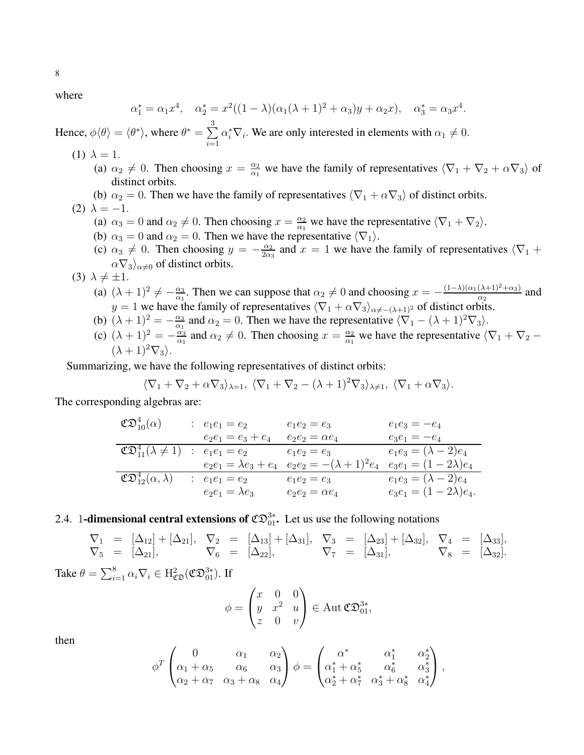where

$$\alpha_1^* = \alpha_1 x^4, \quad \alpha_2^* = x^2((1-\lambda)(\alpha_1(\lambda+1)^2+\alpha_3)y + \alpha_2 x), \quad \alpha_3^* = \alpha_3 x^4.$$

Hence, $\phi\langle\theta\rangle = \langle\theta^*\rangle$, where $\theta^* = \sum_{i=1}^{3} \alpha_i^* \nabla_i$. We are only interested in elements with $\alpha_1 \neq 0$.

(1) $\lambda = 1$.
   (a) $\alpha_2 \neq 0$. Then choosing $x = \frac{\alpha_2}{\alpha_1}$ we have the family of representatives $\langle \nabla_1 + \nabla_2 + \alpha \nabla_3 \rangle$ of distinct orbits.
   (b) $\alpha_2 = 0$. Then we have the family of representatives $\langle \nabla_1 + \alpha \nabla_3 \rangle$ of distinct orbits.

(2) $\lambda = -1$.
   (a) $\alpha_3 = 0$ and $\alpha_2 \neq 0$. Then choosing $x = \frac{\alpha_2}{\alpha_1}$ we have the representative $\langle \nabla_1 + \nabla_2 \rangle$.
   (b) $\alpha_3 = 0$ and $\alpha_2 = 0$. Then we have the representative $\langle \nabla_1 \rangle$.
   (c) $\alpha_3 \neq 0$. Then choosing $y = -\frac{\alpha_2}{2\alpha_3}$ and $x = 1$ we have the family of representatives $\langle \nabla_1 + \alpha \nabla_3 \rangle_{\alpha \neq 0}$ of distinct orbits.

(3) $\lambda \neq \pm 1$.
   (a) $(\lambda+1)^2 \neq -\frac{\alpha_3}{\alpha_1}$. Then we can suppose that $\alpha_2 \neq 0$ and choosing $x = -\frac{(1-\lambda)(\alpha_1(\lambda+1)^2+\alpha_3)}{\alpha_2}$ and $y = 1$ we have the family of representatives $\langle \nabla_1 + \alpha \nabla_3 \rangle_{\alpha \neq -(\lambda+1)^2}$ of distinct orbits.
   (b) $(\lambda+1)^2 = -\frac{\alpha_3}{\alpha_1}$ and $\alpha_2 = 0$. Then we have the representative $\langle \nabla_1 - (\lambda+1)^2 \nabla_3 \rangle$.
   (c) $(\lambda+1)^2 = -\frac{\alpha_3}{\alpha_1}$ and $\alpha_2 \neq 0$. Then choosing $x = \frac{\alpha_2}{\alpha_1}$ we have the representative $\langle \nabla_1 + \nabla_2 - (\lambda+1)^2 \nabla_3 \rangle$.

Summarizing, we have the following representatives of distinct orbits:

$$\langle \nabla_1 + \nabla_2 + \alpha \nabla_3 \rangle_{\lambda=1}, \ \langle \nabla_1 + \nabla_2 - (\lambda+1)^2 \nabla_3 \rangle_{\lambda \neq 1}, \ \langle \nabla_1 + \alpha \nabla_3 \rangle.$$

The corresponding algebras are:

| | | | | |
|---|---|---|---|---|
| $\mathfrak{CD}_{10}^4(\alpha)$ | : | $e_1e_1 = e_2$ | $e_1e_2 = e_3$ | $e_1e_3 = -e_4$ |
| | | $e_2e_1 = e_3 + e_4$ | $e_2e_2 = \alpha e_4$ | $e_3e_1 = -e_4$ |
| $\mathfrak{CD}_{11}^4(\lambda \neq 1)$ | : | $e_1e_1 = e_2$ | $e_1e_2 = e_3$ | $e_1e_3 = (\lambda-2)e_4$ |
| | | $e_2e_1 = \lambda e_3 + e_4$ | $e_2e_2 = -(\lambda+1)^2 e_4$ | $e_3e_1 = (1-2\lambda)e_4$ |
| $\mathfrak{CD}_{12}^4(\alpha, \lambda)$ | : | $e_1e_1 = e_2$ | $e_1e_2 = e_3$ | $e_1e_3 = (\lambda-2)e_4$ |
| | | $e_2e_1 = \lambda e_3$ | $e_2e_2 = \alpha e_4$ | $e_3e_1 = (1-2\lambda)e_4$. |

## 2.4. 1-dimensional central extensions of $\mathfrak{CD}_{01}^{3*}$.

Let us use the following notations

$$\begin{array}{llllllll}
\nabla_1 = [\Delta_{12}] + [\Delta_{21}], & \nabla_2 = [\Delta_{13}] + [\Delta_{31}], & \nabla_3 = [\Delta_{23}] + [\Delta_{32}], & \nabla_4 = [\Delta_{33}], \\
\nabla_5 = [\Delta_{21}], & \nabla_6 = [\Delta_{22}], & \nabla_7 = [\Delta_{31}], & \nabla_8 = [\Delta_{32}].
\end{array}$$

Take $\theta = \sum_{i=1}^{8} \alpha_i \nabla_i \in \mathrm{H}^2_{\mathfrak{CD}}(\mathfrak{CD}_{01}^{3*})$. If

$$\phi = \begin{pmatrix} x & 0 & 0 \\ y & x^2 & u \\ z & 0 & v \end{pmatrix} \in \mathrm{Aut}\, \mathfrak{CD}_{01}^{3*},$$

then

$$\phi^T \begin{pmatrix} 0 & \alpha_1 & \alpha_2 \\ \alpha_1 + \alpha_5 & \alpha_6 & \alpha_3 \\ \alpha_2 + \alpha_7 & \alpha_3 + \alpha_8 & \alpha_4 \end{pmatrix} \phi = \begin{pmatrix} \alpha^* & \alpha_1^* & \alpha_2^* \\ \alpha_1^* + \alpha_5^* & \alpha_6^* & \alpha_3^* \\ \alpha_2^* + \alpha_7^* & \alpha_3^* + \alpha_8^* & \alpha_4^* \end{pmatrix},$$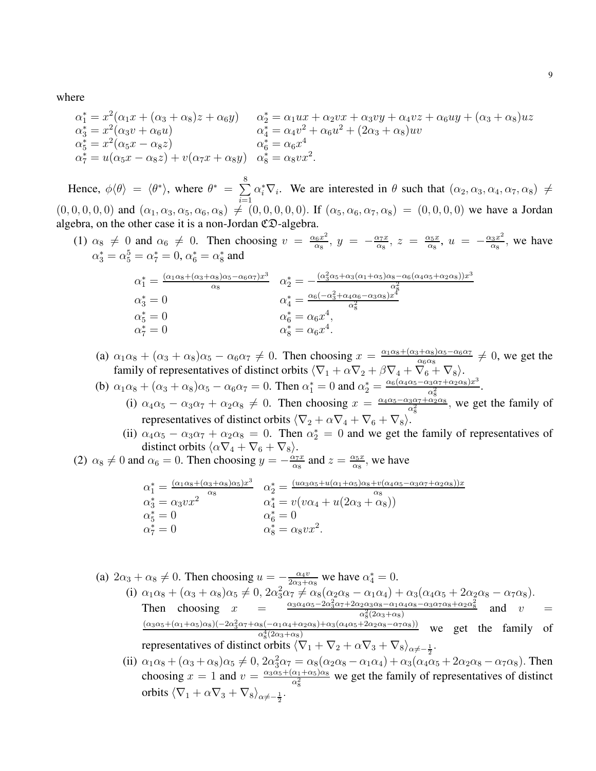where

$$
\begin{array}{ll}
\alpha_1^* = x^2(\alpha_1 x + (\alpha_3+\alpha_8)z + \alpha_6 y) & \alpha_2^* = \alpha_1 ux + \alpha_2 vx + \alpha_3 vy + \alpha_4 vz + \alpha_6 uy + (\alpha_3+\alpha_8)uz \\
\alpha_3^* = x^2(\alpha_3 v + \alpha_6 u) & \alpha_4^* = \alpha_4 v^2 + \alpha_6 u^2 + (2\alpha_3+\alpha_8)uv \\
\alpha_5^* = x^2(\alpha_5 x - \alpha_8 z) & \alpha_6^* = \alpha_6 x^4 \\
\alpha_7^* = u(\alpha_5 x - \alpha_8 z) + v(\alpha_7 x + \alpha_8 y) & \alpha_8^* = \alpha_8 v x^2.
\end{array}
$$

Hence, $\phi\langle\theta\rangle = \langle\theta^*\rangle$, where $\theta^* = \sum\limits_{i=1}^{8} \alpha_i^* \nabla_i$. We are interested in $\theta$ such that $(\alpha_2, \alpha_3, \alpha_4, \alpha_7, \alpha_8) \neq (0,0,0,0,0)$ and $(\alpha_1, \alpha_3, \alpha_5, \alpha_6, \alpha_8) \neq (0,0,0,0,0)$. If $(\alpha_5, \alpha_6, \alpha_7, \alpha_8) = (0,0,0,0)$ we have a Jordan algebra, on the other case it is a non-Jordan $\mathfrak{CD}$-algebra.

(1) $\alpha_8 \neq 0$ and $\alpha_6 \neq 0$. Then choosing $v = \frac{\alpha_6 x^2}{\alpha_8}$, $y = -\frac{\alpha_7 x}{\alpha_8}$, $z = \frac{\alpha_5 x}{\alpha_8}$, $u = -\frac{\alpha_3 x^2}{\alpha_8}$, we have $\alpha_3^* = \alpha_5^5 = \alpha_7^* = 0$, $\alpha_6^* = \alpha_8^*$ and

$$
\begin{array}{ll}
\alpha_1^* = \frac{(\alpha_1\alpha_8 + (\alpha_3+\alpha_8)\alpha_5 - \alpha_6\alpha_7)x^3}{\alpha_8} & \alpha_2^* = -\frac{(\alpha_3^2\alpha_5 + \alpha_3(\alpha_1+\alpha_5)\alpha_8 - \alpha_6(\alpha_4\alpha_5 + \alpha_2\alpha_8))x^3}{\alpha_8^2} \\
\alpha_3^* = 0 & \alpha_4^* = \frac{\alpha_6(-\alpha_3^2 + \alpha_4\alpha_6 - \alpha_3\alpha_8)x^4}{\alpha_8^2} \\
\alpha_5^* = 0 & \alpha_6^* = \alpha_6 x^4, \\
\alpha_7^* = 0 & \alpha_8^* = \alpha_6 x^4.
\end{array}
$$

(a) $\alpha_1\alpha_8 + (\alpha_3+\alpha_8)\alpha_5 - \alpha_6\alpha_7 \neq 0$. Then choosing $x = \frac{\alpha_1\alpha_8 + (\alpha_3+\alpha_8)\alpha_5 - \alpha_6\alpha_7}{\alpha_6\alpha_8} \neq 0$, we get the family of representatives of distinct orbits $\langle \nabla_1 + \alpha\nabla_2 + \beta\nabla_4 + \nabla_6 + \nabla_8\rangle$.

(b) $\alpha_1\alpha_8 + (\alpha_3+\alpha_8)\alpha_5 - \alpha_6\alpha_7 = 0$. Then $\alpha_1^* = 0$ and $\alpha_2^* = \frac{\alpha_6(\alpha_4\alpha_5 - \alpha_3\alpha_7 + \alpha_2\alpha_8)x^3}{\alpha_8^2}$.

  (i) $\alpha_4\alpha_5 - \alpha_3\alpha_7 + \alpha_2\alpha_8 \neq 0$. Then choosing $x = \frac{\alpha_4\alpha_5 - \alpha_3\alpha_7 + \alpha_2\alpha_8}{\alpha_8^2}$, we get the family of representatives of distinct orbits $\langle \nabla_2 + \alpha\nabla_4 + \nabla_6 + \nabla_8\rangle$.

  (ii) $\alpha_4\alpha_5 - \alpha_3\alpha_7 + \alpha_2\alpha_8 = 0$. Then $\alpha_2^* = 0$ and we get the family of representatives of distinct orbits $\langle \alpha\nabla_4 + \nabla_6 + \nabla_8\rangle$.

(2) $\alpha_8 \neq 0$ and $\alpha_6 = 0$. Then choosing $y = -\frac{\alpha_7 x}{\alpha_8}$ and $z = \frac{\alpha_5 x}{\alpha_8}$, we have

$$
\begin{array}{ll}
\alpha_1^* = \frac{(\alpha_1\alpha_8 + (\alpha_3+\alpha_8)\alpha_5)x^3}{\alpha_8} & \alpha_2^* = \frac{(u\alpha_3\alpha_5 + u(\alpha_1+\alpha_5)\alpha_8 + v(\alpha_4\alpha_5 - \alpha_3\alpha_7 + \alpha_2\alpha_8))x}{\alpha_8} \\
\alpha_3^* = \alpha_3 v x^2 & \alpha_4^* = v(v\alpha_4 + u(2\alpha_3 + \alpha_8)) \\
\alpha_5^* = 0 & \alpha_6^* = 0 \\
\alpha_7^* = 0 & \alpha_8^* = \alpha_8 v x^2.
\end{array}
$$

(a) $2\alpha_3 + \alpha_8 \neq 0$. Then choosing $u = -\frac{\alpha_4 v}{2\alpha_3 + \alpha_8}$ we have $\alpha_4^* = 0$.

  (i) $\alpha_1\alpha_8 + (\alpha_3+\alpha_8)\alpha_5 \neq 0$, $2\alpha_3^2\alpha_7 \neq \alpha_8(\alpha_2\alpha_8 - \alpha_1\alpha_4) + \alpha_3(\alpha_4\alpha_5 + 2\alpha_2\alpha_8 - \alpha_7\alpha_8)$. Then choosing $x = \frac{\alpha_3\alpha_4\alpha_5 - 2\alpha_3^2\alpha_7 + 2\alpha_2\alpha_3\alpha_8 - \alpha_1\alpha_4\alpha_8 - \alpha_3\alpha_7\alpha_8 + \alpha_2\alpha_8^2}{\alpha_8^2(2\alpha_3+\alpha_8)}$ and $v = \frac{(\alpha_3\alpha_5 + (\alpha_1+\alpha_5)\alpha_8)(-2\alpha_3^2\alpha_7 + \alpha_8(-\alpha_1\alpha_4 + \alpha_2\alpha_8) + \alpha_3(\alpha_4\alpha_5 + 2\alpha_2\alpha_8 - \alpha_7\alpha_8))}{\alpha_8^4(2\alpha_3+\alpha_8)}$ we get the family of representatives of distinct orbits $\langle \nabla_1 + \nabla_2 + \alpha\nabla_3 + \nabla_8\rangle_{\alpha \neq -\frac{1}{2}}$.

  (ii) $\alpha_1\alpha_8 + (\alpha_3+\alpha_8)\alpha_5 \neq 0$, $2\alpha_3^2\alpha_7 = \alpha_8(\alpha_2\alpha_8 - \alpha_1\alpha_4) + \alpha_3(\alpha_4\alpha_5 + 2\alpha_2\alpha_8 - \alpha_7\alpha_8)$. Then choosing $x = 1$ and $v = \frac{\alpha_3\alpha_5 + (\alpha_1+\alpha_5)\alpha_8}{\alpha_8^2}$ we get the family of representatives of distinct orbits $\langle \nabla_1 + \alpha\nabla_3 + \nabla_8\rangle_{\alpha \neq -\frac{1}{2}}$.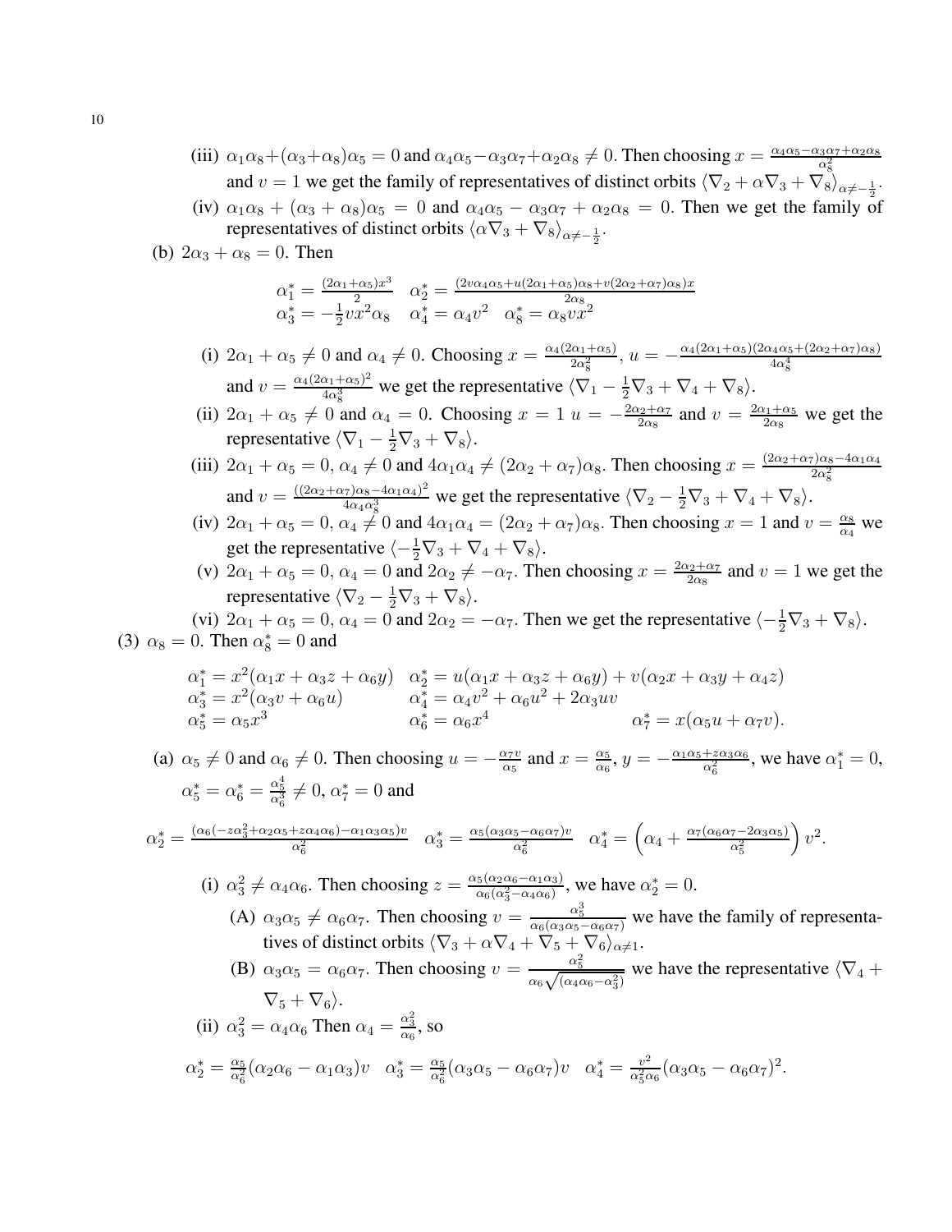(iii) $\alpha_1\alpha_8+(\alpha_3+\alpha_8)\alpha_5=0$ and $\alpha_4\alpha_5-\alpha_3\alpha_7+\alpha_2\alpha_8\neq 0$. Then choosing $x=\frac{\alpha_4\alpha_5-\alpha_3\alpha_7+\alpha_2\alpha_8}{\alpha_8^2}$ and $v=1$ we get the family of representatives of distinct orbits $\langle\nabla_2+\alpha\nabla_3+\nabla_8\rangle_{\alpha\neq-\frac{1}{2}}$.

(iv) $\alpha_1\alpha_8+(\alpha_3+\alpha_8)\alpha_5=0$ and $\alpha_4\alpha_5-\alpha_3\alpha_7+\alpha_2\alpha_8=0$. Then we get the family of representatives of distinct orbits $\langle\alpha\nabla_3+\nabla_8\rangle_{\alpha\neq-\frac{1}{2}}$.

(b) $2\alpha_3+\alpha_8=0$. Then

$$\begin{array}{ll}\alpha_1^*=\frac{(2\alpha_1+\alpha_5)x^3}{2} & \alpha_2^*=\frac{(2v\alpha_4\alpha_5+u(2\alpha_1+\alpha_5)\alpha_8+v(2\alpha_2+\alpha_7)\alpha_8)x}{2\alpha_8}\\ \alpha_3^*=-\frac{1}{2}vx^2\alpha_8 & \alpha_4^*=\alpha_4v^2\quad \alpha_8^*=\alpha_8vx^2\end{array}$$

(i) $2\alpha_1+\alpha_5\neq 0$ and $\alpha_4\neq 0$. Choosing $x=\frac{\alpha_4(2\alpha_1+\alpha_5)}{2\alpha_8^2}$, $u=-\frac{\alpha_4(2\alpha_1+\alpha_5)(2\alpha_4\alpha_5+(2\alpha_2+\alpha_7)\alpha_8)}{4\alpha_8^4}$ and $v=\frac{\alpha_4(2\alpha_1+\alpha_5)^2}{4\alpha_8^3}$ we get the representative $\langle\nabla_1-\frac{1}{2}\nabla_3+\nabla_4+\nabla_8\rangle$.

(ii) $2\alpha_1+\alpha_5\neq 0$ and $\alpha_4=0$. Choosing $x=1$ $u=-\frac{2\alpha_2+\alpha_7}{2\alpha_8}$ and $v=\frac{2\alpha_1+\alpha_5}{2\alpha_8}$ we get the representative $\langle\nabla_1-\frac{1}{2}\nabla_3+\nabla_8\rangle$.

(iii) $2\alpha_1+\alpha_5=0$, $\alpha_4\neq 0$ and $4\alpha_1\alpha_4\neq(2\alpha_2+\alpha_7)\alpha_8$. Then choosing $x=\frac{(2\alpha_2+\alpha_7)\alpha_8-4\alpha_1\alpha_4}{2\alpha_8^2}$ and $v=\frac{((2\alpha_2+\alpha_7)\alpha_8-4\alpha_1\alpha_4)^2}{4\alpha_4\alpha_8^3}$ we get the representative $\langle\nabla_2-\frac{1}{2}\nabla_3+\nabla_4+\nabla_8\rangle$.

(iv) $2\alpha_1+\alpha_5=0$, $\alpha_4\neq 0$ and $4\alpha_1\alpha_4=(2\alpha_2+\alpha_7)\alpha_8$. Then choosing $x=1$ and $v=\frac{\alpha_8}{\alpha_4}$ we get the representative $\langle-\frac{1}{2}\nabla_3+\nabla_4+\nabla_8\rangle$.

(v) $2\alpha_1+\alpha_5=0$, $\alpha_4=0$ and $2\alpha_2\neq-\alpha_7$. Then choosing $x=\frac{2\alpha_2+\alpha_7}{2\alpha_8}$ and $v=1$ we get the representative $\langle\nabla_2-\frac{1}{2}\nabla_3+\nabla_8\rangle$.

(vi) $2\alpha_1+\alpha_5=0$, $\alpha_4=0$ and $2\alpha_2=-\alpha_7$. Then we get the representative $\langle-\frac{1}{2}\nabla_3+\nabla_8\rangle$.

(3) $\alpha_8=0$. Then $\alpha_8^*=0$ and

$$\begin{array}{lll}\alpha_1^*=x^2(\alpha_1x+\alpha_3z+\alpha_6y) & \alpha_2^*=u(\alpha_1x+\alpha_3z+\alpha_6y)+v(\alpha_2x+\alpha_3y+\alpha_4z) & \\ \alpha_3^*=x^2(\alpha_3v+\alpha_6u) & \alpha_4^*=\alpha_4v^2+\alpha_6u^2+2\alpha_3uv & \\ \alpha_5^*=\alpha_5x^3 & \alpha_6^*=\alpha_6x^4 & \alpha_7^*=x(\alpha_5u+\alpha_7v).\end{array}$$

(a) $\alpha_5\neq 0$ and $\alpha_6\neq 0$. Then choosing $u=-\frac{\alpha_7v}{\alpha_5}$ and $x=\frac{\alpha_5}{\alpha_6}$, $y=-\frac{\alpha_1\alpha_5+z\alpha_3\alpha_6}{\alpha_6^2}$, we have $\alpha_1^*=0$, $\alpha_5^*=\alpha_6^*=\frac{\alpha_5^4}{\alpha_6^3}\neq 0$, $\alpha_7^*=0$ and

$$\alpha_2^*=\frac{(\alpha_6(-z\alpha_3^2+\alpha_2\alpha_5+z\alpha_4\alpha_6)-\alpha_1\alpha_3\alpha_5)v}{\alpha_6^2}\quad \alpha_3^*=\frac{\alpha_5(\alpha_3\alpha_5-\alpha_6\alpha_7)v}{\alpha_6^2}\quad \alpha_4^*=\left(\alpha_4+\frac{\alpha_7(\alpha_6\alpha_7-2\alpha_3\alpha_5)}{\alpha_5^2}\right)v^2.$$

(i) $\alpha_3^2\neq\alpha_4\alpha_6$. Then choosing $z=\frac{\alpha_5(\alpha_2\alpha_6-\alpha_1\alpha_3)}{\alpha_6(\alpha_3^2-\alpha_4\alpha_6)}$, we have $\alpha_2^*=0$.

(A) $\alpha_3\alpha_5\neq\alpha_6\alpha_7$. Then choosing $v=\frac{\alpha_5^3}{\alpha_6(\alpha_3\alpha_5-\alpha_6\alpha_7)}$ we have the family of representatives of distinct orbits $\langle\nabla_3+\alpha\nabla_4+\nabla_5+\nabla_6\rangle_{\alpha\neq 1}$.

(B) $\alpha_3\alpha_5=\alpha_6\alpha_7$. Then choosing $v=\frac{\alpha_5^2}{\alpha_6\sqrt{(\alpha_4\alpha_6-\alpha_3^2)}}$ we have the representative $\langle\nabla_4+\nabla_5+\nabla_6\rangle$.

(ii) $\alpha_3^2=\alpha_4\alpha_6$ Then $\alpha_4=\frac{\alpha_3^2}{\alpha_6}$, so

$$\alpha_2^*=\frac{\alpha_5}{\alpha_6^2}(\alpha_2\alpha_6-\alpha_1\alpha_3)v\quad \alpha_3^*=\frac{\alpha_5}{\alpha_6^2}(\alpha_3\alpha_5-\alpha_6\alpha_7)v\quad \alpha_4^*=\frac{v^2}{\alpha_5^2\alpha_6}(\alpha_3\alpha_5-\alpha_6\alpha_7)^2.$$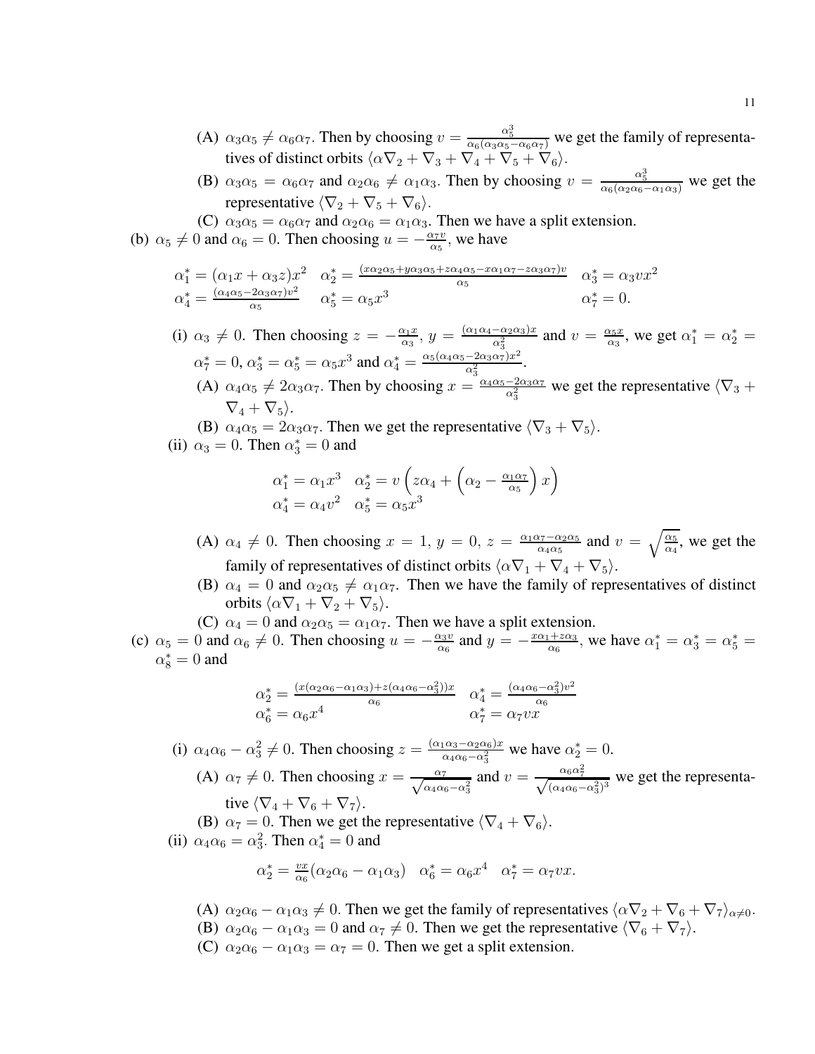(A) $\alpha_3\alpha_5 \neq \alpha_6\alpha_7$. Then by choosing $v = \frac{\alpha_5^3}{\alpha_6(\alpha_3\alpha_5-\alpha_6\alpha_7)}$ we get the family of representatives of distinct orbits $\langle \alpha\nabla_2 + \nabla_3 + \nabla_4 + \nabla_5 + \nabla_6\rangle$.

(B) $\alpha_3\alpha_5 = \alpha_6\alpha_7$ and $\alpha_2\alpha_6 \neq \alpha_1\alpha_3$. Then by choosing $v = \frac{\alpha_5^3}{\alpha_6(\alpha_2\alpha_6-\alpha_1\alpha_3)}$ we get the representative $\langle \nabla_2 + \nabla_5 + \nabla_6\rangle$.

(C) $\alpha_3\alpha_5 = \alpha_6\alpha_7$ and $\alpha_2\alpha_6 = \alpha_1\alpha_3$. Then we have a split extension.

(b) $\alpha_5 \neq 0$ and $\alpha_6 = 0$. Then choosing $u = -\frac{\alpha_7 v}{\alpha_5}$, we have

$$\begin{array}{lll} \alpha_1^* = (\alpha_1 x + \alpha_3 z)x^2 & \alpha_2^* = \frac{(x\alpha_2\alpha_5 + y\alpha_3\alpha_5 + z\alpha_4\alpha_5 - x\alpha_1\alpha_7 - z\alpha_3\alpha_7)v}{\alpha_5} & \alpha_3^* = \alpha_3 v x^2 \\ \alpha_4^* = \frac{(\alpha_4\alpha_5 - 2\alpha_3\alpha_7)v^2}{\alpha_5} & \alpha_5^* = \alpha_5 x^3 & \alpha_7^* = 0. \end{array}$$

(i) $\alpha_3 \neq 0$. Then choosing $z = -\frac{\alpha_1 x}{\alpha_3}$, $y = \frac{(\alpha_1\alpha_4 - \alpha_2\alpha_3)x}{\alpha_3^2}$ and $v = \frac{\alpha_5 x}{\alpha_3}$, we get $\alpha_1^* = \alpha_2^* = \alpha_7^* = 0$, $\alpha_3^* = \alpha_5^* = \alpha_5 x^3$ and $\alpha_4^* = \frac{\alpha_5(\alpha_4\alpha_5 - 2\alpha_3\alpha_7)x^2}{\alpha_3^2}$.

(A) $\alpha_4\alpha_5 \neq 2\alpha_3\alpha_7$. Then by choosing $x = \frac{\alpha_4\alpha_5 - 2\alpha_3\alpha_7}{\alpha_3^2}$ we get the representative $\langle \nabla_3 + \nabla_4 + \nabla_5\rangle$.

(B) $\alpha_4\alpha_5 = 2\alpha_3\alpha_7$. Then we get the representative $\langle \nabla_3 + \nabla_5\rangle$.

(ii) $\alpha_3 = 0$. Then $\alpha_3^* = 0$ and

$$\begin{array}{ll} \alpha_1^* = \alpha_1 x^3 & \alpha_2^* = v\left(z\alpha_4 + \left(\alpha_2 - \frac{\alpha_1\alpha_7}{\alpha_5}\right)x\right) \\ \alpha_4^* = \alpha_4 v^2 & \alpha_5^* = \alpha_5 x^3 \end{array}$$

(A) $\alpha_4 \neq 0$. Then choosing $x = 1$, $y = 0$, $z = \frac{\alpha_1\alpha_7 - \alpha_2\alpha_5}{\alpha_4\alpha_5}$ and $v = \sqrt{\frac{\alpha_5}{\alpha_4}}$, we get the family of representatives of distinct orbits $\langle \alpha\nabla_1 + \nabla_4 + \nabla_5\rangle$.

(B) $\alpha_4 = 0$ and $\alpha_2\alpha_5 \neq \alpha_1\alpha_7$. Then we have the family of representatives of distinct orbits $\langle \alpha\nabla_1 + \nabla_2 + \nabla_5\rangle$.

(C) $\alpha_4 = 0$ and $\alpha_2\alpha_5 = \alpha_1\alpha_7$. Then we have a split extension.

(c) $\alpha_5 = 0$ and $\alpha_6 \neq 0$. Then choosing $u = -\frac{\alpha_3 v}{\alpha_6}$ and $y = -\frac{x\alpha_1 + z\alpha_3}{\alpha_6}$, we have $\alpha_1^* = \alpha_3^* = \alpha_5^* = \alpha_8^* = 0$ and

$$\begin{array}{ll} \alpha_2^* = \frac{(x(\alpha_2\alpha_6 - \alpha_1\alpha_3) + z(\alpha_4\alpha_6 - \alpha_3^2))x}{\alpha_6} & \alpha_4^* = \frac{(\alpha_4\alpha_6 - \alpha_3^2)v^2}{\alpha_6} \\ \alpha_6^* = \alpha_6 x^4 & \alpha_7^* = \alpha_7 v x \end{array}$$

(i) $\alpha_4\alpha_6 - \alpha_3^2 \neq 0$. Then choosing $z = \frac{(\alpha_1\alpha_3 - \alpha_2\alpha_6)x}{\alpha_4\alpha_6 - \alpha_3^2}$ we have $\alpha_2^* = 0$.

(A) $\alpha_7 \neq 0$. Then choosing $x = \frac{\alpha_7}{\sqrt{\alpha_4\alpha_6 - \alpha_3^2}}$ and $v = \frac{\alpha_6\alpha_7^2}{\sqrt{(\alpha_4\alpha_6 - \alpha_3^2)^3}}$ we get the representative $\langle \nabla_4 + \nabla_6 + \nabla_7\rangle$.

(B) $\alpha_7 = 0$. Then we get the representative $\langle \nabla_4 + \nabla_6\rangle$.

(ii) $\alpha_4\alpha_6 = \alpha_3^2$. Then $\alpha_4^* = 0$ and

$$\alpha_2^* = \frac{vx}{\alpha_6}(\alpha_2\alpha_6 - \alpha_1\alpha_3) \quad \alpha_6^* = \alpha_6 x^4 \quad \alpha_7^* = \alpha_7 v x.$$

(A) $\alpha_2\alpha_6 - \alpha_1\alpha_3 \neq 0$. Then we get the family of representatives $\langle \alpha\nabla_2 + \nabla_6 + \nabla_7\rangle_{\alpha\neq 0}$.

(B) $\alpha_2\alpha_6 - \alpha_1\alpha_3 = 0$ and $\alpha_7 \neq 0$. Then we get the representative $\langle \nabla_6 + \nabla_7\rangle$.

(C) $\alpha_2\alpha_6 - \alpha_1\alpha_3 = \alpha_7 = 0$. Then we get a split extension.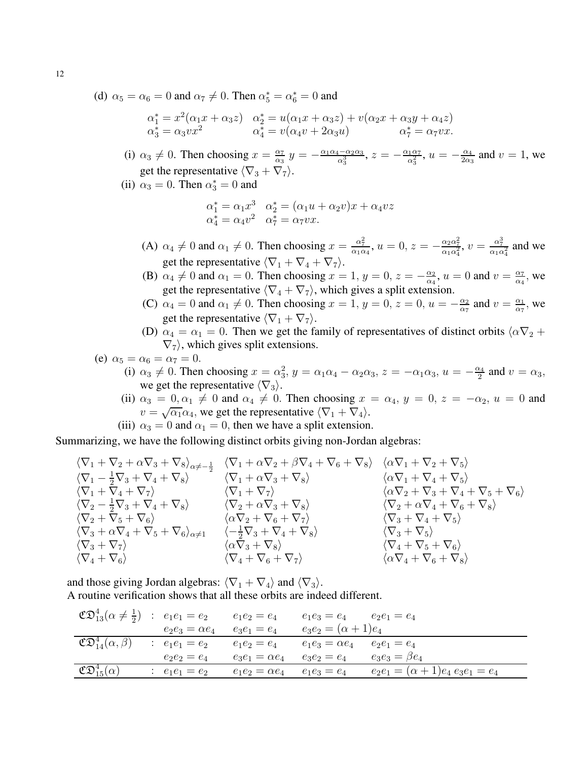(d) $\alpha_5 = \alpha_6 = 0$ and $\alpha_7 \neq 0$. Then $\alpha_5^* = \alpha_6^* = 0$ and

$$\begin{array}{lll} \alpha_1^* = x^2(\alpha_1 x + \alpha_3 z) & \alpha_2^* = u(\alpha_1 x + \alpha_3 z) + v(\alpha_2 x + \alpha_3 y + \alpha_4 z) & \\ \alpha_3^* = \alpha_3 v x^2 & \alpha_4^* = v(\alpha_4 v + 2\alpha_3 u) & \alpha_7^* = \alpha_7 v x. \end{array}$$

(i) $\alpha_3 \neq 0$. Then choosing $x = \frac{\alpha_7}{\alpha_3}$ $y = -\frac{\alpha_1\alpha_4 - \alpha_2\alpha_3}{\alpha_3^3}$, $z = -\frac{\alpha_1\alpha_7}{\alpha_3^2}$, $u = -\frac{\alpha_4}{2\alpha_3}$ and $v = 1$, we get the representative $\langle \nabla_3 + \nabla_7 \rangle$.

(ii) $\alpha_3 = 0$. Then $\alpha_3^* = 0$ and

$$\begin{array}{ll} \alpha_1^* = \alpha_1 x^3 & \alpha_2^* = (\alpha_1 u + \alpha_2 v)x + \alpha_4 v z \\ \alpha_4^* = \alpha_4 v^2 & \alpha_7^* = \alpha_7 v x. \end{array}$$

(A) $\alpha_4 \neq 0$ and $\alpha_1 \neq 0$. Then choosing $x = \frac{\alpha_7^2}{\alpha_1\alpha_4}$, $u = 0$, $z = -\frac{\alpha_2\alpha_7^2}{\alpha_1\alpha_4^2}$, $v = \frac{\alpha_7^3}{\alpha_1\alpha_4^2}$ and we get the representative $\langle \nabla_1 + \nabla_4 + \nabla_7 \rangle$.

(B) $\alpha_4 \neq 0$ and $\alpha_1 = 0$. Then choosing $x = 1$, $y = 0$, $z = -\frac{\alpha_2}{\alpha_4}$, $u = 0$ and $v = \frac{\alpha_7}{\alpha_4}$, we get the representative $\langle \nabla_4 + \nabla_7 \rangle$, which gives a split extension.

(C) $\alpha_4 = 0$ and $\alpha_1 \neq 0$. Then choosing $x = 1$, $y = 0$, $z = 0$, $u = -\frac{\alpha_2}{\alpha_7}$ and $v = \frac{\alpha_1}{\alpha_7}$, we get the representative $\langle \nabla_1 + \nabla_7 \rangle$.

(D) $\alpha_4 = \alpha_1 = 0$. Then we get the family of representatives of distinct orbits $\langle \alpha\nabla_2 + \nabla_7 \rangle$, which gives split extensions.

(e) $\alpha_5 = \alpha_6 = \alpha_7 = 0$.

(i) $\alpha_3 \neq 0$. Then choosing $x = \alpha_3^2$, $y = \alpha_1\alpha_4 - \alpha_2\alpha_3$, $z = -\alpha_1\alpha_3$, $u = -\frac{\alpha_4}{2}$ and $v = \alpha_3$, we get the representative $\langle \nabla_3 \rangle$.

(ii) $\alpha_3 = 0, \alpha_1 \neq 0$ and $\alpha_4 \neq 0$. Then choosing $x = \alpha_4$, $y = 0$, $z = -\alpha_2$, $u = 0$ and $v = \sqrt{\alpha_1}\alpha_4$, we get the representative $\langle \nabla_1 + \nabla_4 \rangle$.

(iii) $\alpha_3 = 0$ and $\alpha_1 = 0$, then we have a split extension.

Summarizing, we have the following distinct orbits giving non-Jordan algebras:

$$\begin{array}{lll}
\langle \nabla_1 + \nabla_2 + \alpha\nabla_3 + \nabla_8 \rangle_{\alpha \neq -\frac{1}{2}} & \langle \nabla_1 + \alpha\nabla_2 + \beta\nabla_4 + \nabla_6 + \nabla_8 \rangle & \langle \alpha\nabla_1 + \nabla_2 + \nabla_5 \rangle \\
\langle \nabla_1 - \frac{1}{2}\nabla_3 + \nabla_4 + \nabla_8 \rangle & \langle \nabla_1 + \alpha\nabla_3 + \nabla_8 \rangle & \langle \alpha\nabla_1 + \nabla_4 + \nabla_5 \rangle \\
\langle \nabla_1 + \nabla_4 + \nabla_7 \rangle & \langle \nabla_1 + \nabla_7 \rangle & \langle \alpha\nabla_2 + \nabla_3 + \nabla_4 + \nabla_5 + \nabla_6 \rangle \\
\langle \nabla_2 - \frac{1}{2}\nabla_3 + \nabla_4 + \nabla_8 \rangle & \langle \nabla_2 + \alpha\nabla_3 + \nabla_8 \rangle & \langle \nabla_2 + \alpha\nabla_4 + \nabla_6 + \nabla_8 \rangle \\
\langle \nabla_2 + \nabla_5 + \nabla_6 \rangle & \langle \alpha\nabla_2 + \nabla_6 + \nabla_7 \rangle & \langle \nabla_3 + \nabla_4 + \nabla_5 \rangle \\
\langle \nabla_3 + \alpha\nabla_4 + \nabla_5 + \nabla_6 \rangle_{\alpha \neq 1} & \langle -\frac{1}{2}\nabla_3 + \nabla_4 + \nabla_8 \rangle & \langle \nabla_3 + \nabla_5 \rangle \\
\langle \nabla_3 + \nabla_7 \rangle & \langle \alpha\nabla_3 + \nabla_8 \rangle & \langle \nabla_4 + \nabla_5 + \nabla_6 \rangle \\
\langle \nabla_4 + \nabla_6 \rangle & \langle \nabla_4 + \nabla_6 + \nabla_7 \rangle & \langle \alpha\nabla_4 + \nabla_6 + \nabla_8 \rangle
\end{array}$$

and those giving Jordan algebras: $\langle \nabla_1 + \nabla_4 \rangle$ and $\langle \nabla_3 \rangle$.

A routine verification shows that all these orbits are indeed different.

| | | | | | |
|---|---|---|---|---|---|
| $\mathfrak{CD}_{13}^4(\alpha \neq \frac{1}{2})$ | : | $e_1e_1 = e_2$ | $e_1e_2 = e_4$ | $e_1e_3 = e_4$ | $e_2e_1 = e_4$ |
| | | $e_2e_3 = \alpha e_4$ | $e_3e_1 = e_4$ | $e_3e_2 = (\alpha+1)e_4$ | |
| $\mathfrak{CD}_{14}^4(\alpha, \beta)$ | : | $e_1e_1 = e_2$ | $e_1e_2 = e_4$ | $e_1e_3 = \alpha e_4$ | $e_2e_1 = e_4$ |
| | | $e_2e_2 = e_4$ | $e_3e_1 = \alpha e_4$ | $e_3e_2 = e_4$ | $e_3e_3 = \beta e_4$ |
| $\mathfrak{CD}_{15}^4(\alpha)$ | : | $e_1e_1 = e_2$ | $e_1e_2 = \alpha e_4$ | $e_1e_3 = e_4$ | $e_2e_1 = (\alpha+1)e_4$ $e_3e_1 = e_4$ |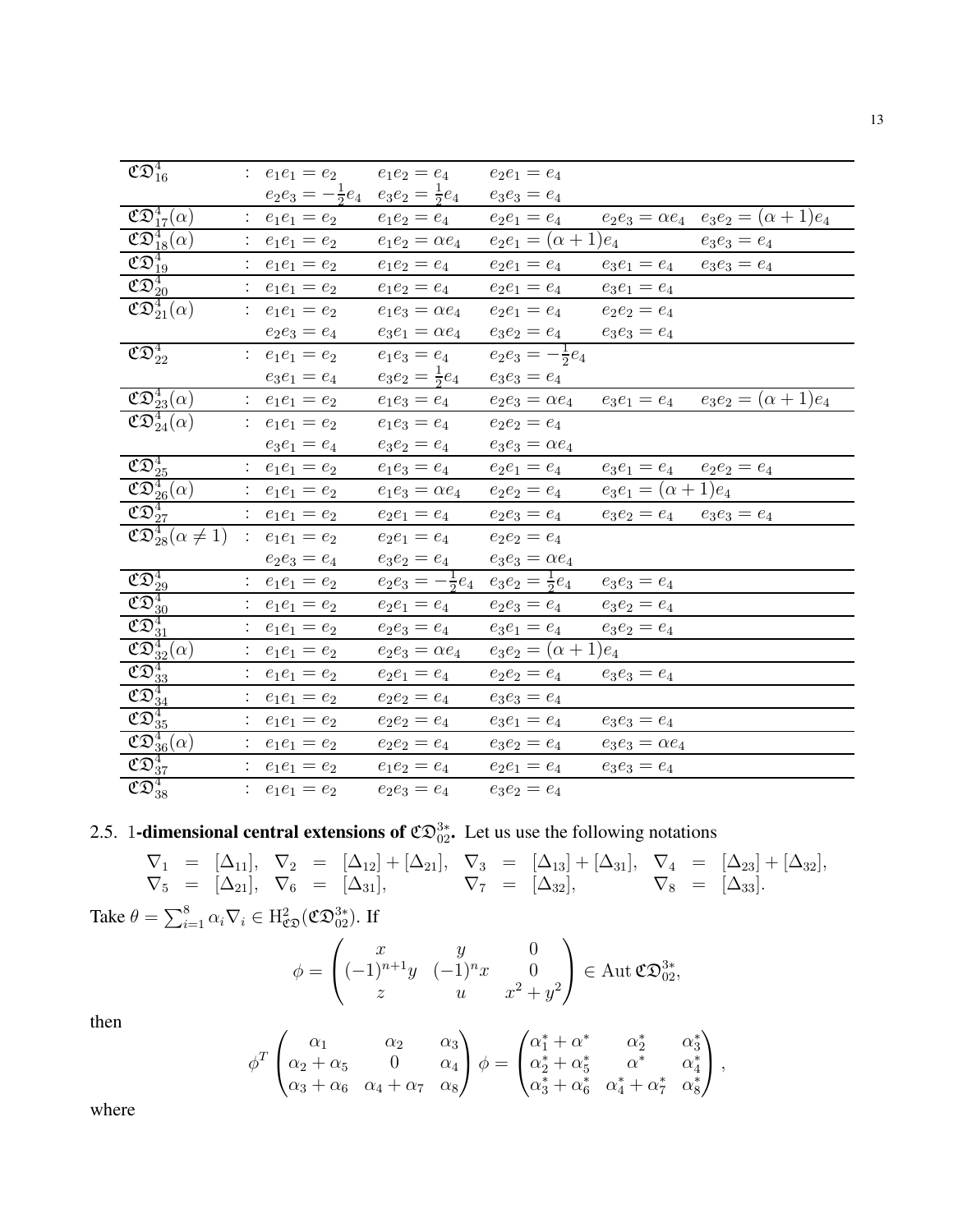| | | | | | | |
|---|---|---|---|---|---|---|
| $\mathfrak{CD}_{16}^4$ | : | $e_1e_1=e_2$ | $e_1e_2=e_4$ | $e_2e_1=e_4$ | | |
| | | $e_2e_3=-\frac{1}{2}e_4$ | $e_3e_2=\frac{1}{2}e_4$ | $e_3e_3=e_4$ | | |
| $\mathfrak{CD}_{17}^4(\alpha)$ | : | $e_1e_1=e_2$ | $e_1e_2=e_4$ | $e_2e_1=e_4$ | $e_2e_3=\alpha e_4$ | $e_3e_2=(\alpha+1)e_4$ |
| $\mathfrak{CD}_{18}^4(\alpha)$ | : | $e_1e_1=e_2$ | $e_1e_2=\alpha e_4$ | $e_2e_1=(\alpha+1)e_4$ | | $e_3e_3=e_4$ |
| $\mathfrak{CD}_{19}^4$ | : | $e_1e_1=e_2$ | $e_1e_2=e_4$ | $e_2e_1=e_4$ | $e_3e_1=e_4$ | $e_3e_3=e_4$ |
| $\mathfrak{CD}_{20}^4$ | : | $e_1e_1=e_2$ | $e_1e_2=e_4$ | $e_2e_1=e_4$ | $e_3e_1=e_4$ | |
| $\mathfrak{CD}_{21}^4(\alpha)$ | : | $e_1e_1=e_2$ | $e_1e_3=\alpha e_4$ | $e_2e_1=e_4$ | $e_2e_2=e_4$ | |
| | | $e_2e_3=e_4$ | $e_3e_1=\alpha e_4$ | $e_3e_2=e_4$ | $e_3e_3=e_4$ | |
| $\mathfrak{CD}_{22}^4$ | : | $e_1e_1=e_2$ | $e_1e_3=e_4$ | $e_2e_3=-\frac{1}{2}e_4$ | | |
| | | $e_3e_1=e_4$ | $e_3e_2=\frac{1}{2}e_4$ | $e_3e_3=e_4$ | | |
| $\mathfrak{CD}_{23}^4(\alpha)$ | : | $e_1e_1=e_2$ | $e_1e_3=e_4$ | $e_2e_3=\alpha e_4$ | $e_3e_1=e_4$ | $e_3e_2=(\alpha+1)e_4$ |
| $\mathfrak{CD}_{24}^4(\alpha)$ | : | $e_1e_1=e_2$ | $e_1e_3=e_4$ | $e_2e_2=e_4$ | | |
| | | $e_3e_1=e_4$ | $e_3e_2=e_4$ | $e_3e_3=\alpha e_4$ | | |
| $\mathfrak{CD}_{25}^4$ | : | $e_1e_1=e_2$ | $e_1e_3=e_4$ | $e_2e_1=e_4$ | $e_3e_1=e_4$ | $e_2e_2=e_4$ |
| $\mathfrak{CD}_{26}^4(\alpha)$ | : | $e_1e_1=e_2$ | $e_1e_3=\alpha e_4$ | $e_2e_2=e_4$ | $e_3e_1=(\alpha+1)e_4$ | |
| $\mathfrak{CD}_{27}^4$ | : | $e_1e_1=e_2$ | $e_2e_1=e_4$ | $e_2e_3=e_4$ | $e_3e_2=e_4$ | $e_3e_3=e_4$ |
| $\mathfrak{CD}_{28}^4(\alpha\neq 1)$ | : | $e_1e_1=e_2$ | $e_2e_1=e_4$ | $e_2e_2=e_4$ | | |
| | | $e_2e_3=e_4$ | $e_3e_2=e_4$ | $e_3e_3=\alpha e_4$ | | |
| $\mathfrak{CD}_{29}^4$ | : | $e_1e_1=e_2$ | $e_2e_3=-\frac{1}{2}e_4$ | $e_3e_2=\frac{1}{2}e_4$ | $e_3e_3=e_4$ | |
| $\mathfrak{CD}_{30}^4$ | : | $e_1e_1=e_2$ | $e_2e_1=e_4$ | $e_2e_3=e_4$ | $e_3e_2=e_4$ | |
| $\mathfrak{CD}_{31}^4$ | : | $e_1e_1=e_2$ | $e_2e_3=e_4$ | $e_3e_1=e_4$ | $e_3e_2=e_4$ | |
| $\mathfrak{CD}_{32}^4(\alpha)$ | : | $e_1e_1=e_2$ | $e_2e_3=\alpha e_4$ | $e_3e_2=(\alpha+1)e_4$ | | |
| $\mathfrak{CD}_{33}^4$ | : | $e_1e_1=e_2$ | $e_2e_1=e_4$ | $e_2e_2=e_4$ | $e_3e_3=e_4$ | |
| $\mathfrak{CD}_{34}^4$ | : | $e_1e_1=e_2$ | $e_2e_2=e_4$ | $e_3e_3=e_4$ | | |
| $\mathfrak{CD}_{35}^4$ | : | $e_1e_1=e_2$ | $e_2e_2=e_4$ | $e_3e_1=e_4$ | $e_3e_3=e_4$ | |
| $\mathfrak{CD}_{36}^4(\alpha)$ | : | $e_1e_1=e_2$ | $e_2e_2=e_4$ | $e_3e_2=e_4$ | $e_3e_3=\alpha e_4$ | |
| $\mathfrak{CD}_{37}^4$ | : | $e_1e_1=e_2$ | $e_1e_2=e_4$ | $e_2e_1=e_4$ | $e_3e_3=e_4$ | |
| $\mathfrak{CD}_{38}^4$ | : | $e_1e_1=e_2$ | $e_2e_3=e_4$ | $e_3e_2=e_4$ | | |

### 2.5. 1-dimensional central extensions of $\mathfrak{CD}_{02}^{3*}$.

Let us use the following notations

$$\begin{array}{llll}
\nabla_1 = [\Delta_{11}], & \nabla_2 = [\Delta_{12}]+[\Delta_{21}], & \nabla_3 = [\Delta_{13}]+[\Delta_{31}], & \nabla_4 = [\Delta_{23}]+[\Delta_{32}],\\
\nabla_5 = [\Delta_{21}], & \nabla_6 = [\Delta_{31}], & \nabla_7 = [\Delta_{32}], & \nabla_8 = [\Delta_{33}].
\end{array}$$

Take $\theta=\sum_{i=1}^{8}\alpha_i\nabla_i\in \mathrm{H}^2_{\mathfrak{CD}}(\mathfrak{CD}_{02}^{3*})$. If

$$\phi=\begin{pmatrix} x & y & 0\\ (-1)^{n+1}y & (-1)^n x & 0\\ z & u & x^2+y^2\end{pmatrix}\in \operatorname{Aut}\mathfrak{CD}_{02}^{3*},$$

then

$$\phi^T\begin{pmatrix}\alpha_1 & \alpha_2 & \alpha_3\\ \alpha_2+\alpha_5 & 0 & \alpha_4\\ \alpha_3+\alpha_6 & \alpha_4+\alpha_7 & \alpha_8\end{pmatrix}\phi=\begin{pmatrix}\alpha_1^*+\alpha^* & \alpha_2^* & \alpha_3^*\\ \alpha_2^*+\alpha_5^* & \alpha^* & \alpha_4^*\\ \alpha_3^*+\alpha_6^* & \alpha_4^*+\alpha_7^* & \alpha_8^*\end{pmatrix},$$

where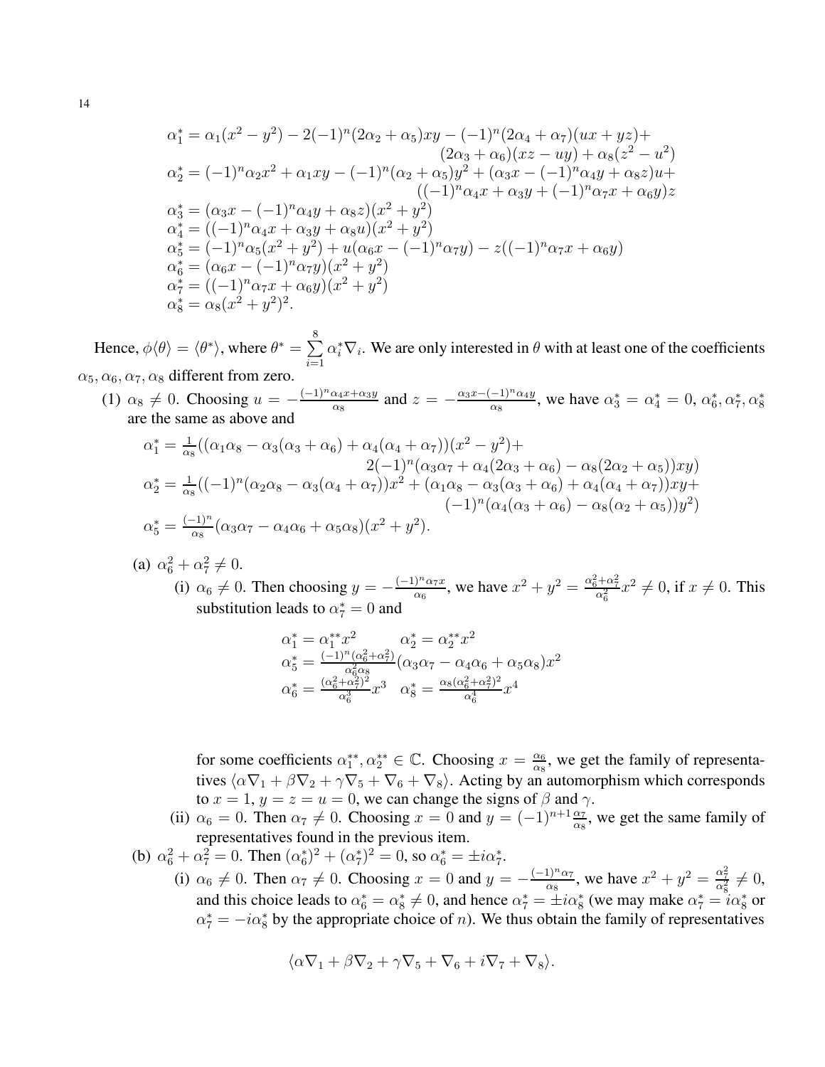$$
\begin{aligned}
\alpha_1^* &= \alpha_1(x^2-y^2) - 2(-1)^n(2\alpha_2+\alpha_5)xy - (-1)^n(2\alpha_4+\alpha_7)(ux+yz) + \\
&\qquad (2\alpha_3+\alpha_6)(xz-uy) + \alpha_8(z^2-u^2) \\
\alpha_2^* &= (-1)^n\alpha_2 x^2 + \alpha_1 xy - (-1)^n(\alpha_2+\alpha_5)y^2 + (\alpha_3 x - (-1)^n\alpha_4 y + \alpha_8 z)u + \\
&\qquad ((-1)^n\alpha_4 x + \alpha_3 y + (-1)^n\alpha_7 x + \alpha_6 y)z \\
\alpha_3^* &= (\alpha_3 x - (-1)^n\alpha_4 y + \alpha_8 z)(x^2+y^2) \\
\alpha_4^* &= ((-1)^n\alpha_4 x + \alpha_3 y + \alpha_8 u)(x^2+y^2) \\
\alpha_5^* &= (-1)^n\alpha_5(x^2+y^2) + u(\alpha_6 x - (-1)^n\alpha_7 y) - z((-1)^n\alpha_7 x + \alpha_6 y) \\
\alpha_6^* &= (\alpha_6 x - (-1)^n\alpha_7 y)(x^2+y^2) \\
\alpha_7^* &= ((-1)^n\alpha_7 x + \alpha_6 y)(x^2+y^2) \\
\alpha_8^* &= \alpha_8(x^2+y^2)^2.
\end{aligned}
$$

Hence, $\phi\langle\theta\rangle = \langle\theta^*\rangle$, where $\theta^* = \sum\limits_{i=1}^{8}\alpha_i^*\nabla_i$. We are only interested in $\theta$ with at least one of the coefficients $\alpha_5, \alpha_6, \alpha_7, \alpha_8$ different from zero.

(1) $\alpha_8 \neq 0$. Choosing $u = -\frac{(-1)^n\alpha_4 x + \alpha_3 y}{\alpha_8}$ and $z = -\frac{\alpha_3 x - (-1)^n\alpha_4 y}{\alpha_8}$, we have $\alpha_3^* = \alpha_4^* = 0$, $\alpha_6^*, \alpha_7^*, \alpha_8^*$ are the same as above and

$$
\begin{aligned}
\alpha_1^* &= \tfrac{1}{\alpha_8}((\alpha_1\alpha_8 - \alpha_3(\alpha_3+\alpha_6) + \alpha_4(\alpha_4+\alpha_7))(x^2-y^2) + \\
&\qquad 2(-1)^n(\alpha_3\alpha_7 + \alpha_4(2\alpha_3+\alpha_6) - \alpha_8(2\alpha_2+\alpha_5))xy) \\
\alpha_2^* &= \tfrac{1}{\alpha_8}((-1)^n(\alpha_2\alpha_8 - \alpha_3(\alpha_4+\alpha_7))x^2 + (\alpha_1\alpha_8 - \alpha_3(\alpha_3+\alpha_6) + \alpha_4(\alpha_4+\alpha_7))xy + \\
&\qquad (-1)^n(\alpha_4(\alpha_3+\alpha_6) - \alpha_8(\alpha_2+\alpha_5))y^2) \\
\alpha_5^* &= \tfrac{(-1)^n}{\alpha_8}(\alpha_3\alpha_7 - \alpha_4\alpha_6 + \alpha_5\alpha_8)(x^2+y^2).
\end{aligned}
$$

(a) $\alpha_6^2 + \alpha_7^2 \neq 0$.

(i) $\alpha_6 \neq 0$. Then choosing $y = -\frac{(-1)^n\alpha_7 x}{\alpha_6}$, we have $x^2+y^2 = \frac{\alpha_6^2+\alpha_7^2}{\alpha_6^2}x^2 \neq 0$, if $x \neq 0$. This substitution leads to $\alpha_7^* = 0$ and

$$
\begin{aligned}
&\alpha_1^* = \alpha_1^{**}x^2 \qquad \alpha_2^* = \alpha_2^{**}x^2 \\
&\alpha_5^* = \tfrac{(-1)^n(\alpha_6^2+\alpha_7^2)}{\alpha_6^2\alpha_8}(\alpha_3\alpha_7 - \alpha_4\alpha_6 + \alpha_5\alpha_8)x^2 \\
&\alpha_6^* = \tfrac{(\alpha_6^2+\alpha_7^2)^2}{\alpha_6^3}x^3 \quad \alpha_8^* = \tfrac{\alpha_8(\alpha_6^2+\alpha_7^2)^2}{\alpha_6^4}x^4
\end{aligned}
$$

for some coefficients $\alpha_1^{**}, \alpha_2^{**} \in \mathbb{C}$. Choosing $x = \frac{\alpha_6}{\alpha_8}$, we get the family of representatives $\langle\alpha\nabla_1 + \beta\nabla_2 + \gamma\nabla_5 + \nabla_6 + \nabla_8\rangle$. Acting by an automorphism which corresponds to $x = 1$, $y = z = u = 0$, we can change the signs of $\beta$ and $\gamma$.

(ii) $\alpha_6 = 0$. Then $\alpha_7 \neq 0$. Choosing $x = 0$ and $y = (-1)^{n+1}\frac{\alpha_7}{\alpha_8}$, we get the same family of representatives found in the previous item.

(b) $\alpha_6^2 + \alpha_7^2 = 0$. Then $(\alpha_6^*)^2 + (\alpha_7^*)^2 = 0$, so $\alpha_6^* = \pm i\alpha_7^*$.

(i) $\alpha_6 \neq 0$. Then $\alpha_7 \neq 0$. Choosing $x = 0$ and $y = -\frac{(-1)^n\alpha_7}{\alpha_8}$, we have $x^2+y^2 = \frac{\alpha_7^2}{\alpha_8^2} \neq 0$, and this choice leads to $\alpha_6^* = \alpha_8^* \neq 0$, and hence $\alpha_7^* = \pm i\alpha_8^*$ (we may make $\alpha_7^* = i\alpha_8^*$ or $\alpha_7^* = -i\alpha_8^*$ by the appropriate choice of $n$). We thus obtain the family of representatives

$$
\langle\alpha\nabla_1 + \beta\nabla_2 + \gamma\nabla_5 + \nabla_6 + i\nabla_7 + \nabla_8\rangle.
$$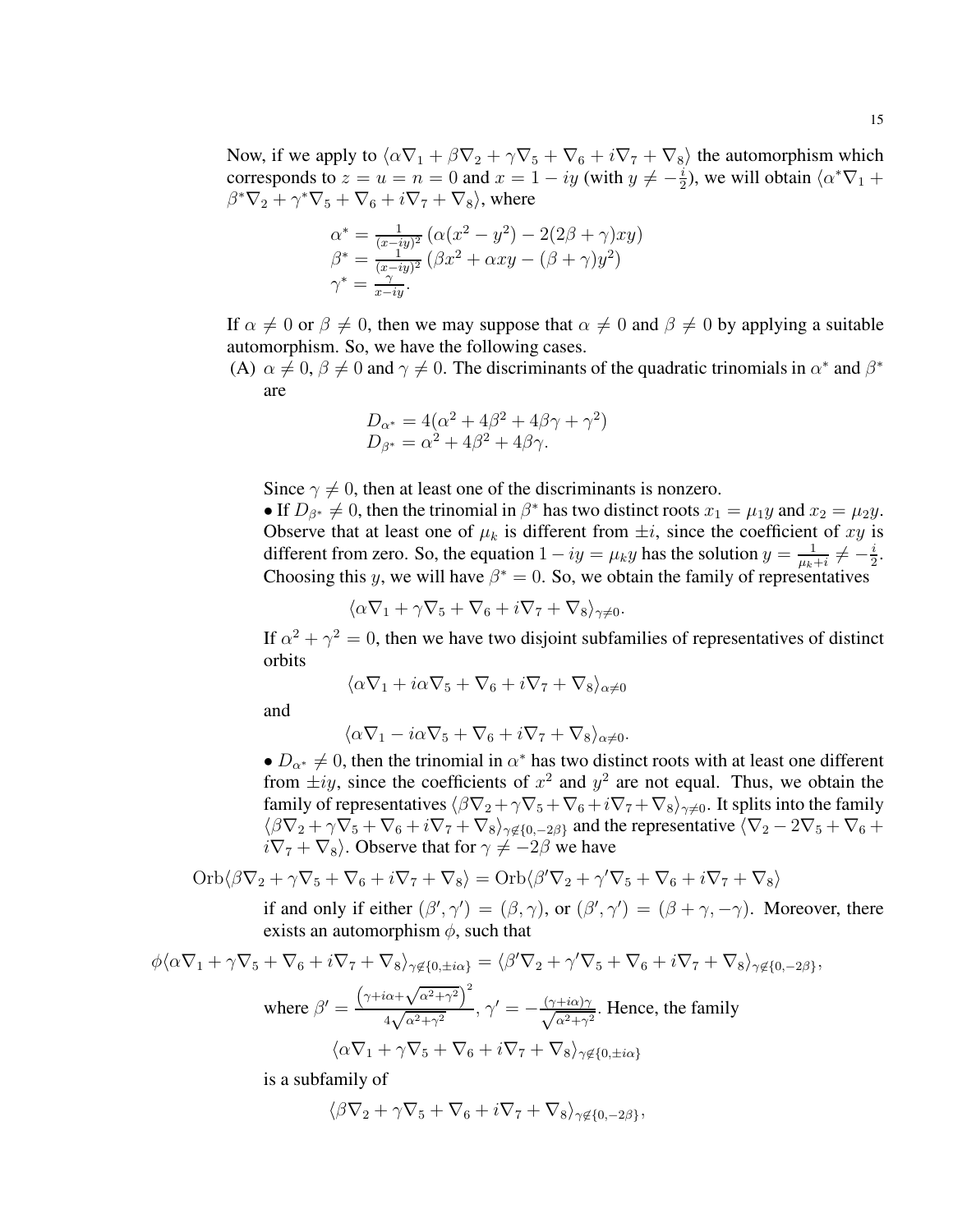Now, if we apply to $\langle \alpha\nabla_1 + \beta\nabla_2 + \gamma\nabla_5 + \nabla_6 + i\nabla_7 + \nabla_8\rangle$ the automorphism which corresponds to $z = u = n = 0$ and $x = 1 - iy$ (with $y \neq -\frac{i}{2}$), we will obtain $\langle \alpha^*\nabla_1 + \beta^*\nabla_2 + \gamma^*\nabla_5 + \nabla_6 + i\nabla_7 + \nabla_8\rangle$, where

$$
\begin{array}{l}
\alpha^* = \frac{1}{(x-iy)^2}\left(\alpha(x^2-y^2) - 2(2\beta+\gamma)xy\right)\\
\beta^* = \frac{1}{(x-iy)^2}\left(\beta x^2 + \alpha xy - (\beta+\gamma)y^2\right)\\
\gamma^* = \frac{\gamma}{x-iy}.
\end{array}
$$

If $\alpha \neq 0$ or $\beta \neq 0$, then we may suppose that $\alpha \neq 0$ and $\beta \neq 0$ by applying a suitable automorphism. So, we have the following cases.

(A) $\alpha \neq 0$, $\beta \neq 0$ and $\gamma \neq 0$. The discriminants of the quadratic trinomials in $\alpha^*$ and $\beta^*$ are

$$
\begin{array}{l}
D_{\alpha^*} = 4(\alpha^2 + 4\beta^2 + 4\beta\gamma + \gamma^2)\\
D_{\beta^*} = \alpha^2 + 4\beta^2 + 4\beta\gamma.
\end{array}
$$

Since $\gamma \neq 0$, then at least one of the discriminants is nonzero.

• If $D_{\beta^*} \neq 0$, then the trinomial in $\beta^*$ has two distinct roots $x_1 = \mu_1 y$ and $x_2 = \mu_2 y$. Observe that at least one of $\mu_k$ is different from $\pm i$, since the coefficient of $xy$ is different from zero. So, the equation $1 - iy = \mu_k y$ has the solution $y = \frac{1}{\mu_k + i} \neq -\frac{i}{2}$. Choosing this $y$, we will have $\beta^* = 0$. So, we obtain the family of representatives

$$\langle \alpha\nabla_1 + \gamma\nabla_5 + \nabla_6 + i\nabla_7 + \nabla_8\rangle_{\gamma\neq 0}.$$

If $\alpha^2 + \gamma^2 = 0$, then we have two disjoint subfamilies of representatives of distinct orbits

$$\langle \alpha\nabla_1 + i\alpha\nabla_5 + \nabla_6 + i\nabla_7 + \nabla_8\rangle_{\alpha\neq 0}$$

and

$$\langle \alpha\nabla_1 - i\alpha\nabla_5 + \nabla_6 + i\nabla_7 + \nabla_8\rangle_{\alpha\neq 0}.$$

• $D_{\alpha^*} \neq 0$, then the trinomial in $\alpha^*$ has two distinct roots with at least one different from $\pm iy$, since the coefficients of $x^2$ and $y^2$ are not equal. Thus, we obtain the family of representatives $\langle \beta\nabla_2 + \gamma\nabla_5 + \nabla_6 + i\nabla_7 + \nabla_8\rangle_{\gamma\neq 0}$. It splits into the family $\langle \beta\nabla_2 + \gamma\nabla_5 + \nabla_6 + i\nabla_7 + \nabla_8\rangle_{\gamma\notin\{0,-2\beta\}}$ and the representative $\langle \nabla_2 - 2\nabla_5 + \nabla_6 + i\nabla_7 + \nabla_8\rangle$. Observe that for $\gamma \neq -2\beta$ we have

$$\mathrm{Orb}\langle \beta\nabla_2 + \gamma\nabla_5 + \nabla_6 + i\nabla_7 + \nabla_8\rangle = \mathrm{Orb}\langle \beta'\nabla_2 + \gamma'\nabla_5 + \nabla_6 + i\nabla_7 + \nabla_8\rangle$$

if and only if either $(\beta', \gamma') = (\beta, \gamma)$, or $(\beta', \gamma') = (\beta + \gamma, -\gamma)$. Moreover, there exists an automorphism $\phi$, such that

$$\phi\langle \alpha\nabla_1 + \gamma\nabla_5 + \nabla_6 + i\nabla_7 + \nabla_8\rangle_{\gamma\notin\{0,\pm i\alpha\}} = \langle \beta'\nabla_2 + \gamma'\nabla_5 + \nabla_6 + i\nabla_7 + \nabla_8\rangle_{\gamma\notin\{0,-2\beta\}},$$

where $\beta' = \frac{\left(\gamma + i\alpha + \sqrt{\alpha^2+\gamma^2}\right)^2}{4\sqrt{\alpha^2+\gamma^2}}$, $\gamma' = -\frac{(\gamma+i\alpha)\gamma}{\sqrt{\alpha^2+\gamma^2}}$. Hence, the family

$$\langle \alpha\nabla_1 + \gamma\nabla_5 + \nabla_6 + i\nabla_7 + \nabla_8\rangle_{\gamma\notin\{0,\pm i\alpha\}}$$

is a subfamily of

$$\langle \beta\nabla_2 + \gamma\nabla_5 + \nabla_6 + i\nabla_7 + \nabla_8\rangle_{\gamma\notin\{0,-2\beta\}},$$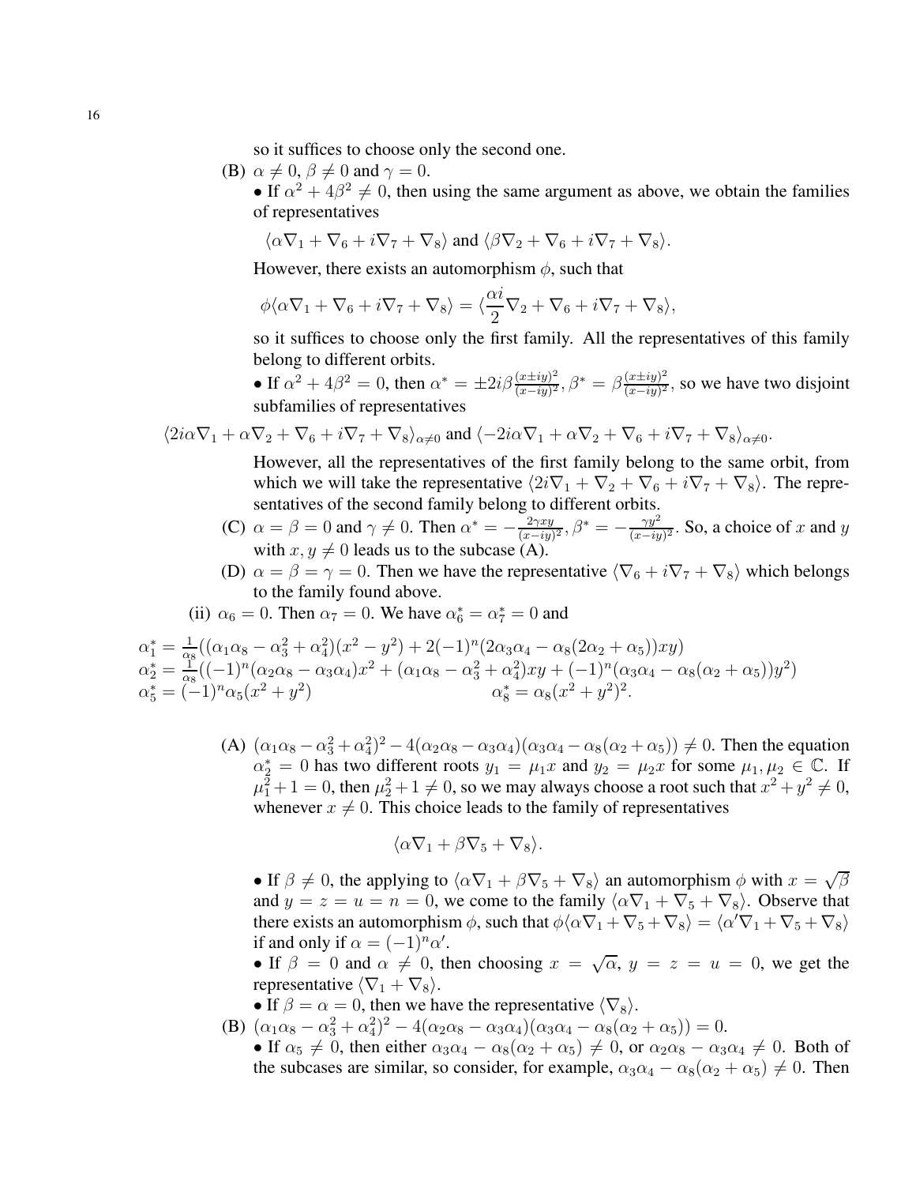so it suffices to choose only the second one.

(B) $\alpha \neq 0$, $\beta \neq 0$ and $\gamma = 0$.

• If $\alpha^2 + 4\beta^2 \neq 0$, then using the same argument as above, we obtain the families of representatives

$\langle \alpha\nabla_1 + \nabla_6 + i\nabla_7 + \nabla_8 \rangle$ and $\langle \beta\nabla_2 + \nabla_6 + i\nabla_7 + \nabla_8 \rangle$.

However, there exists an automorphism $\phi$, such that

$$\phi\langle \alpha\nabla_1 + \nabla_6 + i\nabla_7 + \nabla_8 \rangle = \langle \frac{\alpha i}{2}\nabla_2 + \nabla_6 + i\nabla_7 + \nabla_8 \rangle,$$

so it suffices to choose only the first family. All the representatives of this family belong to different orbits.

• If $\alpha^2 + 4\beta^2 = 0$, then $\alpha^* = \pm 2i\beta\frac{(x\pm iy)^2}{(x-iy)^2}$, $\beta^* = \beta\frac{(x\pm iy)^2}{(x-iy)^2}$, so we have two disjoint subfamilies of representatives

$$\langle 2i\alpha\nabla_1 + \alpha\nabla_2 + \nabla_6 + i\nabla_7 + \nabla_8 \rangle_{\alpha\neq 0} \text{ and } \langle -2i\alpha\nabla_1 + \alpha\nabla_2 + \nabla_6 + i\nabla_7 + \nabla_8 \rangle_{\alpha\neq 0}.$$

However, all the representatives of the first family belong to the same orbit, from which we will take the representative $\langle 2i\nabla_1 + \nabla_2 + \nabla_6 + i\nabla_7 + \nabla_8 \rangle$. The representatives of the second family belong to different orbits.

(C) $\alpha = \beta = 0$ and $\gamma \neq 0$. Then $\alpha^* = -\frac{2\gamma xy}{(x-iy)^2}$, $\beta^* = -\frac{\gamma y^2}{(x-iy)^2}$. So, a choice of $x$ and $y$ with $x, y \neq 0$ leads us to the subcase (A).

(D) $\alpha = \beta = \gamma = 0$. Then we have the representative $\langle \nabla_6 + i\nabla_7 + \nabla_8 \rangle$ which belongs to the family found above.

(ii) $\alpha_6 = 0$. Then $\alpha_7 = 0$. We have $\alpha_6^* = \alpha_7^* = 0$ and

$$\begin{aligned}
\alpha_1^* &= \tfrac{1}{\alpha_8}((\alpha_1\alpha_8 - \alpha_3^2 + \alpha_4^2)(x^2 - y^2) + 2(-1)^n(2\alpha_3\alpha_4 - \alpha_8(2\alpha_2 + \alpha_5))xy) \\
\alpha_2^* &= \tfrac{1}{\alpha_8}((-1)^n(\alpha_2\alpha_8 - \alpha_3\alpha_4)x^2 + (\alpha_1\alpha_8 - \alpha_3^2 + \alpha_4^2)xy + (-1)^n(\alpha_3\alpha_4 - \alpha_8(\alpha_2 + \alpha_5))y^2) \\
\alpha_5^* &= (-1)^n\alpha_5(x^2 + y^2) \qquad\qquad \alpha_8^* = \alpha_8(x^2 + y^2)^2.
\end{aligned}$$

(A) $(\alpha_1\alpha_8 - \alpha_3^2 + \alpha_4^2)^2 - 4(\alpha_2\alpha_8 - \alpha_3\alpha_4)(\alpha_3\alpha_4 - \alpha_8(\alpha_2 + \alpha_5)) \neq 0$. Then the equation $\alpha_2^* = 0$ has two different roots $y_1 = \mu_1 x$ and $y_2 = \mu_2 x$ for some $\mu_1, \mu_2 \in \mathbb{C}$. If $\mu_1^2 + 1 = 0$, then $\mu_2^2 + 1 \neq 0$, so we may always choose a root such that $x^2 + y^2 \neq 0$, whenever $x \neq 0$. This choice leads to the family of representatives

$$\langle \alpha\nabla_1 + \beta\nabla_5 + \nabla_8 \rangle.$$

• If $\beta \neq 0$, the applying to $\langle \alpha\nabla_1 + \beta\nabla_5 + \nabla_8 \rangle$ an automorphism $\phi$ with $x = \sqrt{\beta}$ and $y = z = u = n = 0$, we come to the family $\langle \alpha\nabla_1 + \nabla_5 + \nabla_8 \rangle$. Observe that there exists an automorphism $\phi$, such that $\phi\langle \alpha\nabla_1 + \nabla_5 + \nabla_8 \rangle = \langle \alpha'\nabla_1 + \nabla_5 + \nabla_8 \rangle$ if and only if $\alpha = (-1)^n\alpha'$.

• If $\beta = 0$ and $\alpha \neq 0$, then choosing $x = \sqrt{\alpha}$, $y = z = u = 0$, we get the representative $\langle \nabla_1 + \nabla_8 \rangle$.

• If $\beta = \alpha = 0$, then we have the representative $\langle \nabla_8 \rangle$.

(B) $(\alpha_1\alpha_8 - \alpha_3^2 + \alpha_4^2)^2 - 4(\alpha_2\alpha_8 - \alpha_3\alpha_4)(\alpha_3\alpha_4 - \alpha_8(\alpha_2 + \alpha_5)) = 0$.

• If $\alpha_5 \neq 0$, then either $\alpha_3\alpha_4 - \alpha_8(\alpha_2 + \alpha_5) \neq 0$, or $\alpha_2\alpha_8 - \alpha_3\alpha_4 \neq 0$. Both of the subcases are similar, so consider, for example, $\alpha_3\alpha_4 - \alpha_8(\alpha_2 + \alpha_5) \neq 0$. Then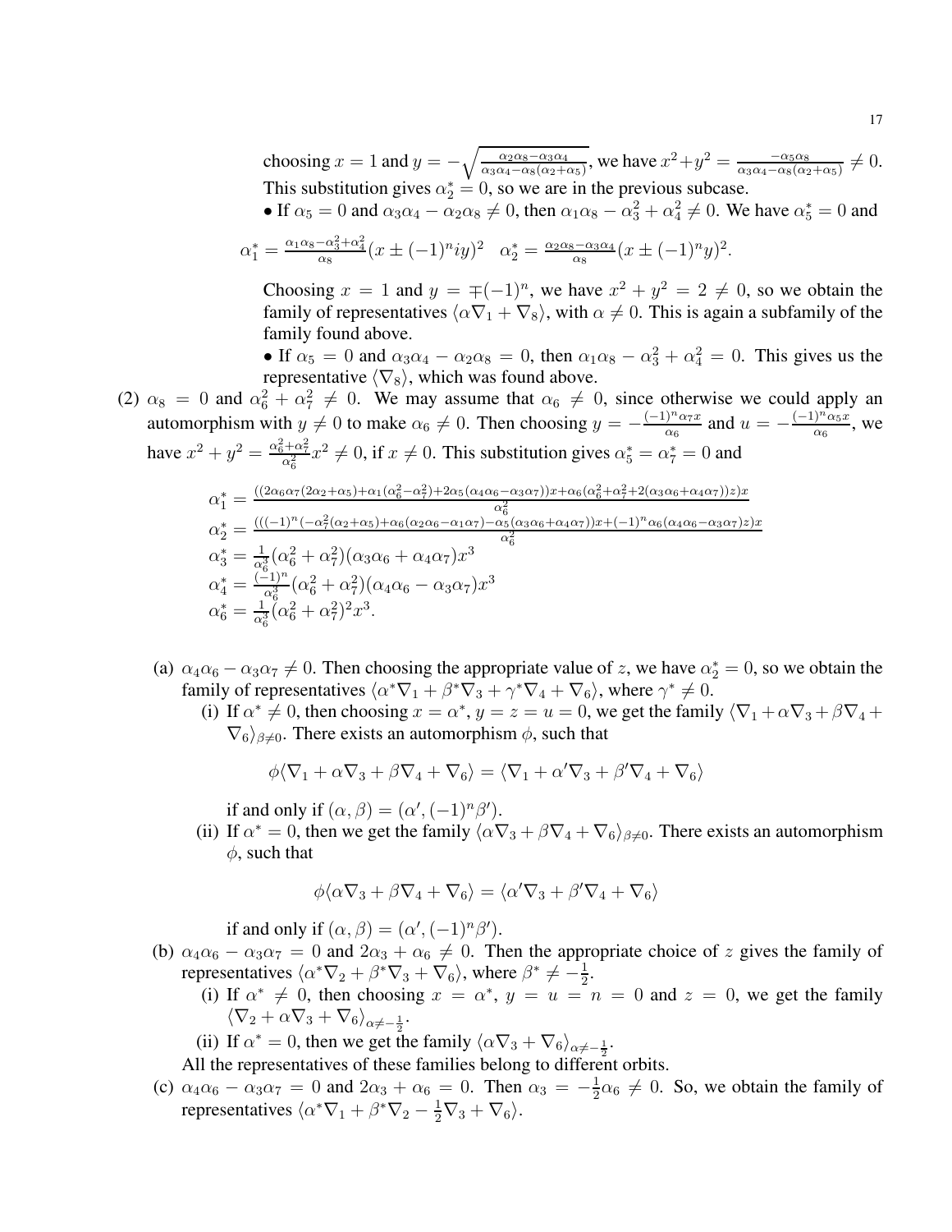choosing $x = 1$ and $y = -\sqrt{\frac{\alpha_2\alpha_8 - \alpha_3\alpha_4}{\alpha_3\alpha_4 - \alpha_8(\alpha_2+\alpha_5)}}$, we have $x^2+y^2 = \frac{-\alpha_5\alpha_8}{\alpha_3\alpha_4 - \alpha_8(\alpha_2+\alpha_5)} \neq 0$. This substitution gives $\alpha_2^* = 0$, so we are in the previous subcase.

• If $\alpha_5 = 0$ and $\alpha_3\alpha_4 - \alpha_2\alpha_8 \neq 0$, then $\alpha_1\alpha_8 - \alpha_3^2 + \alpha_4^2 \neq 0$. We have $\alpha_5^* = 0$ and

$$\alpha_1^* = \frac{\alpha_1\alpha_8 - \alpha_3^2 + \alpha_4^2}{\alpha_8}(x \pm (-1)^n iy)^2 \quad \alpha_2^* = \frac{\alpha_2\alpha_8 - \alpha_3\alpha_4}{\alpha_8}(x \pm (-1)^n y)^2.$$

Choosing $x = 1$ and $y = \mp(-1)^n$, we have $x^2 + y^2 = 2 \neq 0$, so we obtain the family of representatives $\langle \alpha\nabla_1 + \nabla_8 \rangle$, with $\alpha \neq 0$. This is again a subfamily of the family found above.

• If $\alpha_5 = 0$ and $\alpha_3\alpha_4 - \alpha_2\alpha_8 = 0$, then $\alpha_1\alpha_8 - \alpha_3^2 + \alpha_4^2 = 0$. This gives us the representative $\langle \nabla_8 \rangle$, which was found above.

(2) $\alpha_8 = 0$ and $\alpha_6^2 + \alpha_7^2 \neq 0$. We may assume that $\alpha_6 \neq 0$, since otherwise we could apply an automorphism with $y \neq 0$ to make $\alpha_6 \neq 0$. Then choosing $y = -\frac{(-1)^n\alpha_7 x}{\alpha_6}$ and $u = -\frac{(-1)^n\alpha_5 x}{\alpha_6}$, we have $x^2 + y^2 = \frac{\alpha_6^2+\alpha_7^2}{\alpha_6^2}x^2 \neq 0$, if $x \neq 0$. This substitution gives $\alpha_5^* = \alpha_7^* = 0$ and

$$\begin{aligned}
\alpha_1^* &= \tfrac{((2\alpha_6\alpha_7(2\alpha_2+\alpha_5)+\alpha_1(\alpha_6^2-\alpha_7^2)+2\alpha_5(\alpha_4\alpha_6-\alpha_3\alpha_7))x+\alpha_6(\alpha_6^2+\alpha_7^2+2(\alpha_3\alpha_6+\alpha_4\alpha_7))z)x}{\alpha_6^2}\\
\alpha_2^* &= \tfrac{(((-1)^n(-\alpha_7^2(\alpha_2+\alpha_5)+\alpha_6(\alpha_2\alpha_6-\alpha_1\alpha_7)-\alpha_5(\alpha_3\alpha_6+\alpha_4\alpha_7))x+(-1)^n\alpha_6(\alpha_4\alpha_6-\alpha_3\alpha_7)z)x}{\alpha_6^2}\\
\alpha_3^* &= \tfrac{1}{\alpha_6^3}(\alpha_6^2+\alpha_7^2)(\alpha_3\alpha_6+\alpha_4\alpha_7)x^3\\
\alpha_4^* &= \tfrac{(-1)^n}{\alpha_6^3}(\alpha_6^2+\alpha_7^2)(\alpha_4\alpha_6-\alpha_3\alpha_7)x^3\\
\alpha_6^* &= \tfrac{1}{\alpha_6^3}(\alpha_6^2+\alpha_7^2)^2x^3.
\end{aligned}$$

(a) $\alpha_4\alpha_6 - \alpha_3\alpha_7 \neq 0$. Then choosing the appropriate value of $z$, we have $\alpha_2^* = 0$, so we obtain the family of representatives $\langle \alpha^*\nabla_1 + \beta^*\nabla_3 + \gamma^*\nabla_4 + \nabla_6 \rangle$, where $\gamma^* \neq 0$.

(i) If $\alpha^* \neq 0$, then choosing $x = \alpha^*$, $y = z = u = 0$, we get the family $\langle \nabla_1 + \alpha\nabla_3 + \beta\nabla_4 + \nabla_6 \rangle_{\beta\neq 0}$. There exists an automorphism $\phi$, such that

$$\phi\langle \nabla_1 + \alpha\nabla_3 + \beta\nabla_4 + \nabla_6 \rangle = \langle \nabla_1 + \alpha'\nabla_3 + \beta'\nabla_4 + \nabla_6 \rangle$$

if and only if $(\alpha, \beta) = (\alpha', (-1)^n\beta')$.

(ii) If $\alpha^* = 0$, then we get the family $\langle \alpha\nabla_3 + \beta\nabla_4 + \nabla_6 \rangle_{\beta\neq 0}$. There exists an automorphism $\phi$, such that

$$\phi\langle \alpha\nabla_3 + \beta\nabla_4 + \nabla_6 \rangle = \langle \alpha'\nabla_3 + \beta'\nabla_4 + \nabla_6 \rangle$$

if and only if $(\alpha, \beta) = (\alpha', (-1)^n\beta')$.

(b) $\alpha_4\alpha_6 - \alpha_3\alpha_7 = 0$ and $2\alpha_3 + \alpha_6 \neq 0$. Then the appropriate choice of $z$ gives the family of representatives $\langle \alpha^*\nabla_2 + \beta^*\nabla_3 + \nabla_6 \rangle$, where $\beta^* \neq -\frac{1}{2}$.

(i) If $\alpha^* \neq 0$, then choosing $x = \alpha^*$, $y = u = n = 0$ and $z = 0$, we get the family $\langle \nabla_2 + \alpha\nabla_3 + \nabla_6 \rangle_{\alpha\neq -\frac{1}{2}}$.

(ii) If $\alpha^* = 0$, then we get the family $\langle \alpha\nabla_3 + \nabla_6 \rangle_{\alpha\neq -\frac{1}{2}}$.

All the representatives of these families belong to different orbits.

(c) $\alpha_4\alpha_6 - \alpha_3\alpha_7 = 0$ and $2\alpha_3 + \alpha_6 = 0$. Then $\alpha_3 = -\frac{1}{2}\alpha_6 \neq 0$. So, we obtain the family of representatives $\langle \alpha^*\nabla_1 + \beta^*\nabla_2 - \frac{1}{2}\nabla_3 + \nabla_6 \rangle$.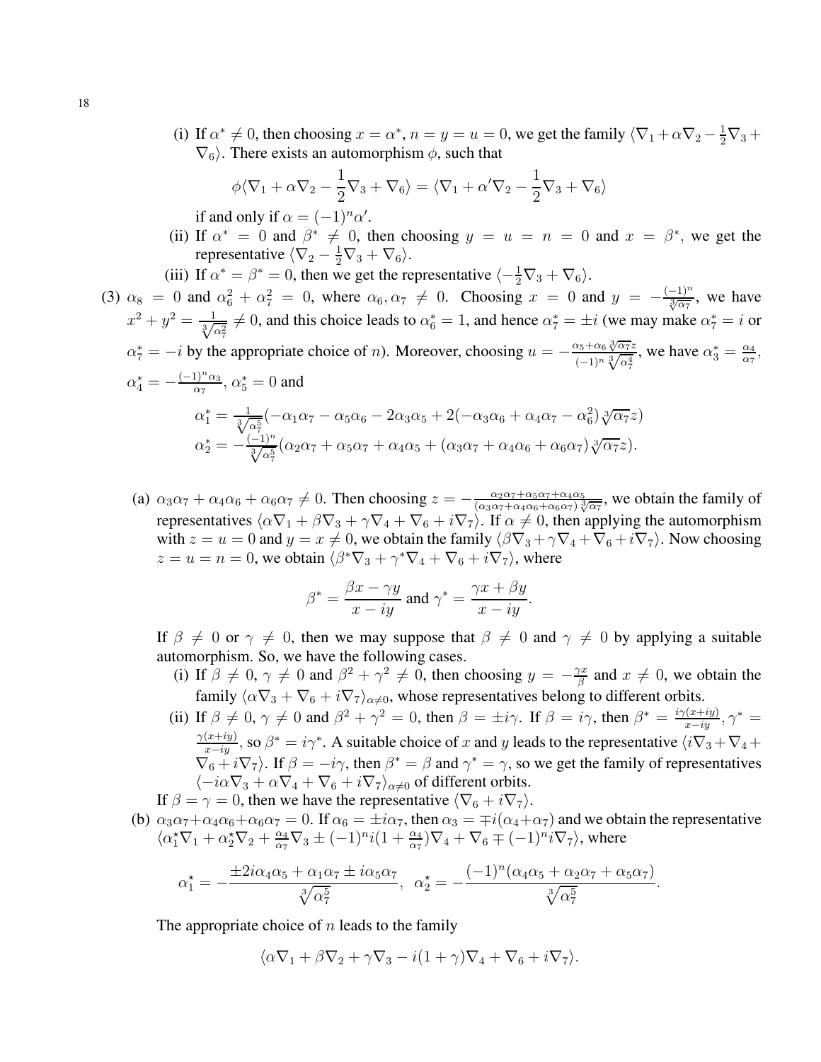(i) If $\alpha^* \neq 0$, then choosing $x = \alpha^*$, $n = y = u = 0$, we get the family $\langle \nabla_1 + \alpha\nabla_2 - \frac{1}{2}\nabla_3 + \nabla_6 \rangle$. There exists an automorphism $\phi$, such that

$$\phi\langle \nabla_1 + \alpha\nabla_2 - \frac{1}{2}\nabla_3 + \nabla_6 \rangle = \langle \nabla_1 + \alpha'\nabla_2 - \frac{1}{2}\nabla_3 + \nabla_6 \rangle$$

if and only if $\alpha = (-1)^n\alpha'$.

(ii) If $\alpha^* = 0$ and $\beta^* \neq 0$, then choosing $y = u = n = 0$ and $x = \beta^*$, we get the representative $\langle \nabla_2 - \frac{1}{2}\nabla_3 + \nabla_6 \rangle$.

(iii) If $\alpha^* = \beta^* = 0$, then we get the representative $\langle -\frac{1}{2}\nabla_3 + \nabla_6 \rangle$.

(3) $\alpha_8 = 0$ and $\alpha_6^2 + \alpha_7^2 = 0$, where $\alpha_6, \alpha_7 \neq 0$. Choosing $x = 0$ and $y = -\frac{(-1)^n}{\sqrt[3]{\alpha_7}}$, we have $x^2 + y^2 = \frac{1}{\sqrt[3]{\alpha_7^2}} \neq 0$, and this choice leads to $\alpha_6^* = 1$, and hence $\alpha_7^* = \pm i$ (we may make $\alpha_7^* = i$ or $\alpha_7^* = -i$ by the appropriate choice of $n$). Moreover, choosing $u = -\frac{\alpha_5 + \alpha_6\sqrt[3]{\alpha_7}z}{(-1)^n\sqrt[3]{\alpha_7^4}}$, we have $\alpha_3^* = \frac{\alpha_4}{\alpha_7}$, $\alpha_4^* = -\frac{(-1)^n\alpha_3}{\alpha_7}$, $\alpha_5^* = 0$ and

$$\begin{aligned}
\alpha_1^* &= \tfrac{1}{\sqrt[3]{\alpha_7^5}}(-\alpha_1\alpha_7 - \alpha_5\alpha_6 - 2\alpha_3\alpha_5 + 2(-\alpha_3\alpha_6 + \alpha_4\alpha_7 - \alpha_6^2)\sqrt[3]{\alpha_7}z) \\
\alpha_2^* &= -\tfrac{(-1)^n}{\sqrt[3]{\alpha_7^5}}(\alpha_2\alpha_7 + \alpha_5\alpha_7 + \alpha_4\alpha_5 + (\alpha_3\alpha_7 + \alpha_4\alpha_6 + \alpha_6\alpha_7)\sqrt[3]{\alpha_7}z).
\end{aligned}$$

(a) $\alpha_3\alpha_7 + \alpha_4\alpha_6 + \alpha_6\alpha_7 \neq 0$. Then choosing $z = -\frac{\alpha_2\alpha_7 + \alpha_5\alpha_7 + \alpha_4\alpha_5}{(\alpha_3\alpha_7 + \alpha_4\alpha_6 + \alpha_6\alpha_7)\sqrt[3]{\alpha_7}}$, we obtain the family of representatives $\langle \alpha\nabla_1 + \beta\nabla_3 + \gamma\nabla_4 + \nabla_6 + i\nabla_7 \rangle$. If $\alpha \neq 0$, then applying the automorphism with $z = u = 0$ and $y = x \neq 0$, we obtain the family $\langle \beta\nabla_3 + \gamma\nabla_4 + \nabla_6 + i\nabla_7 \rangle$. Now choosing $z = u = n = 0$, we obtain $\langle \beta^*\nabla_3 + \gamma^*\nabla_4 + \nabla_6 + i\nabla_7 \rangle$, where

$$\beta^* = \frac{\beta x - \gamma y}{x - iy} \text{ and } \gamma^* = \frac{\gamma x + \beta y}{x - iy}.$$

If $\beta \neq 0$ or $\gamma \neq 0$, then we may suppose that $\beta \neq 0$ and $\gamma \neq 0$ by applying a suitable automorphism. So, we have the following cases.

(i) If $\beta \neq 0$, $\gamma \neq 0$ and $\beta^2 + \gamma^2 \neq 0$, then choosing $y = -\frac{\gamma x}{\beta}$ and $x \neq 0$, we obtain the family $\langle \alpha\nabla_3 + \nabla_6 + i\nabla_7 \rangle_{\alpha \neq 0}$, whose representatives belong to different orbits.

(ii) If $\beta \neq 0$, $\gamma \neq 0$ and $\beta^2 + \gamma^2 = 0$, then $\beta = \pm i\gamma$. If $\beta = i\gamma$, then $\beta^* = \frac{i\gamma(x+iy)}{x-iy}$, $\gamma^* = \frac{\gamma(x+iy)}{x-iy}$, so $\beta^* = i\gamma^*$. A suitable choice of $x$ and $y$ leads to the representative $\langle i\nabla_3 + \nabla_4 + \nabla_6 + i\nabla_7 \rangle$. If $\beta = -i\gamma$, then $\beta^* = \beta$ and $\gamma^* = \gamma$, so we get the family of representatives $\langle -i\alpha\nabla_3 + \alpha\nabla_4 + \nabla_6 + i\nabla_7 \rangle_{\alpha \neq 0}$ of different orbits.

If $\beta = \gamma = 0$, then we have the representative $\langle \nabla_6 + i\nabla_7 \rangle$.

(b) $\alpha_3\alpha_7 + \alpha_4\alpha_6 + \alpha_6\alpha_7 = 0$. If $\alpha_6 = \pm i\alpha_7$, then $\alpha_3 = \mp i(\alpha_4 + \alpha_7)$ and we obtain the representative $\langle \alpha_1^\star\nabla_1 + \alpha_2^\star\nabla_2 + \frac{\alpha_4}{\alpha_7}\nabla_3 \pm (-1)^n i(1 + \frac{\alpha_4}{\alpha_7})\nabla_4 + \nabla_6 \mp (-1)^n i\nabla_7 \rangle$, where

$$\alpha_1^\star = -\frac{\pm 2i\alpha_4\alpha_5 + \alpha_1\alpha_7 \pm i\alpha_5\alpha_7}{\sqrt[3]{\alpha_7^5}}, \quad \alpha_2^\star = -\frac{(-1)^n(\alpha_4\alpha_5 + \alpha_2\alpha_7 + \alpha_5\alpha_7)}{\sqrt[3]{\alpha_7^5}}.$$

The appropriate choice of $n$ leads to the family

$$\langle \alpha\nabla_1 + \beta\nabla_2 + \gamma\nabla_3 - i(1+\gamma)\nabla_4 + \nabla_6 + i\nabla_7 \rangle.$$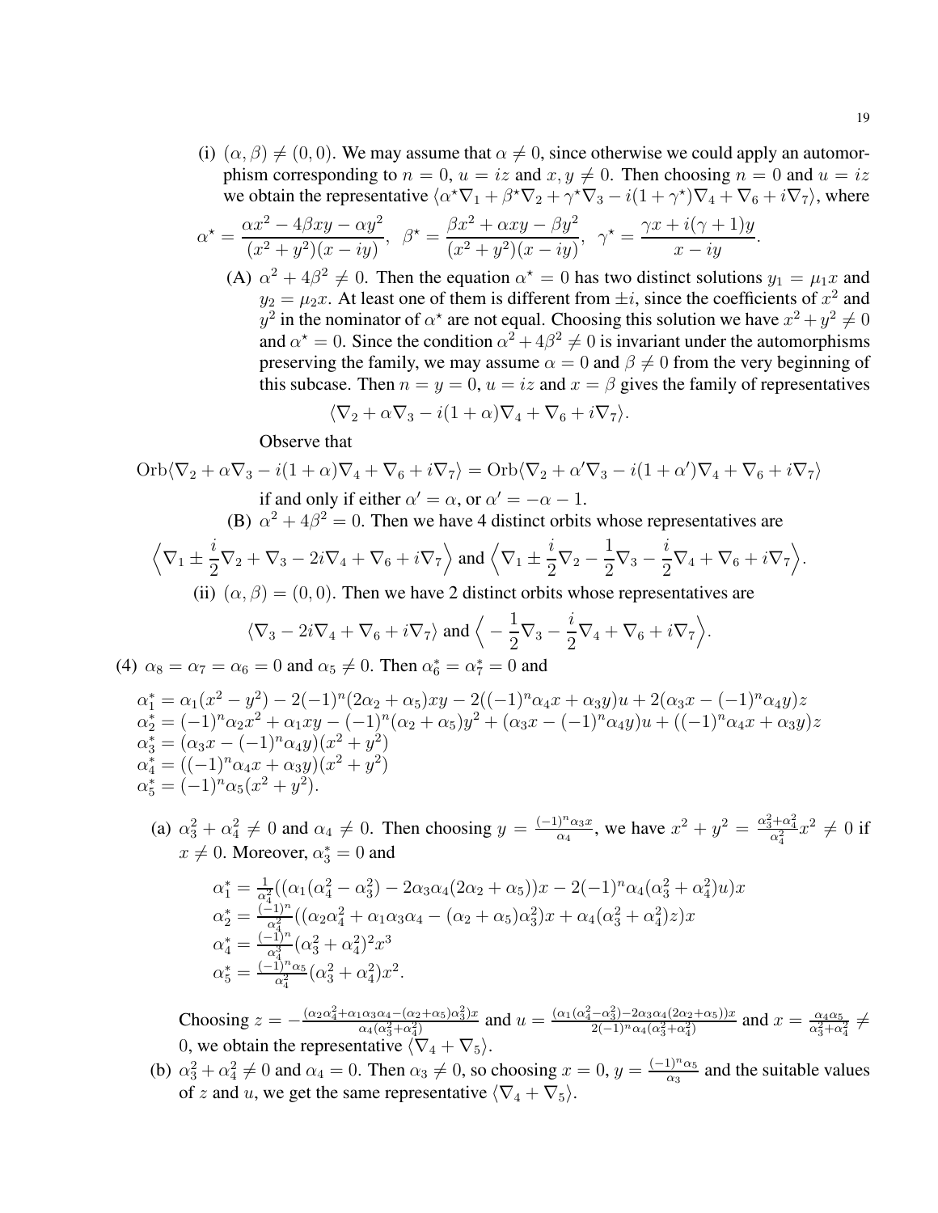(i) $(\alpha, \beta) \neq (0,0)$. We may assume that $\alpha \neq 0$, since otherwise we could apply an automorphism corresponding to $n = 0$, $u = iz$ and $x, y \neq 0$. Then choosing $n = 0$ and $u = iz$ we obtain the representative $\langle \alpha^\star \nabla_1 + \beta^\star \nabla_2 + \gamma^\star \nabla_3 - i(1+\gamma^\star)\nabla_4 + \nabla_6 + i\nabla_7 \rangle$, where

$$\alpha^\star = \frac{\alpha x^2 - 4\beta xy - \alpha y^2}{(x^2+y^2)(x-iy)}, \;\; \beta^\star = \frac{\beta x^2 + \alpha xy - \beta y^2}{(x^2+y^2)(x-iy)}, \;\; \gamma^\star = \frac{\gamma x + i(\gamma+1)y}{x - iy}.$$

(A) $\alpha^2 + 4\beta^2 \neq 0$. Then the equation $\alpha^\star = 0$ has two distinct solutions $y_1 = \mu_1 x$ and $y_2 = \mu_2 x$. At least one of them is different from $\pm i$, since the coefficients of $x^2$ and $y^2$ in the nominator of $\alpha^\star$ are not equal. Choosing this solution we have $x^2 + y^2 \neq 0$ and $\alpha^\star = 0$. Since the condition $\alpha^2 + 4\beta^2 \neq 0$ is invariant under the automorphisms preserving the family, we may assume $\alpha = 0$ and $\beta \neq 0$ from the very beginning of this subcase. Then $n = y = 0$, $u = iz$ and $x = \beta$ gives the family of representatives

$$\langle \nabla_2 + \alpha\nabla_3 - i(1+\alpha)\nabla_4 + \nabla_6 + i\nabla_7 \rangle.$$

Observe that

$$\mathrm{Orb}\langle \nabla_2 + \alpha\nabla_3 - i(1+\alpha)\nabla_4 + \nabla_6 + i\nabla_7 \rangle = \mathrm{Orb}\langle \nabla_2 + \alpha'\nabla_3 - i(1+\alpha')\nabla_4 + \nabla_6 + i\nabla_7 \rangle$$

if and only if either $\alpha' = \alpha$, or $\alpha' = -\alpha - 1$.

(B) $\alpha^2 + 4\beta^2 = 0$. Then we have 4 distinct orbits whose representatives are

$$\Big\langle \nabla_1 \pm \frac{i}{2}\nabla_2 + \nabla_3 - 2i\nabla_4 + \nabla_6 + i\nabla_7 \Big\rangle \text{ and } \Big\langle \nabla_1 \pm \frac{i}{2}\nabla_2 - \frac{1}{2}\nabla_3 - \frac{i}{2}\nabla_4 + \nabla_6 + i\nabla_7 \Big\rangle.$$

(ii) $(\alpha, \beta) = (0,0)$. Then we have 2 distinct orbits whose representatives are

$$\langle \nabla_3 - 2i\nabla_4 + \nabla_6 + i\nabla_7 \rangle \text{ and } \Big\langle -\frac{1}{2}\nabla_3 - \frac{i}{2}\nabla_4 + \nabla_6 + i\nabla_7 \Big\rangle.$$

(4) $\alpha_8 = \alpha_7 = \alpha_6 = 0$ and $\alpha_5 \neq 0$. Then $\alpha_6^* = \alpha_7^* = 0$ and

$$\begin{aligned}
\alpha_1^* &= \alpha_1(x^2-y^2) - 2(-1)^n(2\alpha_2+\alpha_5)xy - 2((-1)^n\alpha_4 x + \alpha_3 y)u + 2(\alpha_3 x - (-1)^n\alpha_4 y)z\\
\alpha_2^* &= (-1)^n\alpha_2 x^2 + \alpha_1 xy - (-1)^n(\alpha_2+\alpha_5)y^2 + (\alpha_3 x - (-1)^n\alpha_4 y)u + ((-1)^n\alpha_4 x + \alpha_3 y)z\\
\alpha_3^* &= (\alpha_3 x - (-1)^n\alpha_4 y)(x^2+y^2)\\
\alpha_4^* &= ((-1)^n\alpha_4 x + \alpha_3 y)(x^2+y^2)\\
\alpha_5^* &= (-1)^n\alpha_5(x^2+y^2).
\end{aligned}$$

(a) $\alpha_3^2 + \alpha_4^2 \neq 0$ and $\alpha_4 \neq 0$. Then choosing $y = \frac{(-1)^n\alpha_3 x}{\alpha_4}$, we have $x^2 + y^2 = \frac{\alpha_3^2+\alpha_4^2}{\alpha_4^2}x^2 \neq 0$ if $x \neq 0$. Moreover, $\alpha_3^* = 0$ and

$$\begin{aligned}
\alpha_1^* &= \tfrac{1}{\alpha_4^2}((\alpha_1(\alpha_4^2-\alpha_3^2) - 2\alpha_3\alpha_4(2\alpha_2+\alpha_5))x - 2(-1)^n\alpha_4(\alpha_3^2+\alpha_4^2)u)x\\
\alpha_2^* &= \tfrac{(-1)^n}{\alpha_4^2}((\alpha_2\alpha_4^2 + \alpha_1\alpha_3\alpha_4 - (\alpha_2+\alpha_5)\alpha_3^2)x + \alpha_4(\alpha_3^2+\alpha_4^2)z)x\\
\alpha_4^* &= \tfrac{(-1)^n}{\alpha_4^3}(\alpha_3^2+\alpha_4^2)^2 x^3\\
\alpha_5^* &= \tfrac{(-1)^n\alpha_5}{\alpha_4^2}(\alpha_3^2+\alpha_4^2)x^2.
\end{aligned}$$

Choosing $z = -\frac{(\alpha_2\alpha_4^2+\alpha_1\alpha_3\alpha_4-(\alpha_2+\alpha_5)\alpha_3^2)x}{\alpha_4(\alpha_3^2+\alpha_4^2)}$ and $u = \frac{(\alpha_1(\alpha_4^2-\alpha_3^2)-2\alpha_3\alpha_4(2\alpha_2+\alpha_5))x}{2(-1)^n\alpha_4(\alpha_3^2+\alpha_4^2)}$ and $x = \frac{\alpha_4\alpha_5}{\alpha_3^2+\alpha_4^2} \neq 0$, we obtain the representative $\langle \nabla_4 + \nabla_5 \rangle$.

(b) $\alpha_3^2 + \alpha_4^2 \neq 0$ and $\alpha_4 = 0$. Then $\alpha_3 \neq 0$, so choosing $x = 0$, $y = \frac{(-1)^n\alpha_5}{\alpha_3}$ and the suitable values of $z$ and $u$, we get the same representative $\langle \nabla_4 + \nabla_5 \rangle$.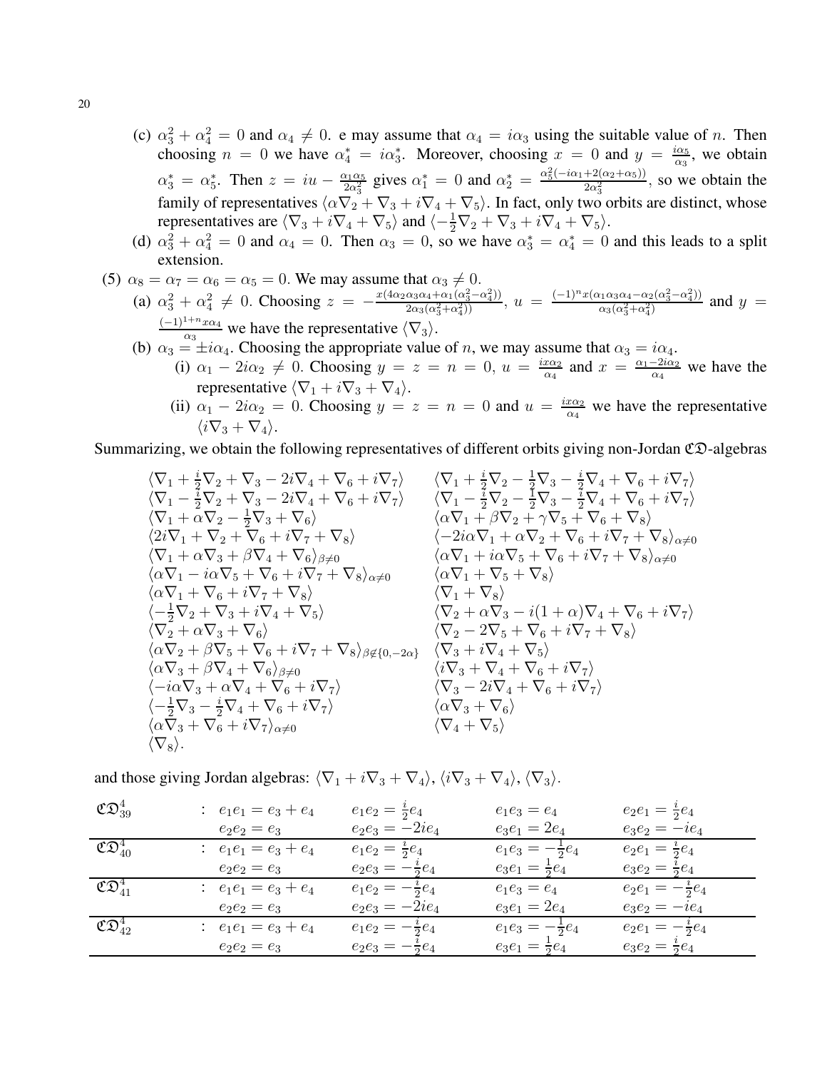(c) $\alpha_3^2 + \alpha_4^2 = 0$ and $\alpha_4 \neq 0$. e may assume that $\alpha_4 = i\alpha_3$ using the suitable value of $n$. Then choosing $n = 0$ we have $\alpha_4^* = i\alpha_3^*$. Moreover, choosing $x = 0$ and $y = \frac{i\alpha_5}{\alpha_3}$, we obtain $\alpha_3^* = \alpha_5^*$. Then $z = iu - \frac{\alpha_1\alpha_5}{2\alpha_3^2}$ gives $\alpha_1^* = 0$ and $\alpha_2^* = \frac{\alpha_5^2(-i\alpha_1+2(\alpha_2+\alpha_5))}{2\alpha_3^2}$, so we obtain the family of representatives $\langle \alpha\nabla_2 + \nabla_3 + i\nabla_4 + \nabla_5\rangle$. In fact, only two orbits are distinct, whose representatives are $\langle \nabla_3 + i\nabla_4 + \nabla_5\rangle$ and $\langle -\frac{1}{2}\nabla_2 + \nabla_3 + i\nabla_4 + \nabla_5\rangle$.

(d) $\alpha_3^2 + \alpha_4^2 = 0$ and $\alpha_4 = 0$. Then $\alpha_3 = 0$, so we have $\alpha_3^* = \alpha_4^* = 0$ and this leads to a split extension.

(5) $\alpha_8 = \alpha_7 = \alpha_6 = \alpha_5 = 0$. We may assume that $\alpha_3 \neq 0$.

(a) $\alpha_3^2 + \alpha_4^2 \neq 0$. Choosing $z = -\frac{x(4\alpha_2\alpha_3\alpha_4+\alpha_1(\alpha_3^2-\alpha_4^2))}{2\alpha_3(\alpha_3^2+\alpha_4^2))}$, $u = \frac{(-1)^n x(\alpha_1\alpha_3\alpha_4-\alpha_2(\alpha_3^2-\alpha_4^2))}{\alpha_3(\alpha_3^2+\alpha_4^2)}$ and $y = \frac{(-1)^{1+n}x\alpha_4}{\alpha_3}$ we have the representative $\langle\nabla_3\rangle$.

(b) $\alpha_3 = \pm i\alpha_4$. Choosing the appropriate value of $n$, we may assume that $\alpha_3 = i\alpha_4$.

(i) $\alpha_1 - 2i\alpha_2 \neq 0$. Choosing $y = z = n = 0$, $u = \frac{ix\alpha_2}{\alpha_4}$ and $x = \frac{\alpha_1-2i\alpha_2}{\alpha_4}$ we have the representative $\langle\nabla_1 + i\nabla_3 + \nabla_4\rangle$.

(ii) $\alpha_1 - 2i\alpha_2 = 0$. Choosing $y = z = n = 0$ and $u = \frac{ix\alpha_2}{\alpha_4}$ we have the representative $\langle i\nabla_3 + \nabla_4\rangle$.

Summarizing, we obtain the following representatives of different orbits giving non-Jordan $\mathfrak{CD}$-algebras

$\langle\nabla_1 + \frac{i}{2}\nabla_2 + \nabla_3 - 2i\nabla_4 + \nabla_6 + i\nabla_7\rangle$ $\quad$ $\langle\nabla_1 + \frac{i}{2}\nabla_2 - \frac{1}{2}\nabla_3 - \frac{i}{2}\nabla_4 + \nabla_6 + i\nabla_7\rangle$
$\langle\nabla_1 - \frac{i}{2}\nabla_2 + \nabla_3 - 2i\nabla_4 + \nabla_6 + i\nabla_7\rangle$ $\quad$ $\langle\nabla_1 - \frac{i}{2}\nabla_2 - \frac{1}{2}\nabla_3 - \frac{i}{2}\nabla_4 + \nabla_6 + i\nabla_7\rangle$
$\langle\nabla_1 + \alpha\nabla_2 - \frac{1}{2}\nabla_3 + \nabla_6\rangle$ $\quad$ $\langle\alpha\nabla_1 + \beta\nabla_2 + \gamma\nabla_5 + \nabla_6 + \nabla_8\rangle$
$\langle 2i\nabla_1 + \nabla_2 + \nabla_6 + i\nabla_7 + \nabla_8\rangle$ $\quad$ $\langle -2i\alpha\nabla_1 + \alpha\nabla_2 + \nabla_6 + i\nabla_7 + \nabla_8\rangle_{\alpha\neq 0}$
$\langle\nabla_1 + \alpha\nabla_3 + \beta\nabla_4 + \nabla_6\rangle_{\beta\neq 0}$ $\quad$ $\langle\alpha\nabla_1 + i\alpha\nabla_5 + \nabla_6 + i\nabla_7 + \nabla_8\rangle_{\alpha\neq 0}$
$\langle\alpha\nabla_1 - i\alpha\nabla_5 + \nabla_6 + i\nabla_7 + \nabla_8\rangle_{\alpha\neq 0}$ $\quad$ $\langle\alpha\nabla_1 + \nabla_5 + \nabla_8\rangle$
$\langle\alpha\nabla_1 + \nabla_6 + i\nabla_7 + \nabla_8\rangle$ $\quad$ $\langle\nabla_1 + \nabla_8\rangle$
$\langle -\frac{1}{2}\nabla_2 + \nabla_3 + i\nabla_4 + \nabla_5\rangle$ $\quad$ $\langle\nabla_2 + \alpha\nabla_3 - i(1+\alpha)\nabla_4 + \nabla_6 + i\nabla_7\rangle$
$\langle\nabla_2 + \alpha\nabla_3 + \nabla_6\rangle$ $\quad$ $\langle\nabla_2 - 2\nabla_5 + \nabla_6 + i\nabla_7 + \nabla_8\rangle$
$\langle\alpha\nabla_2 + \beta\nabla_5 + \nabla_6 + i\nabla_7 + \nabla_8\rangle_{\beta\notin\{0,-2\alpha\}}$ $\quad$ $\langle\nabla_3 + i\nabla_4 + \nabla_5\rangle$
$\langle\alpha\nabla_3 + \beta\nabla_4 + \nabla_6\rangle_{\beta\neq 0}$ $\quad$ $\langle i\nabla_3 + \nabla_4 + \nabla_6 + i\nabla_7\rangle$
$\langle -i\alpha\nabla_3 + \alpha\nabla_4 + \nabla_6 + i\nabla_7\rangle$ $\quad$ $\langle\nabla_3 - 2i\nabla_4 + \nabla_6 + i\nabla_7\rangle$
$\langle -\frac{1}{2}\nabla_3 - \frac{i}{2}\nabla_4 + \nabla_6 + i\nabla_7\rangle$ $\quad$ $\langle\alpha\nabla_3 + \nabla_6\rangle$
$\langle\alpha\nabla_3 + \nabla_6 + i\nabla_7\rangle_{\alpha\neq 0}$ $\quad$ $\langle\nabla_4 + \nabla_5\rangle$
$\langle\nabla_8\rangle$.

and those giving Jordan algebras: $\langle\nabla_1 + i\nabla_3 + \nabla_4\rangle$, $\langle i\nabla_3 + \nabla_4\rangle$, $\langle\nabla_3\rangle$.

| | | | | |
|---|---|---|---|---|
| $\mathfrak{CD}_{39}^4$ | : $e_1e_1 = e_3 + e_4$ | $e_1e_2 = \frac{i}{2}e_4$ | $e_1e_3 = e_4$ | $e_2e_1 = \frac{i}{2}e_4$ |
| | $e_2e_2 = e_3$ | $e_2e_3 = -2ie_4$ | $e_3e_1 = 2e_4$ | $e_3e_2 = -ie_4$ |
| $\mathfrak{CD}_{40}^4$ | : $e_1e_1 = e_3 + e_4$ | $e_1e_2 = \frac{i}{2}e_4$ | $e_1e_3 = -\frac{1}{2}e_4$ | $e_2e_1 = \frac{i}{2}e_4$ |
| | $e_2e_2 = e_3$ | $e_2e_3 = -\frac{i}{2}e_4$ | $e_3e_1 = \frac{1}{2}e_4$ | $e_3e_2 = \frac{i}{2}e_4$ |
| $\mathfrak{CD}_{41}^4$ | : $e_1e_1 = e_3 + e_4$ | $e_1e_2 = -\frac{i}{2}e_4$ | $e_1e_3 = e_4$ | $e_2e_1 = -\frac{i}{2}e_4$ |
| | $e_2e_2 = e_3$ | $e_2e_3 = -2ie_4$ | $e_3e_1 = 2e_4$ | $e_3e_2 = -ie_4$ |
| $\mathfrak{CD}_{42}^4$ | : $e_1e_1 = e_3 + e_4$ | $e_1e_2 = -\frac{i}{2}e_4$ | $e_1e_3 = -\frac{1}{2}e_4$ | $e_2e_1 = -\frac{i}{2}e_4$ |
| | $e_2e_2 = e_3$ | $e_2e_3 = -\frac{i}{2}e_4$ | $e_3e_1 = \frac{1}{2}e_4$ | $e_3e_2 = \frac{i}{2}e_4$ |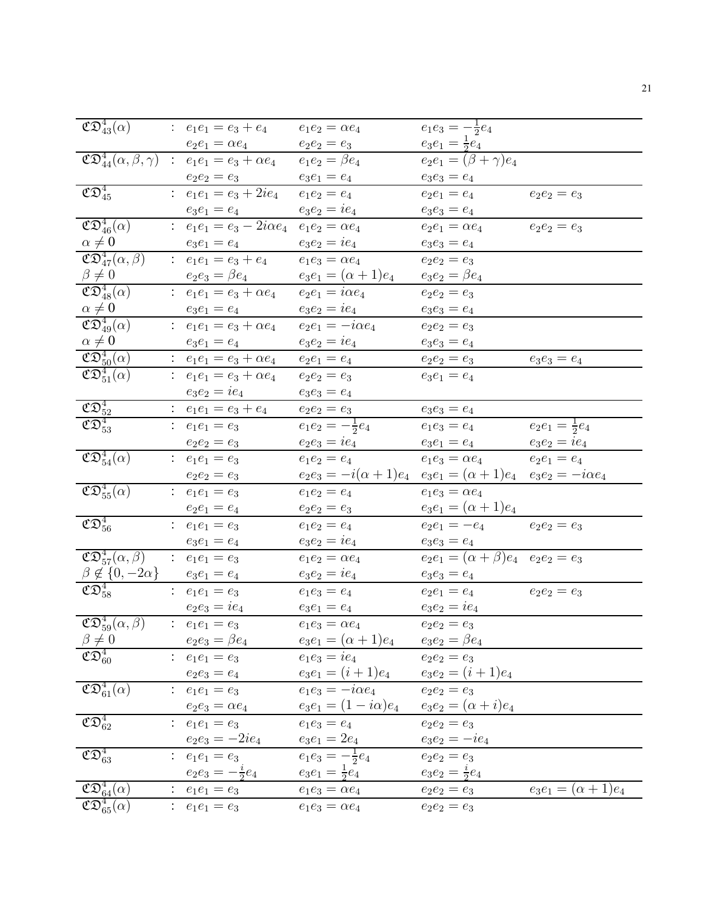| | | | | | |
|---|---|---|---|---|---|
| $\mathfrak{CD}_{43}^4(\alpha)$ | : | $e_1e_1 = e_3 + e_4$ | $e_1e_2 = \alpha e_4$ | $e_1e_3 = -\frac{1}{2}e_4$ | |
| | | $e_2e_1 = \alpha e_4$ | $e_2e_2 = e_3$ | $e_3e_1 = \frac{1}{2}e_4$ | |
| $\mathfrak{CD}_{44}^4(\alpha,\beta,\gamma)$ | : | $e_1e_1 = e_3 + \alpha e_4$ | $e_1e_2 = \beta e_4$ | $e_2e_1 = (\beta+\gamma)e_4$ | |
| | | $e_2e_2 = e_3$ | $e_3e_1 = e_4$ | $e_3e_3 = e_4$ | |
| $\mathfrak{CD}_{45}^4$ | : | $e_1e_1 = e_3 + 2ie_4$ | $e_1e_2 = e_4$ | $e_2e_1 = e_4$ | $e_2e_2 = e_3$ |
| | | $e_3e_1 = e_4$ | $e_3e_2 = ie_4$ | $e_3e_3 = e_4$ | |
| $\mathfrak{CD}_{46}^4(\alpha)$ | : | $e_1e_1 = e_3 - 2i\alpha e_4$ | $e_1e_2 = \alpha e_4$ | $e_2e_1 = \alpha e_4$ | $e_2e_2 = e_3$ |
| $\alpha \neq 0$ | | $e_3e_1 = e_4$ | $e_3e_2 = ie_4$ | $e_3e_3 = e_4$ | |
| $\mathfrak{CD}_{47}^4(\alpha,\beta)$ | : | $e_1e_1 = e_3 + e_4$ | $e_1e_3 = \alpha e_4$ | $e_2e_2 = e_3$ | |
| $\beta \neq 0$ | | $e_2e_3 = \beta e_4$ | $e_3e_1 = (\alpha+1)e_4$ | $e_3e_2 = \beta e_4$ | |
| $\mathfrak{CD}_{48}^4(\alpha)$ | : | $e_1e_1 = e_3 + \alpha e_4$ | $e_2e_1 = i\alpha e_4$ | $e_2e_2 = e_3$ | |
| $\alpha \neq 0$ | | $e_3e_1 = e_4$ | $e_3e_2 = ie_4$ | $e_3e_3 = e_4$ | |
| $\mathfrak{CD}_{49}^4(\alpha)$ | : | $e_1e_1 = e_3 + \alpha e_4$ | $e_2e_1 = -i\alpha e_4$ | $e_2e_2 = e_3$ | |
| $\alpha \neq 0$ | | $e_3e_1 = e_4$ | $e_3e_2 = ie_4$ | $e_3e_3 = e_4$ | |
| $\mathfrak{CD}_{50}^4(\alpha)$ | : | $e_1e_1 = e_3 + \alpha e_4$ | $e_2e_1 = e_4$ | $e_2e_2 = e_3$ | $e_3e_3 = e_4$ |
| $\mathfrak{CD}_{51}^4(\alpha)$ | : | $e_1e_1 = e_3 + \alpha e_4$ | $e_2e_2 = e_3$ | $e_3e_1 = e_4$ | |
| | | $e_3e_2 = ie_4$ | $e_3e_3 = e_4$ | | |
| $\mathfrak{CD}_{52}^4$ | : | $e_1e_1 = e_3 + e_4$ | $e_2e_2 = e_3$ | $e_3e_3 = e_4$ | |
| $\mathfrak{CD}_{53}^4$ | : | $e_1e_1 = e_3$ | $e_1e_2 = -\frac{1}{2}e_4$ | $e_1e_3 = e_4$ | $e_2e_1 = \frac{1}{2}e_4$ |
| | | $e_2e_2 = e_3$ | $e_2e_3 = ie_4$ | $e_3e_1 = e_4$ | $e_3e_2 = ie_4$ |
| $\mathfrak{CD}_{54}^4(\alpha)$ | : | $e_1e_1 = e_3$ | $e_1e_2 = e_4$ | $e_1e_3 = \alpha e_4$ | $e_2e_1 = e_4$ |
| | | $e_2e_2 = e_3$ | $e_2e_3 = -i(\alpha+1)e_4$ | $e_3e_1 = (\alpha+1)e_4$ | $e_3e_2 = -i\alpha e_4$ |
| $\mathfrak{CD}_{55}^4(\alpha)$ | : | $e_1e_1 = e_3$ | $e_1e_2 = e_4$ | $e_1e_3 = \alpha e_4$ | |
| | | $e_2e_1 = e_4$ | $e_2e_2 = e_3$ | $e_3e_1 = (\alpha+1)e_4$ | |
| $\mathfrak{CD}_{56}^4$ | : | $e_1e_1 = e_3$ | $e_1e_2 = e_4$ | $e_2e_1 = -e_4$ | $e_2e_2 = e_3$ |
| | | $e_3e_1 = e_4$ | $e_3e_2 = ie_4$ | $e_3e_3 = e_4$ | |
| $\mathfrak{CD}_{57}^4(\alpha,\beta)$ | : | $e_1e_1 = e_3$ | $e_1e_2 = \alpha e_4$ | $e_2e_1 = (\alpha+\beta)e_4$ | $e_2e_2 = e_3$ |
| $\beta \notin \{0,-2\alpha\}$ | | $e_3e_1 = e_4$ | $e_3e_2 = ie_4$ | $e_3e_3 = e_4$ | |
| $\mathfrak{CD}_{58}^4$ | : | $e_1e_1 = e_3$ | $e_1e_3 = e_4$ | $e_2e_1 = e_4$ | $e_2e_2 = e_3$ |
| | | $e_2e_3 = ie_4$ | $e_3e_1 = e_4$ | $e_3e_2 = ie_4$ | |
| $\mathfrak{CD}_{59}^4(\alpha,\beta)$ | : | $e_1e_1 = e_3$ | $e_1e_3 = \alpha e_4$ | $e_2e_2 = e_3$ | |
| $\beta \neq 0$ | | $e_2e_3 = \beta e_4$ | $e_3e_1 = (\alpha+1)e_4$ | $e_3e_2 = \beta e_4$ | |
| $\mathfrak{CD}_{60}^4$ | : | $e_1e_1 = e_3$ | $e_1e_3 = ie_4$ | $e_2e_2 = e_3$ | |
| | | $e_2e_3 = e_4$ | $e_3e_1 = (i+1)e_4$ | $e_3e_2 = (i+1)e_4$ | |
| $\mathfrak{CD}_{61}^4(\alpha)$ | : | $e_1e_1 = e_3$ | $e_1e_3 = -i\alpha e_4$ | $e_2e_2 = e_3$ | |
| | | $e_2e_3 = \alpha e_4$ | $e_3e_1 = (1-i\alpha)e_4$ | $e_3e_2 = (\alpha+i)e_4$ | |
| $\mathfrak{CD}_{62}^4$ | : | $e_1e_1 = e_3$ | $e_1e_3 = e_4$ | $e_2e_2 = e_3$ | |
| | | $e_2e_3 = -2ie_4$ | $e_3e_1 = 2e_4$ | $e_3e_2 = -ie_4$ | |
| $\mathfrak{CD}_{63}^4$ | : | $e_1e_1 = e_3$ | $e_1e_3 = -\frac{1}{2}e_4$ | $e_2e_2 = e_3$ | |
| | | $e_2e_3 = -\frac{i}{2}e_4$ | $e_3e_1 = \frac{1}{2}e_4$ | $e_3e_2 = \frac{i}{2}e_4$ | |
| $\mathfrak{CD}_{64}^4(\alpha)$ | : | $e_1e_1 = e_3$ | $e_1e_3 = \alpha e_4$ | $e_2e_2 = e_3$ | $e_3e_1 = (\alpha+1)e_4$ |
| $\mathfrak{CD}_{65}^4(\alpha)$ | : | $e_1e_1 = e_3$ | $e_1e_3 = \alpha e_4$ | $e_2e_2 = e_3$ | |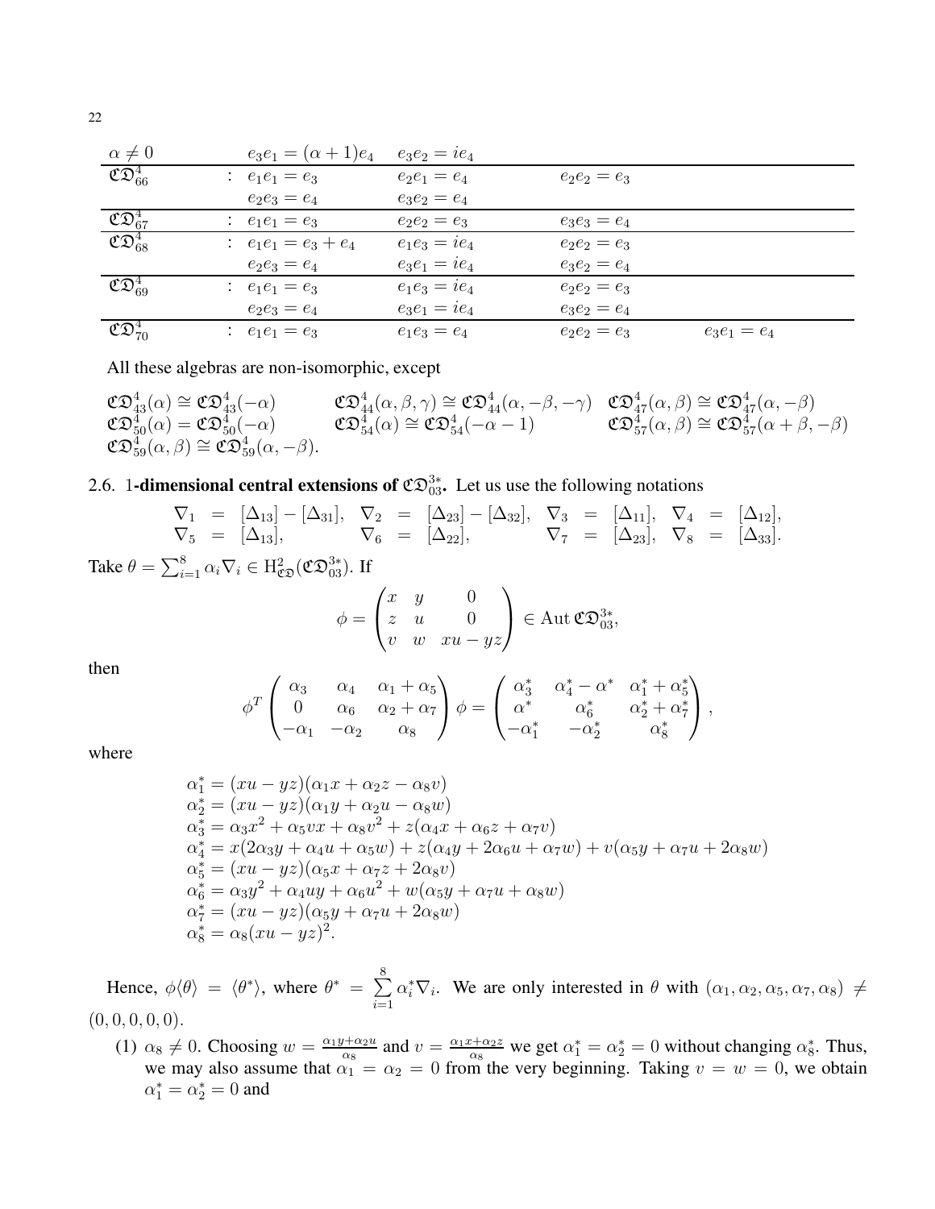| | | | | |
|---|---|---|---|---|
| $\alpha \neq 0$ | $e_3e_1 = (\alpha+1)e_4$ | $e_3e_2 = ie_4$ | | |
| $\mathfrak{CD}_{66}^4$ | : $e_1e_1 = e_3$ | $e_2e_1 = e_4$ | $e_2e_2 = e_3$ | |
| | $e_2e_3 = e_4$ | $e_3e_2 = e_4$ | | |
| $\mathfrak{CD}_{67}^4$ | : $e_1e_1 = e_3$ | $e_2e_2 = e_3$ | $e_3e_3 = e_4$ | |
| $\mathfrak{CD}_{68}^4$ | : $e_1e_1 = e_3 + e_4$ | $e_1e_3 = ie_4$ | $e_2e_2 = e_3$ | |
| | $e_2e_3 = e_4$ | $e_3e_1 = ie_4$ | $e_3e_2 = e_4$ | |
| $\mathfrak{CD}_{69}^4$ | : $e_1e_1 = e_3$ | $e_1e_3 = ie_4$ | $e_2e_2 = e_3$ | |
| | $e_2e_3 = e_4$ | $e_3e_1 = ie_4$ | $e_3e_2 = e_4$ | |
| $\mathfrak{CD}_{70}^4$ | : $e_1e_1 = e_3$ | $e_1e_3 = e_4$ | $e_2e_2 = e_3$ | $e_3e_1 = e_4$ |

All these algebras are non-isomorphic, except

$$
\begin{array}{lll}
\mathfrak{CD}_{43}^4(\alpha) \cong \mathfrak{CD}_{43}^4(-\alpha) & \mathfrak{CD}_{44}^4(\alpha,\beta,\gamma) \cong \mathfrak{CD}_{44}^4(\alpha,-\beta,-\gamma) & \mathfrak{CD}_{47}^4(\alpha,\beta) \cong \mathfrak{CD}_{47}^4(\alpha,-\beta) \\
\mathfrak{CD}_{50}^4(\alpha) = \mathfrak{CD}_{50}^4(-\alpha) & \mathfrak{CD}_{54}^4(\alpha) \cong \mathfrak{CD}_{54}^4(-\alpha-1) & \mathfrak{CD}_{57}^4(\alpha,\beta) \cong \mathfrak{CD}_{57}^4(\alpha+\beta,-\beta) \\
\mathfrak{CD}_{59}^4(\alpha,\beta) \cong \mathfrak{CD}_{59}^4(\alpha,-\beta). & &
\end{array}
$$

## 2.6. 1-dimensional central extensions of $\mathfrak{CD}_{03}^{3*}$.

Let us use the following notations

$$
\begin{array}{llll}
\nabla_1 = [\Delta_{13}] - [\Delta_{31}], & \nabla_2 = [\Delta_{23}] - [\Delta_{32}], & \nabla_3 = [\Delta_{11}], & \nabla_4 = [\Delta_{12}], \\
\nabla_5 = [\Delta_{13}], & \nabla_6 = [\Delta_{22}], & \nabla_7 = [\Delta_{23}], & \nabla_8 = [\Delta_{33}].
\end{array}
$$

Take $\theta = \sum_{i=1}^{8} \alpha_i \nabla_i \in \mathrm{H}^2_{\mathfrak{CD}}(\mathfrak{CD}_{03}^{3*})$. If

$$
\phi = \begin{pmatrix} x & y & 0 \\ z & u & 0 \\ v & w & xu - yz \end{pmatrix} \in \operatorname{Aut} \mathfrak{CD}_{03}^{3*},
$$

then

$$
\phi^T \begin{pmatrix} \alpha_3 & \alpha_4 & \alpha_1 + \alpha_5 \\ 0 & \alpha_6 & \alpha_2 + \alpha_7 \\ -\alpha_1 & -\alpha_2 & \alpha_8 \end{pmatrix} \phi = \begin{pmatrix} \alpha_3^* & \alpha_4^* - \alpha^* & \alpha_1^* + \alpha_5^* \\ \alpha^* & \alpha_6^* & \alpha_2^* + \alpha_7^* \\ -\alpha_1^* & -\alpha_2^* & \alpha_8^* \end{pmatrix},
$$

where

$$
\begin{array}{l}
\alpha_1^* = (xu - yz)(\alpha_1 x + \alpha_2 z - \alpha_8 v) \\
\alpha_2^* = (xu - yz)(\alpha_1 y + \alpha_2 u - \alpha_8 w) \\
\alpha_3^* = \alpha_3 x^2 + \alpha_5 vx + \alpha_8 v^2 + z(\alpha_4 x + \alpha_6 z + \alpha_7 v) \\
\alpha_4^* = x(2\alpha_3 y + \alpha_4 u + \alpha_5 w) + z(\alpha_4 y + 2\alpha_6 u + \alpha_7 w) + v(\alpha_5 y + \alpha_7 u + 2\alpha_8 w) \\
\alpha_5^* = (xu - yz)(\alpha_5 x + \alpha_7 z + 2\alpha_8 v) \\
\alpha_6^* = \alpha_3 y^2 + \alpha_4 uy + \alpha_6 u^2 + w(\alpha_5 y + \alpha_7 u + \alpha_8 w) \\
\alpha_7^* = (xu - yz)(\alpha_5 y + \alpha_7 u + 2\alpha_8 w) \\
\alpha_8^* = \alpha_8 (xu - yz)^2.
\end{array}
$$

Hence, $\phi\langle\theta\rangle = \langle\theta^*\rangle$, where $\theta^* = \sum\limits_{i=1}^{8} \alpha_i^* \nabla_i$. We are only interested in $\theta$ with $(\alpha_1, \alpha_2, \alpha_5, \alpha_7, \alpha_8) \neq (0,0,0,0,0)$.

(1) $\alpha_8 \neq 0$. Choosing $w = \frac{\alpha_1 y + \alpha_2 u}{\alpha_8}$ and $v = \frac{\alpha_1 x + \alpha_2 z}{\alpha_8}$ we get $\alpha_1^* = \alpha_2^* = 0$ without changing $\alpha_8^*$. Thus, we may also assume that $\alpha_1 = \alpha_2 = 0$ from the very beginning. Taking $v = w = 0$, we obtain $\alpha_1^* = \alpha_2^* = 0$ and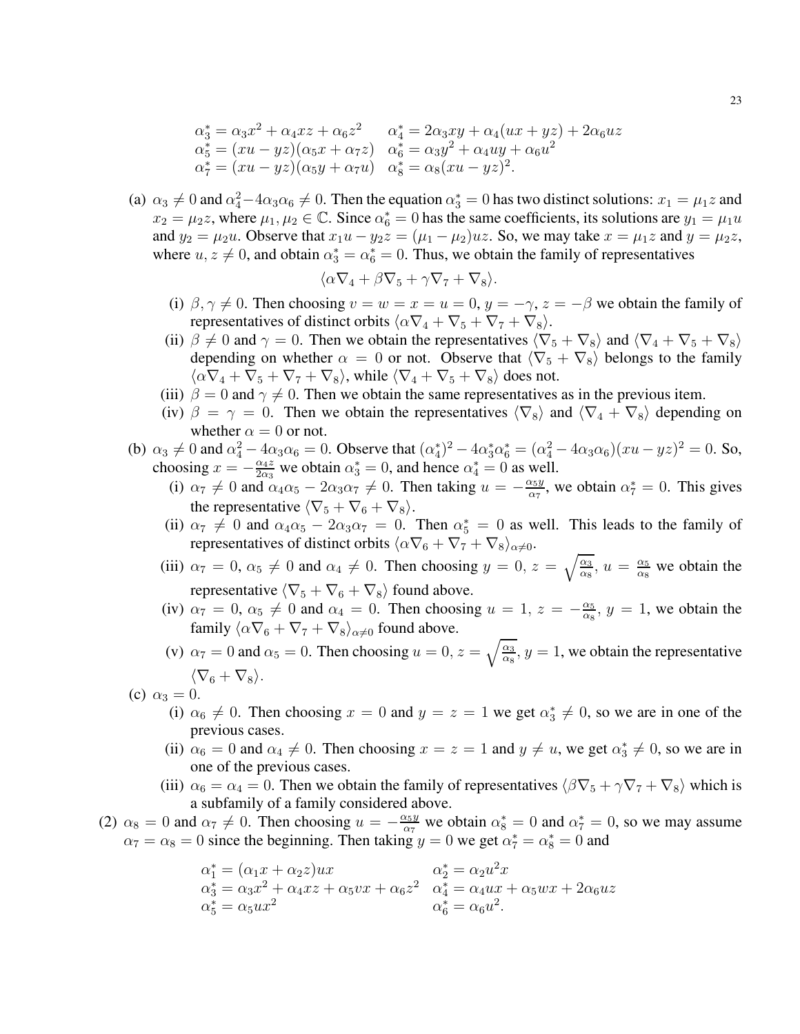$$
\begin{array}{ll}
\alpha_3^* = \alpha_3 x^2 + \alpha_4 xz + \alpha_6 z^2 & \alpha_4^* = 2\alpha_3 xy + \alpha_4(ux + yz) + 2\alpha_6 uz \\
\alpha_5^* = (xu - yz)(\alpha_5 x + \alpha_7 z) & \alpha_6^* = \alpha_3 y^2 + \alpha_4 uy + \alpha_6 u^2 \\
\alpha_7^* = (xu - yz)(\alpha_5 y + \alpha_7 u) & \alpha_8^* = \alpha_8 (xu - yz)^2.
\end{array}
$$

(a) $\alpha_3 \neq 0$ and $\alpha_4^2 - 4\alpha_3\alpha_6 \neq 0$. Then the equation $\alpha_3^* = 0$ has two distinct solutions: $x_1 = \mu_1 z$ and $x_2 = \mu_2 z$, where $\mu_1, \mu_2 \in \mathbb{C}$. Since $\alpha_6^* = 0$ has the same coefficients, its solutions are $y_1 = \mu_1 u$ and $y_2 = \mu_2 u$. Observe that $x_1 u - y_2 z = (\mu_1 - \mu_2)uz$. So, we may take $x = \mu_1 z$ and $y = \mu_2 z$, where $u, z \neq 0$, and obtain $\alpha_3^* = \alpha_6^* = 0$. Thus, we obtain the family of representatives

$$\langle \alpha\nabla_4 + \beta\nabla_5 + \gamma\nabla_7 + \nabla_8 \rangle.$$

- (i) $\beta, \gamma \neq 0$. Then choosing $v = w = x = u = 0$, $y = -\gamma$, $z = -\beta$ we obtain the family of representatives of distinct orbits $\langle \alpha\nabla_4 + \nabla_5 + \nabla_7 + \nabla_8 \rangle$.
- (ii) $\beta \neq 0$ and $\gamma = 0$. Then we obtain the representatives $\langle \nabla_5 + \nabla_8 \rangle$ and $\langle \nabla_4 + \nabla_5 + \nabla_8 \rangle$ depending on whether $\alpha = 0$ or not. Observe that $\langle \nabla_5 + \nabla_8 \rangle$ belongs to the family $\langle \alpha\nabla_4 + \nabla_5 + \nabla_7 + \nabla_8 \rangle$, while $\langle \nabla_4 + \nabla_5 + \nabla_8 \rangle$ does not.
- (iii) $\beta = 0$ and $\gamma \neq 0$. Then we obtain the same representatives as in the previous item.
- (iv) $\beta = \gamma = 0$. Then we obtain the representatives $\langle \nabla_8 \rangle$ and $\langle \nabla_4 + \nabla_8 \rangle$ depending on whether $\alpha = 0$ or not.

(b) $\alpha_3 \neq 0$ and $\alpha_4^2 - 4\alpha_3\alpha_6 = 0$. Observe that $(\alpha_4^*)^2 - 4\alpha_3^*\alpha_6^* = (\alpha_4^2 - 4\alpha_3\alpha_6)(xu - yz)^2 = 0$. So, choosing $x = -\frac{\alpha_4 z}{2\alpha_3}$ we obtain $\alpha_3^* = 0$, and hence $\alpha_4^* = 0$ as well.

- (i) $\alpha_7 \neq 0$ and $\alpha_4\alpha_5 - 2\alpha_3\alpha_7 \neq 0$. Then taking $u = -\frac{\alpha_5 y}{\alpha_7}$, we obtain $\alpha_7^* = 0$. This gives the representative $\langle \nabla_5 + \nabla_6 + \nabla_8 \rangle$.
- (ii) $\alpha_7 \neq 0$ and $\alpha_4\alpha_5 - 2\alpha_3\alpha_7 = 0$. Then $\alpha_5^* = 0$ as well. This leads to the family of representatives of distinct orbits $\langle \alpha\nabla_6 + \nabla_7 + \nabla_8 \rangle_{\alpha \neq 0}$.
- (iii) $\alpha_7 = 0$, $\alpha_5 \neq 0$ and $\alpha_4 \neq 0$. Then choosing $y = 0$, $z = \sqrt{\frac{\alpha_3}{\alpha_8}}$, $u = \frac{\alpha_5}{\alpha_8}$ we obtain the representative $\langle \nabla_5 + \nabla_6 + \nabla_8 \rangle$ found above.
- (iv) $\alpha_7 = 0$, $\alpha_5 \neq 0$ and $\alpha_4 = 0$. Then choosing $u = 1$, $z = -\frac{\alpha_5}{\alpha_8}$, $y = 1$, we obtain the family $\langle \alpha\nabla_6 + \nabla_7 + \nabla_8 \rangle_{\alpha \neq 0}$ found above.
- (v) $\alpha_7 = 0$ and $\alpha_5 = 0$. Then choosing $u = 0$, $z = \sqrt{\frac{\alpha_3}{\alpha_8}}$, $y = 1$, we obtain the representative $\langle \nabla_6 + \nabla_8 \rangle$.

(c) $\alpha_3 = 0$.

- (i) $\alpha_6 \neq 0$. Then choosing $x = 0$ and $y = z = 1$ we get $\alpha_3^* \neq 0$, so we are in one of the previous cases.
- (ii) $\alpha_6 = 0$ and $\alpha_4 \neq 0$. Then choosing $x = z = 1$ and $y \neq u$, we get $\alpha_3^* \neq 0$, so we are in one of the previous cases.
- (iii) $\alpha_6 = \alpha_4 = 0$. Then we obtain the family of representatives $\langle \beta\nabla_5 + \gamma\nabla_7 + \nabla_8 \rangle$ which is a subfamily of a family considered above.

(2) $\alpha_8 = 0$ and $\alpha_7 \neq 0$. Then choosing $u = -\frac{\alpha_5 y}{\alpha_7}$ we obtain $\alpha_8^* = 0$ and $\alpha_7^* = 0$, so we may assume $\alpha_7 = \alpha_8 = 0$ since the beginning. Then taking $y = 0$ we get $\alpha_7^* = \alpha_8^* = 0$ and

$$
\begin{array}{ll}
\alpha_1^* = (\alpha_1 x + \alpha_2 z)ux & \alpha_2^* = \alpha_2 u^2 x \\
\alpha_3^* = \alpha_3 x^2 + \alpha_4 xz + \alpha_5 vx + \alpha_6 z^2 & \alpha_4^* = \alpha_4 ux + \alpha_5 wx + 2\alpha_6 uz \\
\alpha_5^* = \alpha_5 ux^2 & \alpha_6^* = \alpha_6 u^2.
\end{array}
$$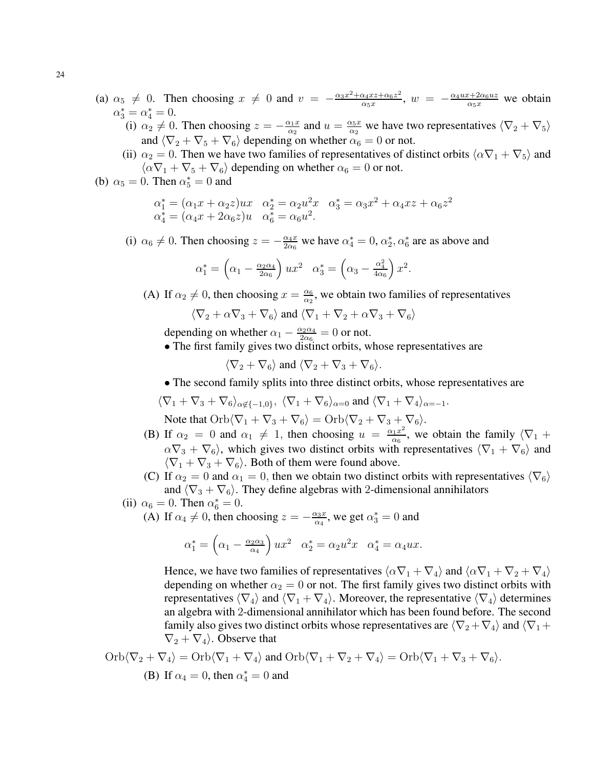(a) $\alpha_5 \neq 0$. Then choosing $x \neq 0$ and $v = -\frac{\alpha_3 x^2 + \alpha_4 xz + \alpha_6 z^2}{\alpha_5 x}$, $w = -\frac{\alpha_4 ux + 2\alpha_6 uz}{\alpha_5 x}$ we obtain $\alpha_3^* = \alpha_4^* = 0$.

  (i) $\alpha_2 \neq 0$. Then choosing $z = -\frac{\alpha_1 x}{\alpha_2}$ and $u = \frac{\alpha_5 x}{\alpha_2}$ we have two representatives $\langle \nabla_2 + \nabla_5 \rangle$ and $\langle \nabla_2 + \nabla_5 + \nabla_6 \rangle$ depending on whether $\alpha_6 = 0$ or not.

  (ii) $\alpha_2 = 0$. Then we have two families of representatives of distinct orbits $\langle \alpha\nabla_1 + \nabla_5 \rangle$ and $\langle \alpha\nabla_1 + \nabla_5 + \nabla_6 \rangle$ depending on whether $\alpha_6 = 0$ or not.

(b) $\alpha_5 = 0$. Then $\alpha_5^* = 0$ and

$$
\begin{array}{lll}
\alpha_1^* = (\alpha_1 x + \alpha_2 z)ux & \alpha_2^* = \alpha_2 u^2 x & \alpha_3^* = \alpha_3 x^2 + \alpha_4 xz + \alpha_6 z^2 \\
\alpha_4^* = (\alpha_4 x + 2\alpha_6 z)u & \alpha_6^* = \alpha_6 u^2. &
\end{array}
$$

  (i) $\alpha_6 \neq 0$. Then choosing $z = -\frac{\alpha_4 x}{2\alpha_6}$ we have $\alpha_4^* = 0$, $\alpha_2^*, \alpha_6^*$ are as above and

$$
\alpha_1^* = \left(\alpha_1 - \tfrac{\alpha_2\alpha_4}{2\alpha_6}\right) ux^2 \quad \alpha_3^* = \left(\alpha_3 - \tfrac{\alpha_4^2}{4\alpha_6}\right) x^2.
$$

    (A) If $\alpha_2 \neq 0$, then choosing $x = \frac{\alpha_6}{\alpha_2}$, we obtain two families of representatives

$$
\langle \nabla_2 + \alpha\nabla_3 + \nabla_6 \rangle \text{ and } \langle \nabla_1 + \nabla_2 + \alpha\nabla_3 + \nabla_6 \rangle
$$

    depending on whether $\alpha_1 - \frac{\alpha_2\alpha_4}{2\alpha_6} = 0$ or not.

    • The first family gives two distinct orbits, whose representatives are

$$
\langle \nabla_2 + \nabla_6 \rangle \text{ and } \langle \nabla_2 + \nabla_3 + \nabla_6 \rangle.
$$

    • The second family splits into three distinct orbits, whose representatives are

$$
\langle \nabla_1 + \nabla_3 + \nabla_6 \rangle_{\alpha \notin \{-1,0\}},\ \langle \nabla_1 + \nabla_6 \rangle_{\alpha = 0} \text{ and } \langle \nabla_1 + \nabla_4 \rangle_{\alpha = -1}.
$$

    Note that $\mathrm{Orb}\langle \nabla_1 + \nabla_3 + \nabla_6 \rangle = \mathrm{Orb}\langle \nabla_2 + \nabla_3 + \nabla_6 \rangle$.

    (B) If $\alpha_2 = 0$ and $\alpha_1 \neq 1$, then choosing $u = \frac{\alpha_1 x^2}{\alpha_6}$, we obtain the family $\langle \nabla_1 + \alpha\nabla_3 + \nabla_6 \rangle$, which gives two distinct orbits with representatives $\langle \nabla_1 + \nabla_6 \rangle$ and $\langle \nabla_1 + \nabla_3 + \nabla_6 \rangle$. Both of them were found above.

    (C) If $\alpha_2 = 0$ and $\alpha_1 = 0$, then we obtain two distinct orbits with representatives $\langle \nabla_6 \rangle$ and $\langle \nabla_3 + \nabla_6 \rangle$. They define algebras with 2-dimensional annihilators

  (ii) $\alpha_6 = 0$. Then $\alpha_6^* = 0$.

    (A) If $\alpha_4 \neq 0$, then choosing $z = -\frac{\alpha_3 x}{\alpha_4}$, we get $\alpha_3^* = 0$ and

$$
\alpha_1^* = \left(\alpha_1 - \tfrac{\alpha_2\alpha_3}{\alpha_4}\right) ux^2 \quad \alpha_2^* = \alpha_2 u^2 x \quad \alpha_4^* = \alpha_4 ux.
$$

    Hence, we have two families of representatives $\langle \alpha\nabla_1 + \nabla_4 \rangle$ and $\langle \alpha\nabla_1 + \nabla_2 + \nabla_4 \rangle$ depending on whether $\alpha_2 = 0$ or not. The first family gives two distinct orbits with representatives $\langle \nabla_4 \rangle$ and $\langle \nabla_1 + \nabla_4 \rangle$. Moreover, the representative $\langle \nabla_4 \rangle$ determines an algebra with 2-dimensional annihilator which has been found before. The second family also gives two distinct orbits whose representatives are $\langle \nabla_2 + \nabla_4 \rangle$ and $\langle \nabla_1 + \nabla_2 + \nabla_4 \rangle$. Observe that

$$
\mathrm{Orb}\langle \nabla_2 + \nabla_4 \rangle = \mathrm{Orb}\langle \nabla_1 + \nabla_4 \rangle \text{ and } \mathrm{Orb}\langle \nabla_1 + \nabla_2 + \nabla_4 \rangle = \mathrm{Orb}\langle \nabla_1 + \nabla_3 + \nabla_6 \rangle.
$$

    (B) If $\alpha_4 = 0$, then $\alpha_4^* = 0$ and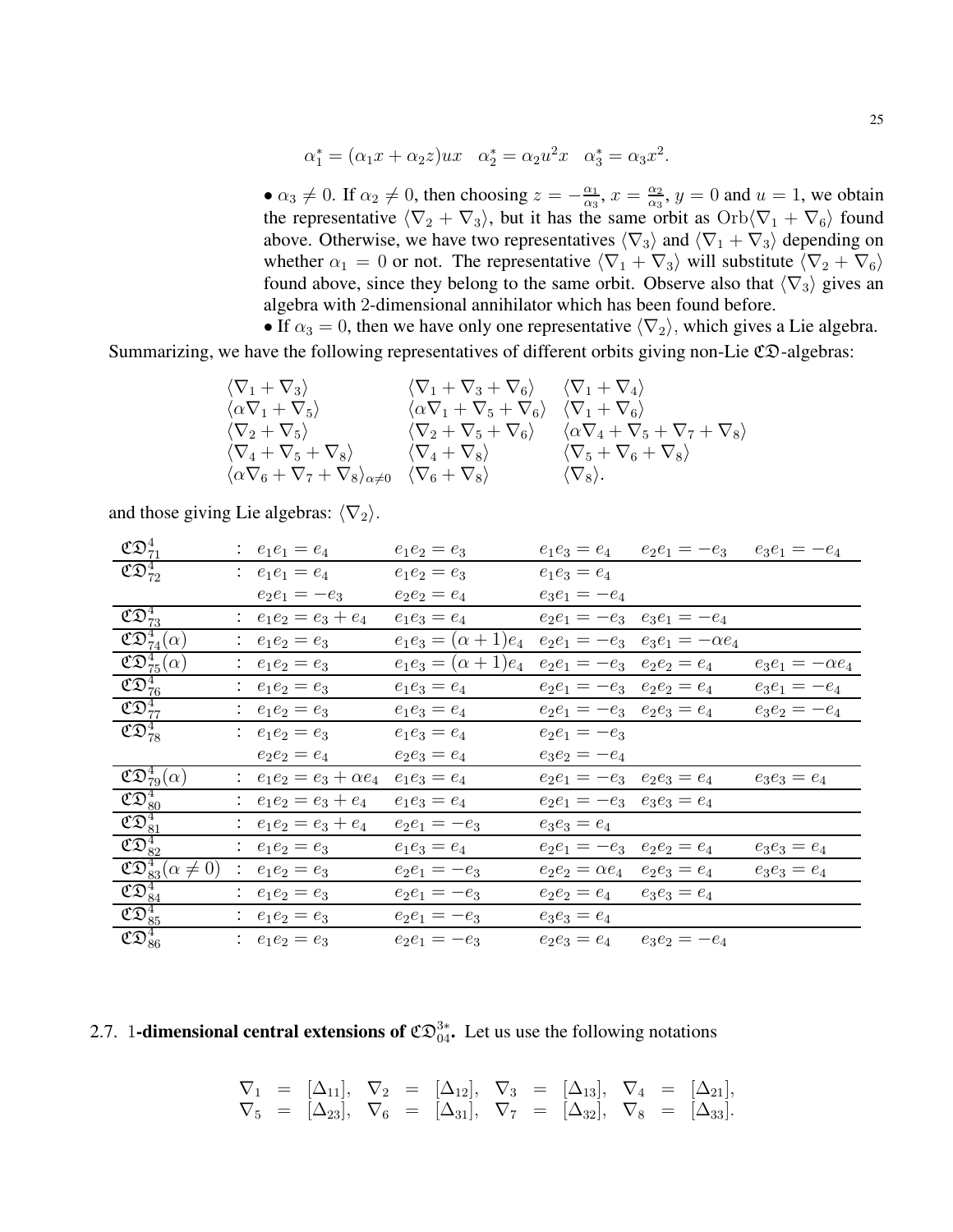$$\alpha_1^* = (\alpha_1 x + \alpha_2 z)ux \quad \alpha_2^* = \alpha_2 u^2 x \quad \alpha_3^* = \alpha_3 x^2.$$

- $\alpha_3 \neq 0$. If $\alpha_2 \neq 0$, then choosing $z = -\frac{\alpha_1}{\alpha_3}$, $x = \frac{\alpha_2}{\alpha_3}$, $y = 0$ and $u = 1$, we obtain the representative $\langle \nabla_2 + \nabla_3 \rangle$, but it has the same orbit as $\mathrm{Orb}\langle \nabla_1 + \nabla_6 \rangle$ found above. Otherwise, we have two representatives $\langle \nabla_3 \rangle$ and $\langle \nabla_1 + \nabla_3 \rangle$ depending on whether $\alpha_1 = 0$ or not. The representative $\langle \nabla_1 + \nabla_3 \rangle$ will substitute $\langle \nabla_2 + \nabla_6 \rangle$ found above, since they belong to the same orbit. Observe also that $\langle \nabla_3 \rangle$ gives an algebra with 2-dimensional annihilator which has been found before.
- If $\alpha_3 = 0$, then we have only one representative $\langle \nabla_2 \rangle$, which gives a Lie algebra.

Summarizing, we have the following representatives of different orbits giving non-Lie $\mathfrak{CD}$-algebras:

$$\begin{array}{lll}
\langle \nabla_1 + \nabla_3 \rangle & \langle \nabla_1 + \nabla_3 + \nabla_6 \rangle & \langle \nabla_1 + \nabla_4 \rangle \\
\langle \alpha\nabla_1 + \nabla_5 \rangle & \langle \alpha\nabla_1 + \nabla_5 + \nabla_6 \rangle & \langle \nabla_1 + \nabla_6 \rangle \\
\langle \nabla_2 + \nabla_5 \rangle & \langle \nabla_2 + \nabla_5 + \nabla_6 \rangle & \langle \alpha\nabla_4 + \nabla_5 + \nabla_7 + \nabla_8 \rangle \\
\langle \nabla_4 + \nabla_5 + \nabla_8 \rangle & \langle \nabla_4 + \nabla_8 \rangle & \langle \nabla_5 + \nabla_6 + \nabla_8 \rangle \\
\langle \alpha\nabla_6 + \nabla_7 + \nabla_8 \rangle_{\alpha \neq 0} & \langle \nabla_6 + \nabla_8 \rangle & \langle \nabla_8 \rangle.
\end{array}$$

and those giving Lie algebras: $\langle \nabla_2 \rangle$.

| | | | | | | |
|---|---|---|---|---|---|---|
| $\mathfrak{CD}_{71}^4$ | : | $e_1e_1 = e_4$ | $e_1e_2 = e_3$ | $e_1e_3 = e_4$ | $e_2e_1 = -e_3$ | $e_3e_1 = -e_4$ |
| $\mathfrak{CD}_{72}^4$ | : | $e_1e_1 = e_4$ | $e_1e_2 = e_3$ | $e_1e_3 = e_4$ | | |
| | | $e_2e_1 = -e_3$ | $e_2e_2 = e_4$ | $e_3e_1 = -e_4$ | | |
| $\mathfrak{CD}_{73}^4$ | : | $e_1e_2 = e_3 + e_4$ | $e_1e_3 = e_4$ | $e_2e_1 = -e_3$ | $e_3e_1 = -e_4$ | |
| $\mathfrak{CD}_{74}^4(\alpha)$ | : | $e_1e_2 = e_3$ | $e_1e_3 = (\alpha+1)e_4$ | $e_2e_1 = -e_3$ | $e_3e_1 = -\alpha e_4$ | |
| $\mathfrak{CD}_{75}^4(\alpha)$ | : | $e_1e_2 = e_3$ | $e_1e_3 = (\alpha+1)e_4$ | $e_2e_1 = -e_3$ | $e_2e_2 = e_4$ | $e_3e_1 = -\alpha e_4$ |
| $\mathfrak{CD}_{76}^4$ | : | $e_1e_2 = e_3$ | $e_1e_3 = e_4$ | $e_2e_1 = -e_3$ | $e_2e_2 = e_4$ | $e_3e_1 = -e_4$ |
| $\mathfrak{CD}_{77}^4$ | : | $e_1e_2 = e_3$ | $e_1e_3 = e_4$ | $e_2e_1 = -e_3$ | $e_2e_3 = e_4$ | $e_3e_2 = -e_4$ |
| $\mathfrak{CD}_{78}^4$ | : | $e_1e_2 = e_3$ | $e_1e_3 = e_4$ | $e_2e_1 = -e_3$ | | |
| | | $e_2e_2 = e_4$ | $e_2e_3 = e_4$ | $e_3e_2 = -e_4$ | | |
| $\mathfrak{CD}_{79}^4(\alpha)$ | : | $e_1e_2 = e_3 + \alpha e_4$ | $e_1e_3 = e_4$ | $e_2e_1 = -e_3$ | $e_2e_3 = e_4$ | $e_3e_3 = e_4$ |
| $\mathfrak{CD}_{80}^4$ | : | $e_1e_2 = e_3 + e_4$ | $e_1e_3 = e_4$ | $e_2e_1 = -e_3$ | $e_3e_3 = e_4$ | |
| $\mathfrak{CD}_{81}^4$ | : | $e_1e_2 = e_3 + e_4$ | $e_2e_1 = -e_3$ | $e_3e_3 = e_4$ | | |
| $\mathfrak{CD}_{82}^4$ | : | $e_1e_2 = e_3$ | $e_1e_3 = e_4$ | $e_2e_1 = -e_3$ | $e_2e_2 = e_4$ | $e_3e_3 = e_4$ |
| $\mathfrak{CD}_{83}^4(\alpha \neq 0)$ | : | $e_1e_2 = e_3$ | $e_2e_1 = -e_3$ | $e_2e_2 = \alpha e_4$ | $e_2e_3 = e_4$ | $e_3e_3 = e_4$ |
| $\mathfrak{CD}_{84}^4$ | : | $e_1e_2 = e_3$ | $e_2e_1 = -e_3$ | $e_2e_2 = e_4$ | $e_3e_3 = e_4$ | |
| $\mathfrak{CD}_{85}^4$ | : | $e_1e_2 = e_3$ | $e_2e_1 = -e_3$ | $e_3e_3 = e_4$ | | |
| $\mathfrak{CD}_{86}^4$ | : | $e_1e_2 = e_3$ | $e_2e_1 = -e_3$ | $e_2e_3 = e_4$ | $e_3e_2 = -e_4$ | |

### 2.7. 1-dimensional central extensions of $\mathfrak{CD}_{04}^{3*}$.

Let us use the following notations

$$\begin{array}{llll}
\nabla_1 = [\Delta_{11}], & \nabla_2 = [\Delta_{12}], & \nabla_3 = [\Delta_{13}], & \nabla_4 = [\Delta_{21}], \\
\nabla_5 = [\Delta_{23}], & \nabla_6 = [\Delta_{31}], & \nabla_7 = [\Delta_{32}], & \nabla_8 = [\Delta_{33}].
\end{array}$$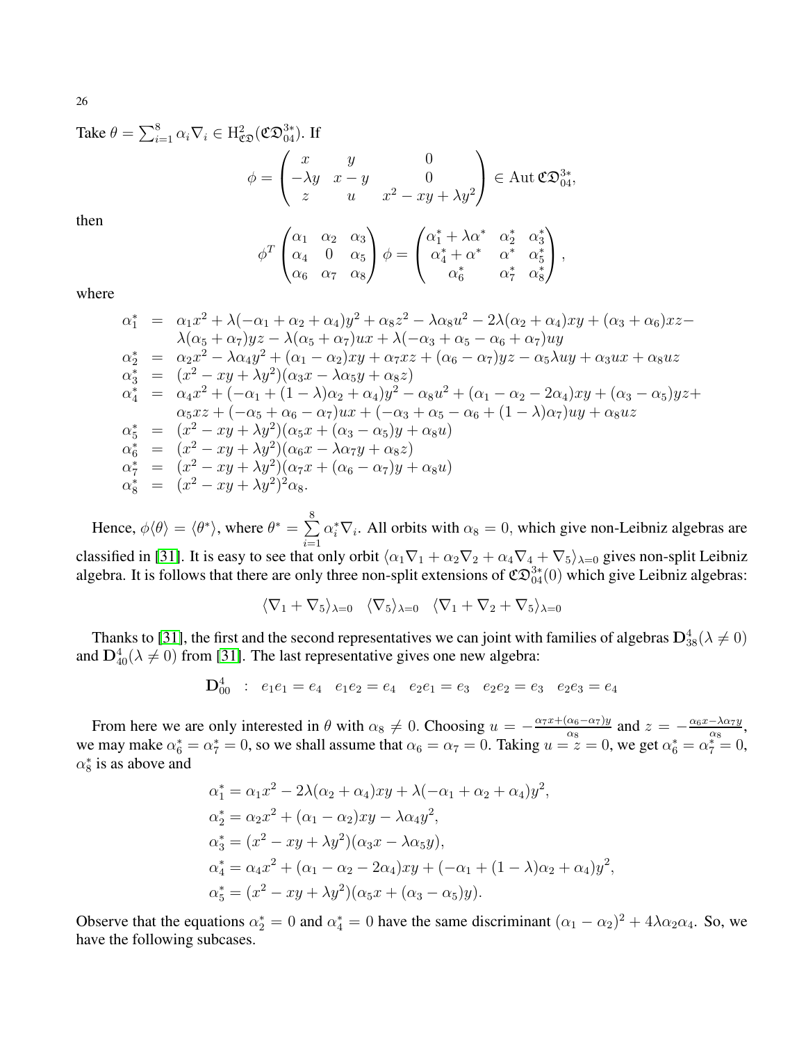Take $\theta = \sum_{i=1}^{8} \alpha_i \nabla_i \in \mathrm{H}^2_{\mathfrak{CD}}(\mathfrak{CD}^{3*}_{04})$. If

$$\phi = \begin{pmatrix} x & y & 0 \\ -\lambda y & x-y & 0 \\ z & u & x^2-xy+\lambda y^2 \end{pmatrix} \in \mathrm{Aut}\,\mathfrak{CD}^{3*}_{04},$$

then

$$\phi^T \begin{pmatrix} \alpha_1 & \alpha_2 & \alpha_3 \\ \alpha_4 & 0 & \alpha_5 \\ \alpha_6 & \alpha_7 & \alpha_8 \end{pmatrix} \phi = \begin{pmatrix} \alpha_1^*+\lambda\alpha^* & \alpha_2^* & \alpha_3^* \\ \alpha_4^*+\alpha^* & \alpha^* & \alpha_5^* \\ \alpha_6^* & \alpha_7^* & \alpha_8^* \end{pmatrix},$$

where

$$\begin{array}{rcl}
\alpha_1^* &=& \alpha_1x^2+\lambda(-\alpha_1+\alpha_2+\alpha_4)y^2+\alpha_8z^2-\lambda\alpha_8u^2-2\lambda(\alpha_2+\alpha_4)xy+(\alpha_3+\alpha_6)xz- \\
&& \lambda(\alpha_5+\alpha_7)yz-\lambda(\alpha_5+\alpha_7)ux+\lambda(-\alpha_3+\alpha_5-\alpha_6+\alpha_7)uy \\
\alpha_2^* &=& \alpha_2x^2-\lambda\alpha_4y^2+(\alpha_1-\alpha_2)xy+\alpha_7xz+(\alpha_6-\alpha_7)yz-\alpha_5\lambda uy+\alpha_3ux+\alpha_8uz \\
\alpha_3^* &=& (x^2-xy+\lambda y^2)(\alpha_3x-\lambda\alpha_5y+\alpha_8z) \\
\alpha_4^* &=& \alpha_4x^2+(-\alpha_1+(1-\lambda)\alpha_2+\alpha_4)y^2-\alpha_8u^2+(\alpha_1-\alpha_2-2\alpha_4)xy+(\alpha_3-\alpha_5)yz+ \\
&& \alpha_5xz+(-\alpha_5+\alpha_6-\alpha_7)ux+(-\alpha_3+\alpha_5-\alpha_6+(1-\lambda)\alpha_7)uy+\alpha_8uz \\
\alpha_5^* &=& (x^2-xy+\lambda y^2)(\alpha_5x+(\alpha_3-\alpha_5)y+\alpha_8u) \\
\alpha_6^* &=& (x^2-xy+\lambda y^2)(\alpha_6x-\lambda\alpha_7y+\alpha_8z) \\
\alpha_7^* &=& (x^2-xy+\lambda y^2)(\alpha_7x+(\alpha_6-\alpha_7)y+\alpha_8u) \\
\alpha_8^* &=& (x^2-xy+\lambda y^2)^2\alpha_8.
\end{array}$$

Hence, $\phi\langle\theta\rangle = \langle\theta^*\rangle$, where $\theta^* = \sum_{i=1}^{8} \alpha_i^* \nabla_i$. All orbits with $\alpha_8 = 0$, which give non-Leibniz algebras are classified in [31]. It is easy to see that only orbit $\langle \alpha_1\nabla_1+\alpha_2\nabla_2+\alpha_4\nabla_4+\nabla_5\rangle_{\lambda=0}$ gives non-split Leibniz algebra. It is follows that there are only three non-split extensions of $\mathfrak{CD}^{3*}_{04}(0)$ which give Leibniz algebras:

$$\langle\nabla_1+\nabla_5\rangle_{\lambda=0} \quad \langle\nabla_5\rangle_{\lambda=0} \quad \langle\nabla_1+\nabla_2+\nabla_5\rangle_{\lambda=0}$$

Thanks to [31], the first and the second representatives we can joint with families of algebras $\mathbf{D}^4_{38}(\lambda\neq 0)$ and $\mathbf{D}^4_{40}(\lambda\neq 0)$ from [31]. The last representative gives one new algebra:

$$\mathbf{D}^4_{00} \quad : \quad e_1e_1 = e_4 \quad e_1e_2 = e_4 \quad e_2e_1 = e_3 \quad e_2e_2 = e_3 \quad e_2e_3 = e_4$$

From here we are only interested in $\theta$ with $\alpha_8 \neq 0$. Choosing $u = -\frac{\alpha_7x+(\alpha_6-\alpha_7)y}{\alpha_8}$ and $z = -\frac{\alpha_6x-\lambda\alpha_7y}{\alpha_8}$, we may make $\alpha_6^* = \alpha_7^* = 0$, so we shall assume that $\alpha_6 = \alpha_7 = 0$. Taking $u = z = 0$, we get $\alpha_6^* = \alpha_7^* = 0$, $\alpha_8^*$ is as above and

$$\begin{aligned}
\alpha_1^* &= \alpha_1x^2-2\lambda(\alpha_2+\alpha_4)xy+\lambda(-\alpha_1+\alpha_2+\alpha_4)y^2, \\
\alpha_2^* &= \alpha_2x^2+(\alpha_1-\alpha_2)xy-\lambda\alpha_4y^2, \\
\alpha_3^* &= (x^2-xy+\lambda y^2)(\alpha_3x-\lambda\alpha_5y), \\
\alpha_4^* &= \alpha_4x^2+(\alpha_1-\alpha_2-2\alpha_4)xy+(-\alpha_1+(1-\lambda)\alpha_2+\alpha_4)y^2, \\
\alpha_5^* &= (x^2-xy+\lambda y^2)(\alpha_5x+(\alpha_3-\alpha_5)y).
\end{aligned}$$

Observe that the equations $\alpha_2^* = 0$ and $\alpha_4^* = 0$ have the same discriminant $(\alpha_1-\alpha_2)^2+4\lambda\alpha_2\alpha_4$. So, we have the following subcases.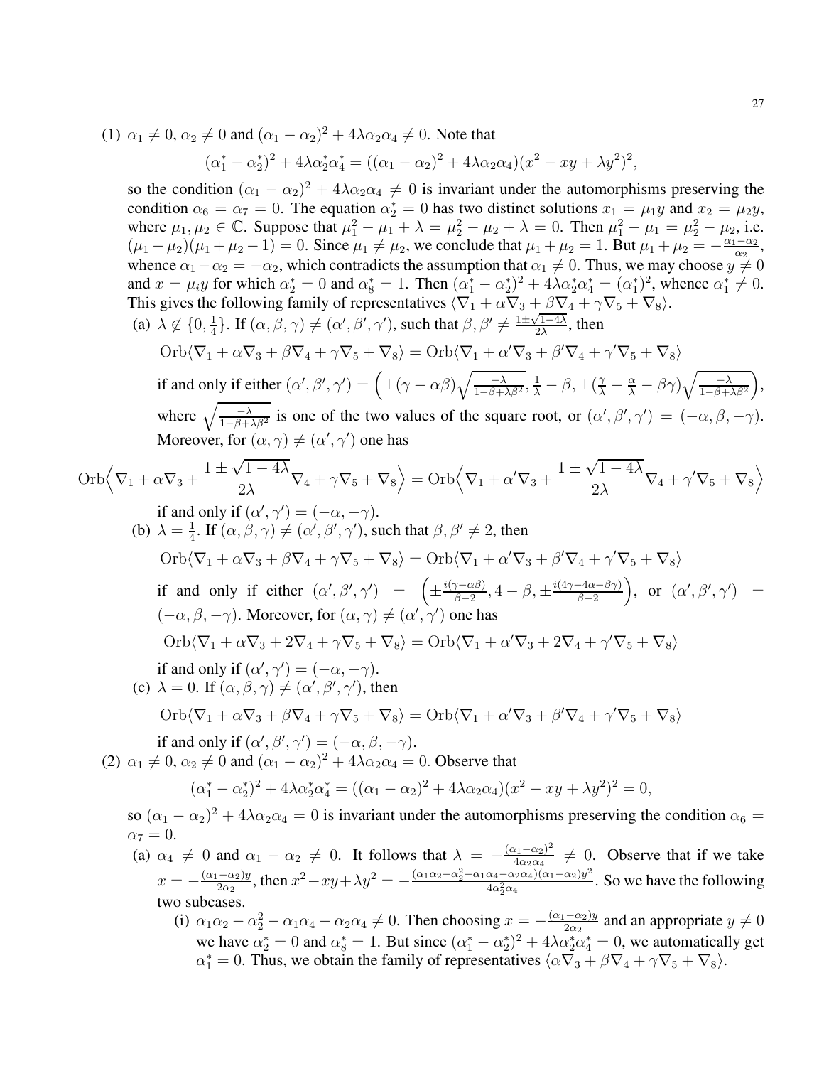(1) $\alpha_1\neq 0, \alpha_2\neq 0$ and $(\alpha_1-\alpha_2)^2+4\lambda\alpha_2\alpha_4\neq 0$. Note that

$$(\alpha_1^*-\alpha_2^*)^2+4\lambda\alpha_2^*\alpha_4^*=((\alpha_1-\alpha_2)^2+4\lambda\alpha_2\alpha_4)(x^2-xy+\lambda y^2)^2,$$

so the condition $(\alpha_1-\alpha_2)^2+4\lambda\alpha_2\alpha_4\neq 0$ is invariant under the automorphisms preserving the condition $\alpha_6=\alpha_7=0$. The equation $\alpha_2^*=0$ has two distinct solutions $x_1=\mu_1 y$ and $x_2=\mu_2 y$, where $\mu_1,\mu_2\in\mathbb{C}$. Suppose that $\mu_1^2-\mu_1+\lambda=\mu_2^2-\mu_2+\lambda=0$. Then $\mu_1^2-\mu_1=\mu_2^2-\mu_2$, i.e. $(\mu_1-\mu_2)(\mu_1+\mu_2-1)=0$. Since $\mu_1\neq\mu_2$, we conclude that $\mu_1+\mu_2=1$. But $\mu_1+\mu_2=-\frac{\alpha_1-\alpha_2}{\alpha_2}$, whence $\alpha_1-\alpha_2=-\alpha_2$, which contradicts the assumption that $\alpha_1\neq 0$. Thus, we may choose $y\neq 0$ and $x=\mu_i y$ for which $\alpha_2^*=0$ and $\alpha_8^*=1$. Then $(\alpha_1^*-\alpha_2^*)^2+4\lambda\alpha_2^*\alpha_4^*=(\alpha_1^*)^2$, whence $\alpha_1^*\neq 0$. This gives the following family of representatives $\langle\nabla_1+\alpha\nabla_3+\beta\nabla_4+\gamma\nabla_5+\nabla_8\rangle$.

(a) $\lambda\notin\{0,\frac{1}{4}\}$. If $(\alpha,\beta,\gamma)\neq(\alpha',\beta',\gamma')$, such that $\beta,\beta'\neq\frac{1\pm\sqrt{1-4\lambda}}{2\lambda}$, then

$$\mathrm{Orb}\langle\nabla_1+\alpha\nabla_3+\beta\nabla_4+\gamma\nabla_5+\nabla_8\rangle=\mathrm{Orb}\langle\nabla_1+\alpha'\nabla_3+\beta'\nabla_4+\gamma'\nabla_5+\nabla_8\rangle$$

if and only if either $(\alpha',\beta',\gamma')=\left(\pm(\gamma-\alpha\beta)\sqrt{\frac{-\lambda}{1-\beta+\lambda\beta^2}},\frac{1}{\lambda}-\beta,\pm(\frac{\gamma}{\lambda}-\frac{\alpha}{\lambda}-\beta\gamma)\sqrt{\frac{-\lambda}{1-\beta+\lambda\beta^2}}\right)$, where $\sqrt{\frac{-\lambda}{1-\beta+\lambda\beta^2}}$ is one of the two values of the square root, or $(\alpha',\beta',\gamma')=(-\alpha,\beta,-\gamma)$. Moreover, for $(\alpha,\gamma)\neq(\alpha',\gamma')$ one has

$$\mathrm{Orb}\Big\langle\nabla_1+\alpha\nabla_3+\frac{1\pm\sqrt{1-4\lambda}}{2\lambda}\nabla_4+\gamma\nabla_5+\nabla_8\Big\rangle=\mathrm{Orb}\Big\langle\nabla_1+\alpha'\nabla_3+\frac{1\pm\sqrt{1-4\lambda}}{2\lambda}\nabla_4+\gamma'\nabla_5+\nabla_8\Big\rangle$$

if and only if $(\alpha',\gamma')=(-\alpha,-\gamma)$.

(b) $\lambda=\frac{1}{4}$. If $(\alpha,\beta,\gamma)\neq(\alpha',\beta',\gamma')$, such that $\beta,\beta'\neq 2$, then

$$\mathrm{Orb}\langle\nabla_1+\alpha\nabla_3+\beta\nabla_4+\gamma\nabla_5+\nabla_8\rangle=\mathrm{Orb}\langle\nabla_1+\alpha'\nabla_3+\beta'\nabla_4+\gamma'\nabla_5+\nabla_8\rangle$$

if and only if either $(\alpha',\beta',\gamma')=\left(\pm\frac{i(\gamma-\alpha\beta)}{\beta-2},4-\beta,\pm\frac{i(4\gamma-4\alpha-\beta\gamma)}{\beta-2}\right)$, or $(\alpha',\beta',\gamma')=(-\alpha,\beta,-\gamma)$. Moreover, for $(\alpha,\gamma)\neq(\alpha',\gamma')$ one has

$$\mathrm{Orb}\langle\nabla_1+\alpha\nabla_3+2\nabla_4+\gamma\nabla_5+\nabla_8\rangle=\mathrm{Orb}\langle\nabla_1+\alpha'\nabla_3+2\nabla_4+\gamma'\nabla_5+\nabla_8\rangle$$

if and only if $(\alpha',\gamma')=(-\alpha,-\gamma)$.

(c) $\lambda=0$. If $(\alpha,\beta,\gamma)\neq(\alpha',\beta',\gamma')$, then

$$\mathrm{Orb}\langle\nabla_1+\alpha\nabla_3+\beta\nabla_4+\gamma\nabla_5+\nabla_8\rangle=\mathrm{Orb}\langle\nabla_1+\alpha'\nabla_3+\beta'\nabla_4+\gamma'\nabla_5+\nabla_8\rangle$$

if and only if $(\alpha',\beta',\gamma')=(-\alpha,\beta,-\gamma)$.

(2) $\alpha_1\neq 0, \alpha_2\neq 0$ and $(\alpha_1-\alpha_2)^2+4\lambda\alpha_2\alpha_4=0$. Observe that

$$(\alpha_1^*-\alpha_2^*)^2+4\lambda\alpha_2^*\alpha_4^*=((\alpha_1-\alpha_2)^2+4\lambda\alpha_2\alpha_4)(x^2-xy+\lambda y^2)^2=0,$$

so $(\alpha_1-\alpha_2)^2+4\lambda\alpha_2\alpha_4=0$ is invariant under the automorphisms preserving the condition $\alpha_6=\alpha_7=0$.

(a) $\alpha_4\neq 0$ and $\alpha_1-\alpha_2\neq 0$. It follows that $\lambda=-\frac{(\alpha_1-\alpha_2)^2}{4\alpha_2\alpha_4}\neq 0$. Observe that if we take $x=-\frac{(\alpha_1-\alpha_2)y}{2\alpha_2}$, then $x^2-xy+\lambda y^2=-\frac{(\alpha_1\alpha_2-\alpha_2^2-\alpha_1\alpha_4-\alpha_2\alpha_4)(\alpha_1-\alpha_2)y^2}{4\alpha_2^2\alpha_4}$. So we have the following two subcases.

(i) $\alpha_1\alpha_2-\alpha_2^2-\alpha_1\alpha_4-\alpha_2\alpha_4\neq 0$. Then choosing $x=-\frac{(\alpha_1-\alpha_2)y}{2\alpha_2}$ and an appropriate $y\neq 0$ we have $\alpha_2^*=0$ and $\alpha_8^*=1$. But since $(\alpha_1^*-\alpha_2^*)^2+4\lambda\alpha_2^*\alpha_4^*=0$, we automatically get $\alpha_1^*=0$. Thus, we obtain the family of representatives $\langle\alpha\nabla_3+\beta\nabla_4+\gamma\nabla_5+\nabla_8\rangle$.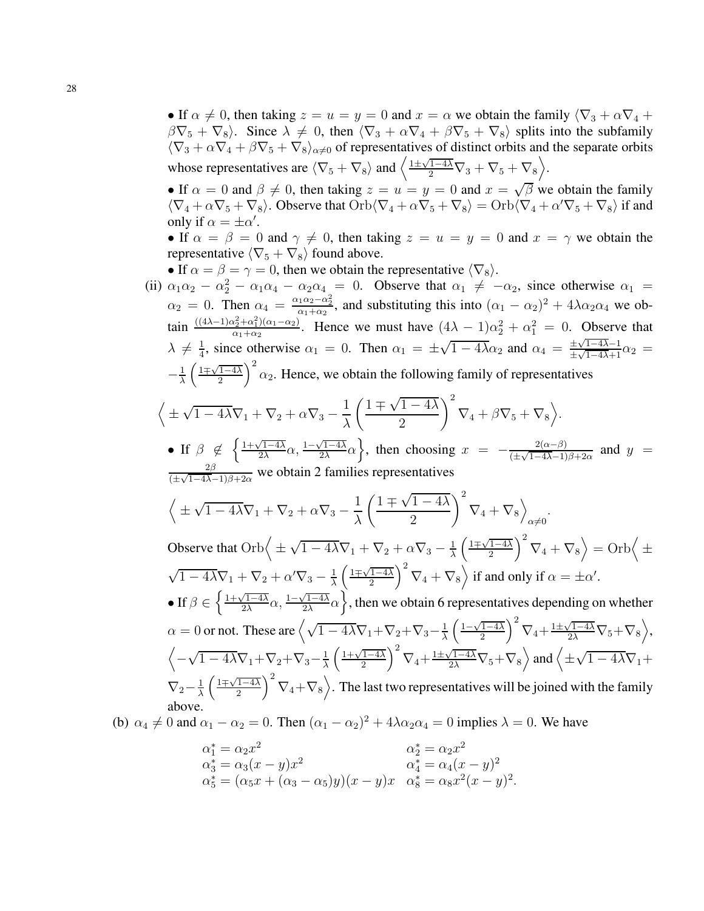• If $\alpha \neq 0$, then taking $z = u = y = 0$ and $x = \alpha$ we obtain the family $\langle \nabla_3 + \alpha\nabla_4 + \beta\nabla_5 + \nabla_8 \rangle$. Since $\lambda \neq 0$, then $\langle \nabla_3 + \alpha\nabla_4 + \beta\nabla_5 + \nabla_8 \rangle$ splits into the subfamily $\langle \nabla_3 + \alpha\nabla_4 + \beta\nabla_5 + \nabla_8 \rangle_{\alpha\neq 0}$ of representatives of distinct orbits and the separate orbits whose representatives are $\langle \nabla_5 + \nabla_8 \rangle$ and $\left\langle \frac{1\pm\sqrt{1-4\lambda}}{2}\nabla_3 + \nabla_5 + \nabla_8 \right\rangle$.

• If $\alpha = 0$ and $\beta \neq 0$, then taking $z = u = y = 0$ and $x = \sqrt{\beta}$ we obtain the family $\langle \nabla_4 + \alpha\nabla_5 + \nabla_8 \rangle$. Observe that $\mathrm{Orb}\langle \nabla_4 + \alpha\nabla_5 + \nabla_8 \rangle = \mathrm{Orb}\langle \nabla_4 + \alpha'\nabla_5 + \nabla_8 \rangle$ if and only if $\alpha = \pm\alpha'$.

• If $\alpha = \beta = 0$ and $\gamma \neq 0$, then taking $z = u = y = 0$ and $x = \gamma$ we obtain the representative $\langle \nabla_5 + \nabla_8 \rangle$ found above.

• If $\alpha = \beta = \gamma = 0$, then we obtain the representative $\langle \nabla_8 \rangle$.

(ii) $\alpha_1\alpha_2 - \alpha_2^2 - \alpha_1\alpha_4 - \alpha_2\alpha_4 = 0$. Observe that $\alpha_1 \neq -\alpha_2$, since otherwise $\alpha_1 = \alpha_2 = 0$. Then $\alpha_4 = \frac{\alpha_1\alpha_2 - \alpha_2^2}{\alpha_1+\alpha_2}$, and substituting this into $(\alpha_1 - \alpha_2)^2 + 4\lambda\alpha_2\alpha_4$ we obtain $\frac{((4\lambda-1)\alpha_2^2+\alpha_1^2)(\alpha_1-\alpha_2)}{\alpha_1+\alpha_2}$. Hence we must have $(4\lambda - 1)\alpha_2^2 + \alpha_1^2 = 0$. Observe that $\lambda \neq \frac{1}{4}$, since otherwise $\alpha_1 = 0$. Then $\alpha_1 = \pm\sqrt{1-4\lambda}\alpha_2$ and $\alpha_4 = \frac{\pm\sqrt{1-4\lambda}-1}{\pm\sqrt{1-4\lambda}+1}\alpha_2 = -\frac{1}{\lambda}\left(\frac{1\mp\sqrt{1-4\lambda}}{2}\right)^2\alpha_2$. Hence, we obtain the following family of representatives

$$\Big\langle \pm\sqrt{1-4\lambda}\nabla_1 + \nabla_2 + \alpha\nabla_3 - \frac{1}{\lambda}\left(\frac{1\mp\sqrt{1-4\lambda}}{2}\right)^2\nabla_4 + \beta\nabla_5 + \nabla_8 \Big\rangle.$$

• If $\beta \notin \left\{\frac{1+\sqrt{1-4\lambda}}{2\lambda}\alpha, \frac{1-\sqrt{1-4\lambda}}{2\lambda}\alpha\right\}$, then choosing $x = -\frac{2(\alpha-\beta)}{(\pm\sqrt{1-4\lambda}-1)\beta+2\alpha}$ and $y = \frac{2\beta}{(\pm\sqrt{1-4\lambda}-1)\beta+2\alpha}$ we obtain 2 families representatives

$$\Big\langle \pm\sqrt{1-4\lambda}\nabla_1 + \nabla_2 + \alpha\nabla_3 - \frac{1}{\lambda}\left(\frac{1\mp\sqrt{1-4\lambda}}{2}\right)^2\nabla_4 + \nabla_8 \Big\rangle_{\alpha\neq 0}.$$

Observe that $\mathrm{Orb}\Big\langle \pm\sqrt{1-4\lambda}\nabla_1 + \nabla_2 + \alpha\nabla_3 - \frac{1}{\lambda}\left(\frac{1\mp\sqrt{1-4\lambda}}{2}\right)^2\nabla_4 + \nabla_8 \Big\rangle = \mathrm{Orb}\Big\langle \pm\sqrt{1-4\lambda}\nabla_1 + \nabla_2 + \alpha'\nabla_3 - \frac{1}{\lambda}\left(\frac{1\mp\sqrt{1-4\lambda}}{2}\right)^2\nabla_4 + \nabla_8 \Big\rangle$ if and only if $\alpha = \pm\alpha'$.

• If $\beta \in \left\{\frac{1+\sqrt{1-4\lambda}}{2\lambda}\alpha, \frac{1-\sqrt{1-4\lambda}}{2\lambda}\alpha\right\}$, then we obtain 6 representatives depending on whether $\alpha = 0$ or not. These are $\Big\langle \sqrt{1-4\lambda}\nabla_1+\nabla_2+\nabla_3-\frac{1}{\lambda}\left(\frac{1-\sqrt{1-4\lambda}}{2}\right)^2\nabla_4+\frac{1\pm\sqrt{1-4\lambda}}{2\lambda}\nabla_5+\nabla_8 \Big\rangle$, $\Big\langle -\sqrt{1-4\lambda}\nabla_1+\nabla_2+\nabla_3-\frac{1}{\lambda}\left(\frac{1+\sqrt{1-4\lambda}}{2}\right)^2\nabla_4+\frac{1\pm\sqrt{1-4\lambda}}{2\lambda}\nabla_5+\nabla_8 \Big\rangle$ and $\Big\langle \pm\sqrt{1-4\lambda}\nabla_1+\nabla_2-\frac{1}{\lambda}\left(\frac{1\mp\sqrt{1-4\lambda}}{2}\right)^2\nabla_4+\nabla_8 \Big\rangle$. The last two representatives will be joined with the family above.

(b) $\alpha_4 \neq 0$ and $\alpha_1 - \alpha_2 = 0$. Then $(\alpha_1 - \alpha_2)^2 + 4\lambda\alpha_2\alpha_4 = 0$ implies $\lambda = 0$. We have

$$\begin{array}{ll}
\alpha_1^* = \alpha_2 x^2 & \alpha_2^* = \alpha_2 x^2 \\
\alpha_3^* = \alpha_3(x-y)x^2 & \alpha_4^* = \alpha_4(x-y)^2 \\
\alpha_5^* = (\alpha_5 x + (\alpha_3 - \alpha_5)y)(x-y)x & \alpha_8^* = \alpha_8 x^2(x-y)^2.
\end{array}$$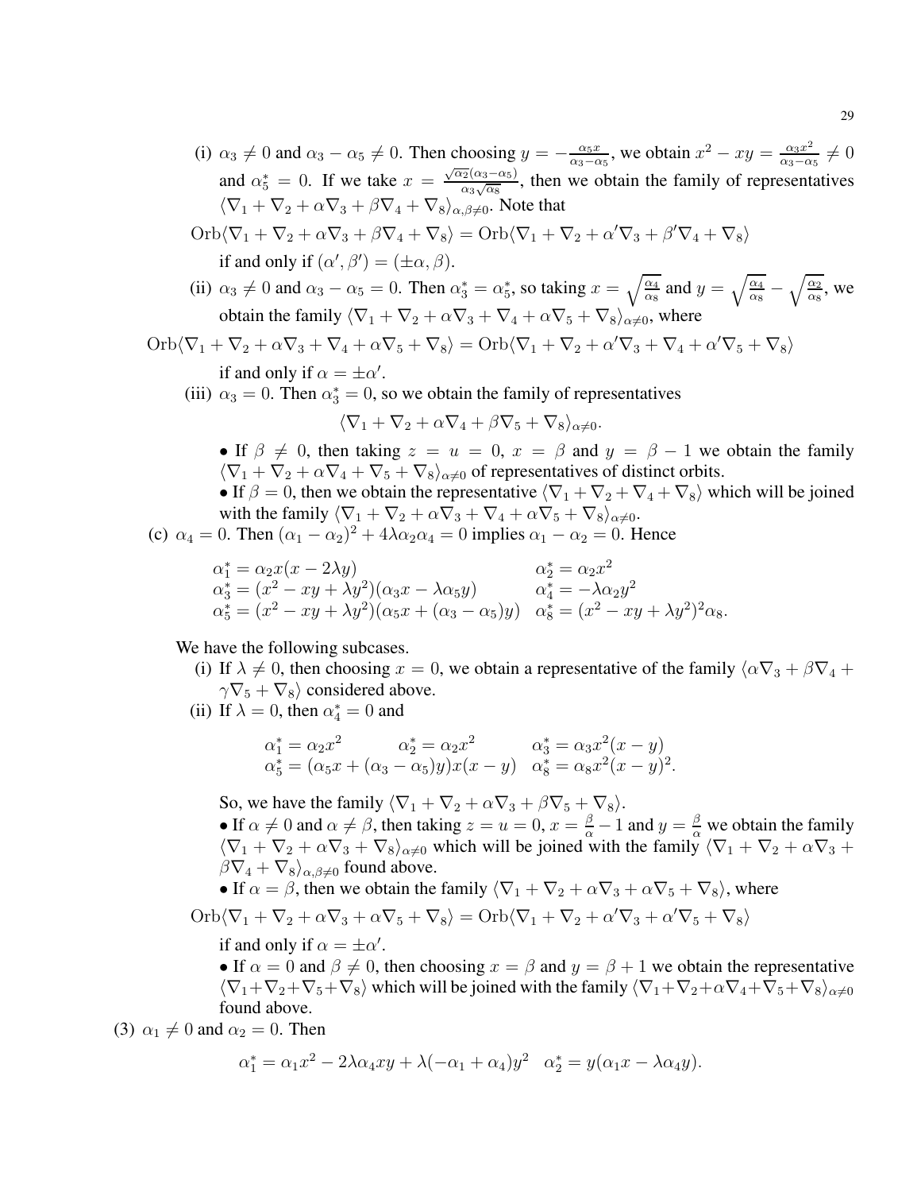(i) $\alpha_3 \neq 0$ and $\alpha_3 - \alpha_5 \neq 0$. Then choosing $y = -\frac{\alpha_5 x}{\alpha_3 - \alpha_5}$, we obtain $x^2 - xy = \frac{\alpha_3 x^2}{\alpha_3 - \alpha_5} \neq 0$ and $\alpha_5^* = 0$. If we take $x = \frac{\sqrt{\alpha_2}(\alpha_3 - \alpha_5)}{\alpha_3 \sqrt{\alpha_8}}$, then we obtain the family of representatives $\langle \nabla_1 + \nabla_2 + \alpha\nabla_3 + \beta\nabla_4 + \nabla_8 \rangle_{\alpha,\beta \neq 0}$. Note that

$$\mathrm{Orb}\langle \nabla_1 + \nabla_2 + \alpha\nabla_3 + \beta\nabla_4 + \nabla_8 \rangle = \mathrm{Orb}\langle \nabla_1 + \nabla_2 + \alpha'\nabla_3 + \beta'\nabla_4 + \nabla_8 \rangle$$

if and only if $(\alpha', \beta') = (\pm\alpha, \beta)$.

(ii) $\alpha_3 \neq 0$ and $\alpha_3 - \alpha_5 = 0$. Then $\alpha_3^* = \alpha_5^*$, so taking $x = \sqrt{\frac{\alpha_4}{\alpha_8}}$ and $y = \sqrt{\frac{\alpha_4}{\alpha_8}} - \sqrt{\frac{\alpha_2}{\alpha_8}}$, we obtain the family $\langle \nabla_1 + \nabla_2 + \alpha\nabla_3 + \nabla_4 + \alpha\nabla_5 + \nabla_8 \rangle_{\alpha \neq 0}$, where

$$\mathrm{Orb}\langle \nabla_1 + \nabla_2 + \alpha\nabla_3 + \nabla_4 + \alpha\nabla_5 + \nabla_8 \rangle = \mathrm{Orb}\langle \nabla_1 + \nabla_2 + \alpha'\nabla_3 + \nabla_4 + \alpha'\nabla_5 + \nabla_8 \rangle$$

if and only if $\alpha = \pm\alpha'$.

(iii) $\alpha_3 = 0$. Then $\alpha_3^* = 0$, so we obtain the family of representatives

$$\langle \nabla_1 + \nabla_2 + \alpha\nabla_4 + \beta\nabla_5 + \nabla_8 \rangle_{\alpha \neq 0}.$$

- If $\beta \neq 0$, then taking $z = u = 0$, $x = \beta$ and $y = \beta - 1$ we obtain the family $\langle \nabla_1 + \nabla_2 + \alpha\nabla_4 + \nabla_5 + \nabla_8 \rangle_{\alpha \neq 0}$ of representatives of distinct orbits.
- If $\beta = 0$, then we obtain the representative $\langle \nabla_1 + \nabla_2 + \nabla_4 + \nabla_8 \rangle$ which will be joined with the family $\langle \nabla_1 + \nabla_2 + \alpha\nabla_3 + \nabla_4 + \alpha\nabla_5 + \nabla_8 \rangle_{\alpha \neq 0}$.

(c) $\alpha_4 = 0$. Then $(\alpha_1 - \alpha_2)^2 + 4\lambda\alpha_2\alpha_4 = 0$ implies $\alpha_1 - \alpha_2 = 0$. Hence

$$\begin{array}{ll}
\alpha_1^* = \alpha_2 x(x - 2\lambda y) & \alpha_2^* = \alpha_2 x^2 \\
\alpha_3^* = (x^2 - xy + \lambda y^2)(\alpha_3 x - \lambda\alpha_5 y) & \alpha_4^* = -\lambda\alpha_2 y^2 \\
\alpha_5^* = (x^2 - xy + \lambda y^2)(\alpha_5 x + (\alpha_3 - \alpha_5)y) & \alpha_8^* = (x^2 - xy + \lambda y^2)^2\alpha_8.
\end{array}$$

We have the following subcases.

(i) If $\lambda \neq 0$, then choosing $x = 0$, we obtain a representative of the family $\langle \alpha\nabla_3 + \beta\nabla_4 + \gamma\nabla_5 + \nabla_8 \rangle$ considered above.

(ii) If $\lambda = 0$, then $\alpha_4^* = 0$ and

$$\begin{array}{lll}
\alpha_1^* = \alpha_2 x^2 & \alpha_2^* = \alpha_2 x^2 & \alpha_3^* = \alpha_3 x^2(x - y) \\
\alpha_5^* = (\alpha_5 x + (\alpha_3 - \alpha_5)y)x(x - y) & \alpha_8^* = \alpha_8 x^2(x - y)^2. &
\end{array}$$

So, we have the family $\langle \nabla_1 + \nabla_2 + \alpha\nabla_3 + \beta\nabla_5 + \nabla_8 \rangle$.

- If $\alpha \neq 0$ and $\alpha \neq \beta$, then taking $z = u = 0$, $x = \frac{\beta}{\alpha} - 1$ and $y = \frac{\beta}{\alpha}$ we obtain the family $\langle \nabla_1 + \nabla_2 + \alpha\nabla_3 + \nabla_8 \rangle_{\alpha \neq 0}$ which will be joined with the family $\langle \nabla_1 + \nabla_2 + \alpha\nabla_3 + \beta\nabla_4 + \nabla_8 \rangle_{\alpha,\beta \neq 0}$ found above.
- If $\alpha = \beta$, then we obtain the family $\langle \nabla_1 + \nabla_2 + \alpha\nabla_3 + \alpha\nabla_5 + \nabla_8 \rangle$, where

$$\mathrm{Orb}\langle \nabla_1 + \nabla_2 + \alpha\nabla_3 + \alpha\nabla_5 + \nabla_8 \rangle = \mathrm{Orb}\langle \nabla_1 + \nabla_2 + \alpha'\nabla_3 + \alpha'\nabla_5 + \nabla_8 \rangle$$

if and only if $\alpha = \pm\alpha'$.

- If $\alpha = 0$ and $\beta \neq 0$, then choosing $x = \beta$ and $y = \beta + 1$ we obtain the representative $\langle \nabla_1 + \nabla_2 + \nabla_5 + \nabla_8 \rangle$ which will be joined with the family $\langle \nabla_1 + \nabla_2 + \alpha\nabla_4 + \nabla_5 + \nabla_8 \rangle_{\alpha \neq 0}$ found above.

(3) $\alpha_1 \neq 0$ and $\alpha_2 = 0$. Then

$$\alpha_1^* = \alpha_1 x^2 - 2\lambda\alpha_4 xy + \lambda(-\alpha_1 + \alpha_4)y^2 \quad \alpha_2^* = y(\alpha_1 x - \lambda\alpha_4 y).$$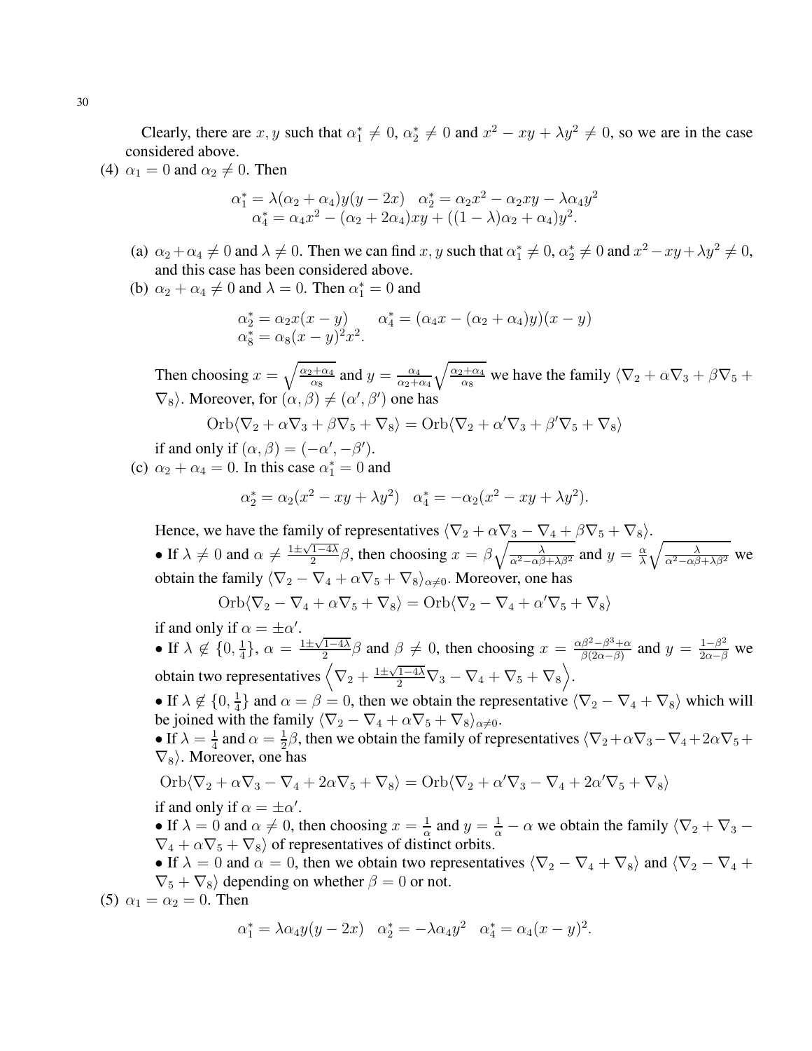Clearly, there are $x, y$ such that $\alpha_1^* \neq 0$, $\alpha_2^* \neq 0$ and $x^2 - xy + \lambda y^2 \neq 0$, so we are in the case considered above.

(4) $\alpha_1 = 0$ and $\alpha_2 \neq 0$. Then

$$\alpha_1^* = \lambda(\alpha_2 + \alpha_4)y(y - 2x) \quad \alpha_2^* = \alpha_2 x^2 - \alpha_2 xy - \lambda\alpha_4 y^2$$
$$\alpha_4^* = \alpha_4 x^2 - (\alpha_2 + 2\alpha_4)xy + ((1-\lambda)\alpha_2 + \alpha_4)y^2.$$

(a) $\alpha_2 + \alpha_4 \neq 0$ and $\lambda \neq 0$. Then we can find $x, y$ such that $\alpha_1^* \neq 0$, $\alpha_2^* \neq 0$ and $x^2 - xy + \lambda y^2 \neq 0$, and this case has been considered above.

(b) $\alpha_2 + \alpha_4 \neq 0$ and $\lambda = 0$. Then $\alpha_1^* = 0$ and

$$\alpha_2^* = \alpha_2 x(x - y) \qquad \alpha_4^* = (\alpha_4 x - (\alpha_2 + \alpha_4)y)(x - y)$$
$$\alpha_8^* = \alpha_8 (x - y)^2 x^2.$$

Then choosing $x = \sqrt{\frac{\alpha_2 + \alpha_4}{\alpha_8}}$ and $y = \frac{\alpha_4}{\alpha_2 + \alpha_4}\sqrt{\frac{\alpha_2 + \alpha_4}{\alpha_8}}$ we have the family $\langle \nabla_2 + \alpha\nabla_3 + \beta\nabla_5 + \nabla_8 \rangle$. Moreover, for $(\alpha, \beta) \neq (\alpha', \beta')$ one has

$$\mathrm{Orb}\langle \nabla_2 + \alpha\nabla_3 + \beta\nabla_5 + \nabla_8 \rangle = \mathrm{Orb}\langle \nabla_2 + \alpha'\nabla_3 + \beta'\nabla_5 + \nabla_8 \rangle$$

if and only if $(\alpha, \beta) = (-\alpha', -\beta')$.

(c) $\alpha_2 + \alpha_4 = 0$. In this case $\alpha_1^* = 0$ and

$$\alpha_2^* = \alpha_2(x^2 - xy + \lambda y^2) \quad \alpha_4^* = -\alpha_2(x^2 - xy + \lambda y^2).$$

Hence, we have the family of representatives $\langle \nabla_2 + \alpha\nabla_3 - \nabla_4 + \beta\nabla_5 + \nabla_8 \rangle$.

• If $\lambda \neq 0$ and $\alpha \neq \frac{1 \pm \sqrt{1-4\lambda}}{2}\beta$, then choosing $x = \beta\sqrt{\frac{\lambda}{\alpha^2 - \alpha\beta + \lambda\beta^2}}$ and $y = \frac{\alpha}{\lambda}\sqrt{\frac{\lambda}{\alpha^2 - \alpha\beta + \lambda\beta^2}}$ we obtain the family $\langle \nabla_2 - \nabla_4 + \alpha\nabla_5 + \nabla_8 \rangle_{\alpha \neq 0}$. Moreover, one has

$$\mathrm{Orb}\langle \nabla_2 - \nabla_4 + \alpha\nabla_5 + \nabla_8 \rangle = \mathrm{Orb}\langle \nabla_2 - \nabla_4 + \alpha'\nabla_5 + \nabla_8 \rangle$$

if and only if $\alpha = \pm\alpha'$.

• If $\lambda \notin \{0, \frac{1}{4}\}$, $\alpha = \frac{1 \pm \sqrt{1-4\lambda}}{2}\beta$ and $\beta \neq 0$, then choosing $x = \frac{\alpha\beta^2 - \beta^3 + \alpha}{\beta(2\alpha - \beta)}$ and $y = \frac{1-\beta^2}{2\alpha - \beta}$ we obtain two representatives $\left\langle \nabla_2 + \frac{1 \pm \sqrt{1-4\lambda}}{2}\nabla_3 - \nabla_4 + \nabla_5 + \nabla_8 \right\rangle$.

• If $\lambda \notin \{0, \frac{1}{4}\}$ and $\alpha = \beta = 0$, then we obtain the representative $\langle \nabla_2 - \nabla_4 + \nabla_8 \rangle$ which will be joined with the family $\langle \nabla_2 - \nabla_4 + \alpha\nabla_5 + \nabla_8 \rangle_{\alpha \neq 0}$.

• If $\lambda = \frac{1}{4}$ and $\alpha = \frac{1}{2}\beta$, then we obtain the family of representatives $\langle \nabla_2 + \alpha\nabla_3 - \nabla_4 + 2\alpha\nabla_5 + \nabla_8 \rangle$. Moreover, one has

$$\mathrm{Orb}\langle \nabla_2 + \alpha\nabla_3 - \nabla_4 + 2\alpha\nabla_5 + \nabla_8 \rangle = \mathrm{Orb}\langle \nabla_2 + \alpha'\nabla_3 - \nabla_4 + 2\alpha'\nabla_5 + \nabla_8 \rangle$$

if and only if $\alpha = \pm\alpha'$.

• If $\lambda = 0$ and $\alpha \neq 0$, then choosing $x = \frac{1}{\alpha}$ and $y = \frac{1}{\alpha} - \alpha$ we obtain the family $\langle \nabla_2 + \nabla_3 - \nabla_4 + \alpha\nabla_5 + \nabla_8 \rangle$ of representatives of distinct orbits.

• If $\lambda = 0$ and $\alpha = 0$, then we obtain two representatives $\langle \nabla_2 - \nabla_4 + \nabla_8 \rangle$ and $\langle \nabla_2 - \nabla_4 + \nabla_5 + \nabla_8 \rangle$ depending on whether $\beta = 0$ or not.

(5) $\alpha_1 = \alpha_2 = 0$. Then

$$\alpha_1^* = \lambda\alpha_4 y(y - 2x) \quad \alpha_2^* = -\lambda\alpha_4 y^2 \quad \alpha_4^* = \alpha_4(x - y)^2.$$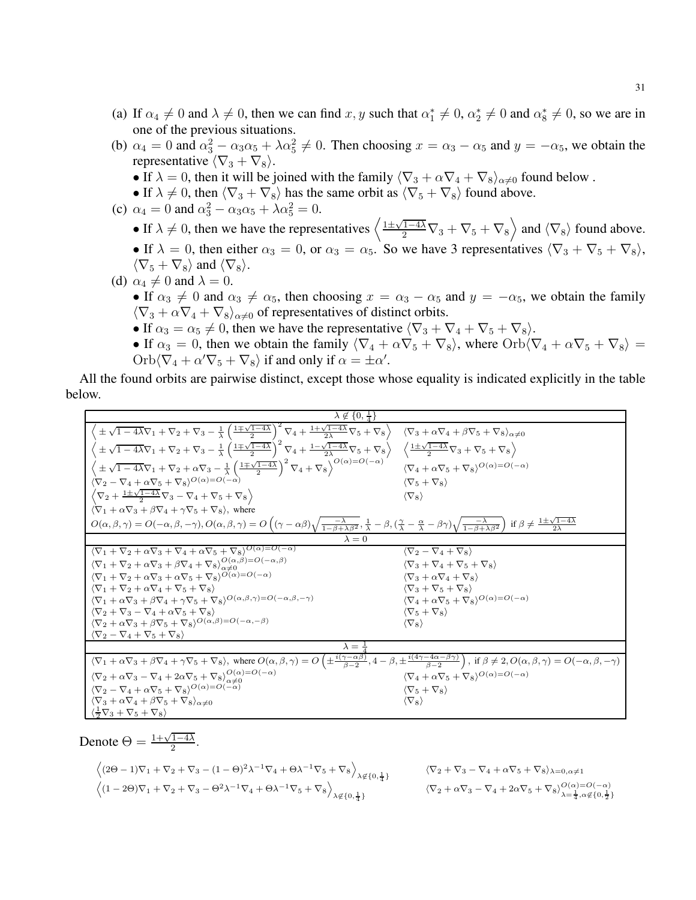(a) If $\alpha_4 \neq 0$ and $\lambda \neq 0$, then we can find $x, y$ such that $\alpha_1^* \neq 0$, $\alpha_2^* \neq 0$ and $\alpha_8^* \neq 0$, so we are in one of the previous situations.

(b) $\alpha_4 = 0$ and $\alpha_3^2 - \alpha_3\alpha_5 + \lambda\alpha_5^2 \neq 0$. Then choosing $x = \alpha_3 - \alpha_5$ and $y = -\alpha_5$, we obtain the representative $\langle \nabla_3 + \nabla_8 \rangle$.
   - If $\lambda = 0$, then it will be joined with the family $\langle \nabla_3 + \alpha\nabla_4 + \nabla_8 \rangle_{\alpha \neq 0}$ found below .
   - If $\lambda \neq 0$, then $\langle \nabla_3 + \nabla_8 \rangle$ has the same orbit as $\langle \nabla_5 + \nabla_8 \rangle$ found above.

(c) $\alpha_4 = 0$ and $\alpha_3^2 - \alpha_3\alpha_5 + \lambda\alpha_5^2 = 0$.
   - If $\lambda \neq 0$, then we have the representatives $\left\langle \frac{1 \pm \sqrt{1-4\lambda}}{2}\nabla_3 + \nabla_5 + \nabla_8 \right\rangle$ and $\langle \nabla_8 \rangle$ found above.
   - If $\lambda = 0$, then either $\alpha_3 = 0$, or $\alpha_3 = \alpha_5$. So we have 3 representatives $\langle \nabla_3 + \nabla_5 + \nabla_8 \rangle$, $\langle \nabla_5 + \nabla_8 \rangle$ and $\langle \nabla_8 \rangle$.

(d) $\alpha_4 \neq 0$ and $\lambda = 0$.
   - If $\alpha_3 \neq 0$ and $\alpha_3 \neq \alpha_5$, then choosing $x = \alpha_3 - \alpha_5$ and $y = -\alpha_5$, we obtain the family $\langle \nabla_3 + \alpha\nabla_4 + \nabla_8 \rangle_{\alpha \neq 0}$ of representatives of distinct orbits.
   - If $\alpha_3 = \alpha_5 \neq 0$, then we have the representative $\langle \nabla_3 + \nabla_4 + \nabla_5 + \nabla_8 \rangle$.
   - If $\alpha_3 = 0$, then we obtain the family $\langle \nabla_4 + \alpha\nabla_5 + \nabla_8 \rangle$, where $\mathrm{Orb}\langle \nabla_4 + \alpha\nabla_5 + \nabla_8 \rangle = \mathrm{Orb}\langle \nabla_4 + \alpha'\nabla_5 + \nabla_8 \rangle$ if and only if $\alpha = \pm\alpha'$.

All the found orbits are pairwise distinct, except those whose equality is indicated explicitly in the table below.

| | |
|---|---|
| **$\lambda \notin \{0, \frac{1}{4}\}$** | |
| $\left\langle \pm\sqrt{1-4\lambda}\nabla_1 + \nabla_2 + \nabla_3 - \frac{1}{\lambda}\left(\frac{1 \mp \sqrt{1-4\lambda}}{2}\right)^2 \nabla_4 + \frac{1+\sqrt{1-4\lambda}}{2\lambda}\nabla_5 + \nabla_8 \right\rangle$ | $\langle \nabla_3 + \alpha\nabla_4 + \beta\nabla_5 + \nabla_8 \rangle_{\alpha \neq 0}$ |
| $\left\langle \pm\sqrt{1-4\lambda}\nabla_1 + \nabla_2 + \nabla_3 - \frac{1}{\lambda}\left(\frac{1 \mp \sqrt{1-4\lambda}}{2}\right)^2 \nabla_4 + \frac{1-\sqrt{1-4\lambda}}{2\lambda}\nabla_5 + \nabla_8 \right\rangle$ | $\left\langle \frac{1 \pm \sqrt{1-4\lambda}}{2}\nabla_3 + \nabla_5 + \nabla_8 \right\rangle$ |
| $\left\langle \pm\sqrt{1-4\lambda}\nabla_1 + \nabla_2 + \alpha\nabla_3 - \frac{1}{\lambda}\left(\frac{1 \mp \sqrt{1-4\lambda}}{2}\right)^2 \nabla_4 + \nabla_8 \right\rangle^{O(\alpha)=O(-\alpha)}$ | $\langle \nabla_4 + \alpha\nabla_5 + \nabla_8 \rangle^{O(\alpha)=O(-\alpha)}$ |
| $\langle \nabla_2 - \nabla_4 + \alpha\nabla_5 + \nabla_8 \rangle^{O(\alpha)=O(-\alpha)}$ | $\langle \nabla_5 + \nabla_8 \rangle$ |
| $\left\langle \nabla_2 + \frac{1 \pm \sqrt{1-4\lambda}}{2}\nabla_3 - \nabla_4 + \nabla_5 + \nabla_8 \right\rangle$ | $\langle \nabla_8 \rangle$ |
| $\langle \nabla_1 + \alpha\nabla_3 + \beta\nabla_4 + \gamma\nabla_5 + \nabla_8 \rangle$, where $O(\alpha,\beta,\gamma) = O(-\alpha,\beta,-\gamma), O(\alpha,\beta,\gamma) = O\left((\gamma - \alpha\beta)\sqrt{\frac{-\lambda}{1-\beta+\lambda\beta^2}}, \frac{1}{\lambda} - \beta, (\frac{\gamma}{\lambda} - \frac{\alpha}{\lambda} - \beta\gamma)\sqrt{\frac{-\lambda}{1-\beta+\lambda\beta^2}}\right)$ if $\beta \neq \frac{1 \pm \sqrt{1-4\lambda}}{2\lambda}$ | |
| **$\lambda = 0$** | |
| $\langle \nabla_1 + \nabla_2 + \alpha\nabla_3 + \nabla_4 + \alpha\nabla_5 + \nabla_8 \rangle^{O(\alpha)=O(-\alpha)}$ | $\langle \nabla_2 - \nabla_4 + \nabla_8 \rangle$ |
| $\langle \nabla_1 + \nabla_2 + \alpha\nabla_3 + \beta\nabla_4 + \nabla_8 \rangle_{\alpha \neq 0}^{O(\alpha,\beta)=O(-\alpha,\beta)}$ | $\langle \nabla_3 + \nabla_4 + \nabla_5 + \nabla_8 \rangle$ |
| $\langle \nabla_1 + \nabla_2 + \alpha\nabla_3 + \alpha\nabla_5 + \nabla_8 \rangle^{O(\alpha)=O(-\alpha)}$ | $\langle \nabla_3 + \alpha\nabla_4 + \nabla_8 \rangle$ |
| $\langle \nabla_1 + \nabla_2 + \alpha\nabla_4 + \nabla_5 + \nabla_8 \rangle$ | $\langle \nabla_3 + \nabla_5 + \nabla_8 \rangle$ |
| $\langle \nabla_1 + \alpha\nabla_3 + \beta\nabla_4 + \gamma\nabla_5 + \nabla_8 \rangle^{O(\alpha,\beta,\gamma)=O(-\alpha,\beta,-\gamma)}$ | $\langle \nabla_4 + \alpha\nabla_5 + \nabla_8 \rangle^{O(\alpha)=O(-\alpha)}$ |
| $\langle \nabla_2 + \nabla_3 - \nabla_4 + \alpha\nabla_5 + \nabla_8 \rangle$ | $\langle \nabla_5 + \nabla_8 \rangle$ |
| $\langle \nabla_2 + \alpha\nabla_3 + \beta\nabla_5 + \nabla_8 \rangle^{O(\alpha,\beta)=O(-\alpha,-\beta)}$ | $\langle \nabla_8 \rangle$ |
| $\langle \nabla_2 - \nabla_4 + \nabla_5 + \nabla_8 \rangle$ | |
| **$\lambda = \frac{1}{4}$** | |
| $\langle \nabla_1 + \alpha\nabla_3 + \beta\nabla_4 + \gamma\nabla_5 + \nabla_8 \rangle$, where $O(\alpha,\beta,\gamma) = O\left(\pm\frac{i(\gamma-\alpha\beta)}{\beta-2}, 4-\beta, \pm\frac{i(4\gamma-4\alpha-\beta\gamma)}{\beta-2}\right)$, if $\beta \neq 2, O(\alpha,\beta,\gamma) = O(-\alpha,\beta,-\gamma)$ | |
| $\langle \nabla_2 + \alpha\nabla_3 - \nabla_4 + 2\alpha\nabla_5 + \nabla_8 \rangle_{\alpha \neq 0}^{O(\alpha)=O(-\alpha)}$ | $\langle \nabla_4 + \alpha\nabla_5 + \nabla_8 \rangle^{O(\alpha)=O(-\alpha)}$ |
| $\langle \nabla_2 - \nabla_4 + \alpha\nabla_5 + \nabla_8 \rangle^{O(\alpha)=O(-\alpha)}$ | $\langle \nabla_5 + \nabla_8 \rangle$ |
| $\langle \nabla_3 + \alpha\nabla_4 + \beta\nabla_5 + \nabla_8 \rangle_{\alpha \neq 0}$ | $\langle \nabla_8 \rangle$ |
| $\langle \frac{1}{2}\nabla_3 + \nabla_5 + \nabla_8 \rangle$ | |

Denote $\Theta = \frac{1+\sqrt{1-4\lambda}}{2}$.

$$\left\langle (2\Theta - 1)\nabla_1 + \nabla_2 + \nabla_3 - (1-\Theta)^2\lambda^{-1}\nabla_4 + \Theta\lambda^{-1}\nabla_5 + \nabla_8 \right\rangle_{\lambda \notin \{0, \frac{1}{4}\}} \qquad \langle \nabla_2 + \nabla_3 - \nabla_4 + \alpha\nabla_5 + \nabla_8 \rangle_{\lambda=0, \alpha \neq 1}$$

$$\left\langle (1 - 2\Theta)\nabla_1 + \nabla_2 + \nabla_3 - \Theta^2\lambda^{-1}\nabla_4 + \Theta\lambda^{-1}\nabla_5 + \nabla_8 \right\rangle_{\lambda \notin \{0, \frac{1}{4}\}} \qquad \langle \nabla_2 + \alpha\nabla_3 - \nabla_4 + 2\alpha\nabla_5 + \nabla_8 \rangle_{\lambda=\frac{1}{4}, \alpha \notin \{0, \frac{1}{2}\}}^{O(\alpha)=O(-\alpha)}$$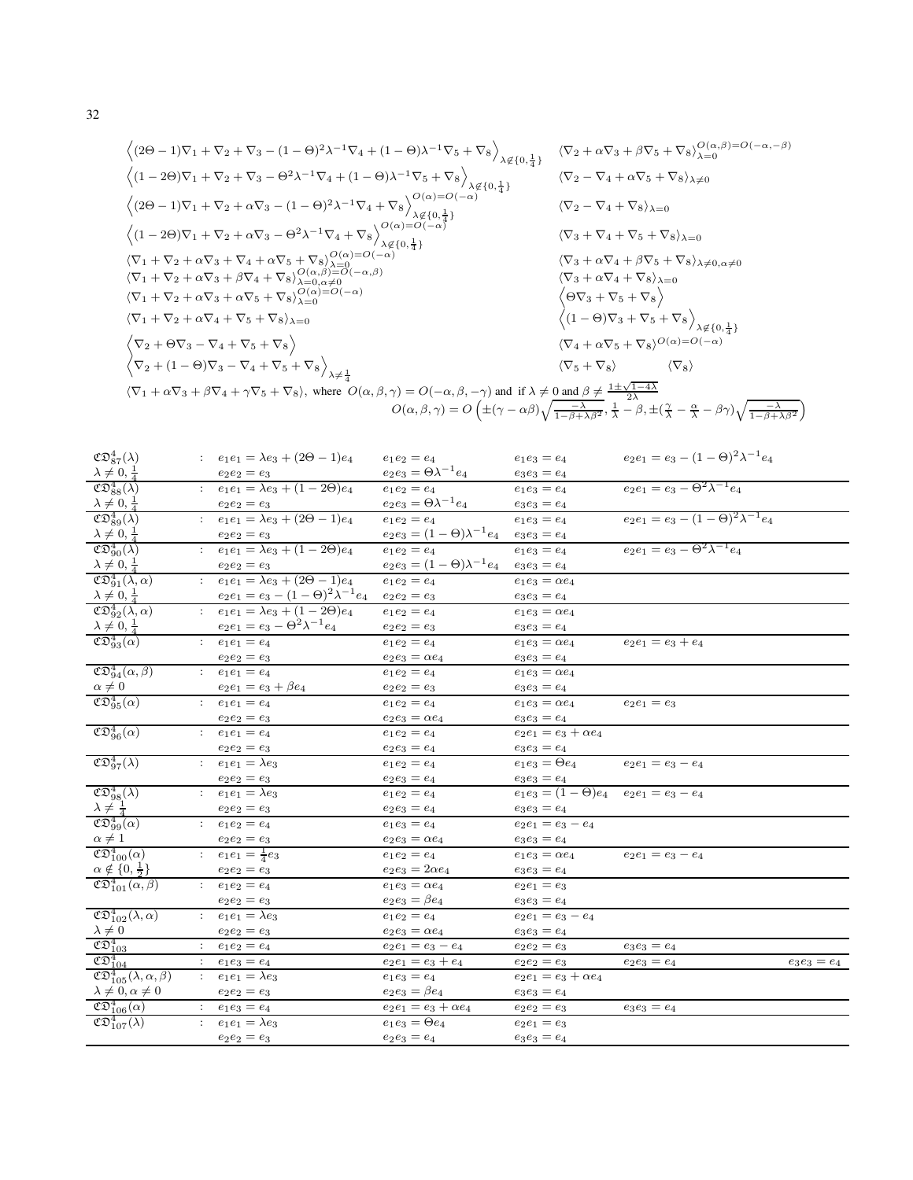$\left\langle(2\Theta-1)\nabla_1+\nabla_2+\nabla_3-(1-\Theta)^2\lambda^{-1}\nabla_4+(1-\Theta)\lambda^{-1}\nabla_5+\nabla_8\right\rangle_{\lambda\notin\{0,\frac14\}}$

$\left\langle(1-2\Theta)\nabla_1+\nabla_2+\nabla_3-\Theta^2\lambda^{-1}\nabla_4+(1-\Theta)\lambda^{-1}\nabla_5+\nabla_8\right\rangle_{\lambda\notin\{0,\frac14\}}$

$\left\langle(2\Theta-1)\nabla_1+\nabla_2+\alpha\nabla_3-(1-\Theta)^2\lambda^{-1}\nabla_4+\nabla_8\right\rangle^{O(\alpha)=O(-\alpha)}_{\lambda\notin\{0,\frac14\}}$

$\left\langle(1-2\Theta)\nabla_1+\nabla_2+\alpha\nabla_3-\Theta^2\lambda^{-1}\nabla_4+\nabla_8\right\rangle^{O(\alpha)=O(-\alpha)}_{\lambda\notin\{0,\frac14\}}$

$\langle\nabla_1+\nabla_2+\alpha\nabla_3+\nabla_4+\alpha\nabla_5+\nabla_8\rangle^{O(\alpha)=O(-\alpha)}_{\lambda=0}$

$\langle\nabla_1+\nabla_2+\alpha\nabla_3+\beta\nabla_4+\nabla_8\rangle^{O(\alpha,\beta)=O(-\alpha,\beta)}_{\lambda=0,\alpha\neq0}$

$\langle\nabla_1+\nabla_2+\alpha\nabla_3+\alpha\nabla_5+\nabla_8\rangle^{O(\alpha)=O(-\alpha)}_{\lambda=0}$

$\langle\nabla_1+\nabla_2+\alpha\nabla_4+\nabla_5+\nabla_8\rangle_{\lambda=0}$

$\left\langle\nabla_2+\Theta\nabla_3-\nabla_4+\nabla_5+\nabla_8\right\rangle$

$\left\langle\nabla_2+(1-\Theta)\nabla_3-\nabla_4+\nabla_5+\nabla_8\right\rangle_{\lambda\neq\frac14}$

$\langle\nabla_2+\alpha\nabla_3+\beta\nabla_5+\nabla_8\rangle^{O(\alpha,\beta)=O(-\alpha,-\beta)}_{\lambda=0}$

$\langle\nabla_2-\nabla_4+\alpha\nabla_5+\nabla_8\rangle_{\lambda\neq0}$

$\langle\nabla_2-\nabla_4+\nabla_8\rangle_{\lambda=0}$

$\langle\nabla_3+\nabla_4+\nabla_5+\nabla_8\rangle_{\lambda=0}$

$\langle\nabla_3+\alpha\nabla_4+\beta\nabla_5+\nabla_8\rangle_{\lambda\neq0,\alpha\neq0}$

$\langle\nabla_3+\alpha\nabla_4+\nabla_8\rangle_{\lambda=0}$

$\left\langle\Theta\nabla_3+\nabla_5+\nabla_8\right\rangle$

$\left\langle(1-\Theta)\nabla_3+\nabla_5+\nabla_8\right\rangle_{\lambda\notin\{0,\frac14\}}$

$\langle\nabla_4+\alpha\nabla_5+\nabla_8\rangle^{O(\alpha)=O(-\alpha)}$

$\langle\nabla_5+\nabla_8\rangle \qquad \langle\nabla_8\rangle$

$\langle\nabla_1+\alpha\nabla_3+\beta\nabla_4+\gamma\nabla_5+\nabla_8\rangle$, where $O(\alpha,\beta,\gamma)=O(-\alpha,\beta,-\gamma)$ and if $\lambda\neq0$ and $\beta\neq\frac{1\pm\sqrt{1-4\lambda}}{2\lambda}$

$$O(\alpha,\beta,\gamma)=O\left(\pm(\gamma-\alpha\beta)\sqrt{\tfrac{-\lambda}{1-\beta+\lambda\beta^2}},\ \tfrac{1}{\lambda}-\beta,\ \pm(\tfrac{\gamma}{\lambda}-\tfrac{\alpha}{\lambda}-\beta\gamma)\sqrt{\tfrac{-\lambda}{1-\beta+\lambda\beta^2}}\right)$$

| | | | | | | |
|---|---|---|---|---|---|---|
| $\mathfrak{CD}^4_{87}(\lambda)$ | : | $e_1e_1=\lambda e_3+(2\Theta-1)e_4$ | $e_1e_2=e_4$ | $e_1e_3=e_4$ | $e_2e_1=e_3-(1-\Theta)^2\lambda^{-1}e_4$ | |
| $\lambda\neq0,\frac14$ | | $e_2e_2=e_3$ | $e_2e_3=\Theta\lambda^{-1}e_4$ | $e_3e_3=e_4$ | | |
| $\mathfrak{CD}^4_{88}(\lambda)$ | : | $e_1e_1=\lambda e_3+(1-2\Theta)e_4$ | $e_1e_2=e_4$ | $e_1e_3=e_4$ | $e_2e_1=e_3-\Theta^2\lambda^{-1}e_4$ | |
| $\lambda\neq0,\frac14$ | | $e_2e_2=e_3$ | $e_2e_3=\Theta\lambda^{-1}e_4$ | $e_3e_3=e_4$ | | |
| $\mathfrak{CD}^4_{89}(\lambda)$ | : | $e_1e_1=\lambda e_3+(2\Theta-1)e_4$ | $e_1e_2=e_4$ | $e_1e_3=e_4$ | $e_2e_1=e_3-(1-\Theta)^2\lambda^{-1}e_4$ | |
| $\lambda\neq0,\frac14$ | | $e_2e_2=e_3$ | $e_2e_3=(1-\Theta)\lambda^{-1}e_4$ | $e_3e_3=e_4$ | | |
| $\mathfrak{CD}^4_{90}(\lambda)$ | : | $e_1e_1=\lambda e_3+(1-2\Theta)e_4$ | $e_1e_2=e_4$ | $e_1e_3=e_4$ | $e_2e_1=e_3-\Theta^2\lambda^{-1}e_4$ | |
| $\lambda\neq0,\frac14$ | | $e_2e_2=e_3$ | $e_2e_3=(1-\Theta)\lambda^{-1}e_4$ | $e_3e_3=e_4$ | | |
| $\mathfrak{CD}^4_{91}(\lambda,\alpha)$ | : | $e_1e_1=\lambda e_3+(2\Theta-1)e_4$ | $e_1e_2=e_4$ | $e_1e_3=\alpha e_4$ | | |
| $\lambda\neq0,\frac14$ | | $e_2e_1=e_3-(1-\Theta)^2\lambda^{-1}e_4$ | $e_2e_2=e_3$ | $e_3e_3=e_4$ | | |
| $\mathfrak{CD}^4_{92}(\lambda,\alpha)$ | : | $e_1e_1=\lambda e_3+(1-2\Theta)e_4$ | $e_1e_2=e_4$ | $e_1e_3=\alpha e_4$ | | |
| $\lambda\neq0,\frac14$ | | $e_2e_1=e_3-\Theta^2\lambda^{-1}e_4$ | $e_2e_2=e_3$ | $e_3e_3=e_4$ | | |
| $\mathfrak{CD}^4_{93}(\alpha)$ | : | $e_1e_1=e_4$ | $e_1e_2=e_4$ | $e_1e_3=\alpha e_4$ | $e_2e_1=e_3+e_4$ | |
| | | $e_2e_2=e_3$ | $e_2e_3=\alpha e_4$ | $e_3e_3=e_4$ | | |
| $\mathfrak{CD}^4_{94}(\alpha,\beta)$ | : | $e_1e_1=e_4$ | $e_1e_2=e_4$ | $e_1e_3=\alpha e_4$ | | |
| $\alpha\neq0$ | | $e_2e_1=e_3+\beta e_4$ | $e_2e_2=e_3$ | $e_3e_3=e_4$ | | |
| $\mathfrak{CD}^4_{95}(\alpha)$ | : | $e_1e_1=e_4$ | $e_1e_2=e_4$ | $e_1e_3=\alpha e_4$ | $e_2e_1=e_3$ | |
| | | $e_2e_2=e_3$ | $e_2e_3=\alpha e_4$ | $e_3e_3=e_4$ | | |
| $\mathfrak{CD}^4_{96}(\alpha)$ | : | $e_1e_1=e_4$ | $e_1e_2=e_4$ | $e_2e_1=e_3+\alpha e_4$ | | |
| | | $e_2e_2=e_3$ | $e_2e_3=e_4$ | $e_3e_3=e_4$ | | |
| $\mathfrak{CD}^4_{97}(\lambda)$ | : | $e_1e_1=\lambda e_3$ | $e_1e_2=e_4$ | $e_1e_3=\Theta e_4$ | $e_2e_1=e_3-e_4$ | |
| | | $e_2e_2=e_3$ | $e_2e_3=e_4$ | $e_3e_3=e_4$ | | |
| $\mathfrak{CD}^4_{98}(\lambda)$ | : | $e_1e_1=\lambda e_3$ | $e_1e_2=e_4$ | $e_1e_3=(1-\Theta)e_4$ | $e_2e_1=e_3-e_4$ | |
| $\lambda\neq\frac14$ | | $e_2e_2=e_3$ | $e_2e_3=e_4$ | $e_3e_3=e_4$ | | |
| $\mathfrak{CD}^4_{99}(\alpha)$ | : | $e_1e_2=e_4$ | $e_1e_3=e_4$ | $e_2e_1=e_3-e_4$ | | |
| $\alpha\neq1$ | | $e_2e_2=e_3$ | $e_2e_3=\alpha e_4$ | $e_3e_3=e_4$ | | |
| $\mathfrak{CD}^4_{100}(\alpha)$ | : | $e_1e_1=\frac14e_3$ | $e_1e_2=e_4$ | $e_1e_3=\alpha e_4$ | $e_2e_1=e_3-e_4$ | |
| $\alpha\notin\{0,\frac12\}$ | | $e_2e_2=e_3$ | $e_2e_3=2\alpha e_4$ | $e_3e_3=e_4$ | | |
| $\mathfrak{CD}^4_{101}(\alpha,\beta)$ | : | $e_1e_2=e_4$ | $e_1e_3=\alpha e_4$ | $e_2e_1=e_3$ | | |
| | | $e_2e_2=e_3$ | $e_2e_3=\beta e_4$ | $e_3e_3=e_4$ | | |
| $\mathfrak{CD}^4_{102}(\lambda,\alpha)$ | : | $e_1e_1=\lambda e_3$ | $e_1e_2=e_4$ | $e_2e_1=e_3-e_4$ | | |
| $\lambda\neq0$ | | $e_2e_2=e_3$ | $e_2e_3=\alpha e_4$ | $e_3e_3=e_4$ | | |
| $\mathfrak{CD}^4_{103}$ | : | $e_1e_2=e_4$ | $e_2e_1=e_3-e_4$ | $e_2e_2=e_3$ | $e_3e_3=e_4$ | |
| $\mathfrak{CD}^4_{104}$ | : | $e_1e_3=e_4$ | $e_2e_1=e_3+e_4$ | $e_2e_2=e_3$ | $e_2e_3=e_4$ | $e_3e_3=e_4$ |
| $\mathfrak{CD}^4_{105}(\lambda,\alpha,\beta)$ | : | $e_1e_1=\lambda e_3$ | $e_1e_3=e_4$ | $e_2e_1=e_3+\alpha e_4$ | | |
| $\lambda\neq0,\alpha\neq0$ | | $e_2e_2=e_3$ | $e_2e_3=\beta e_4$ | $e_3e_3=e_4$ | | |
| $\mathfrak{CD}^4_{106}(\alpha)$ | : | $e_1e_3=e_4$ | $e_2e_1=e_3+\alpha e_4$ | $e_2e_2=e_3$ | $e_3e_3=e_4$ | |
| $\mathfrak{CD}^4_{107}(\lambda)$ | : | $e_1e_1=\lambda e_3$ | $e_1e_3=\Theta e_4$ | $e_2e_1=e_3$ | | |
| | | $e_2e_2=e_3$ | $e_2e_3=e_4$ | $e_3e_3=e_4$ | | |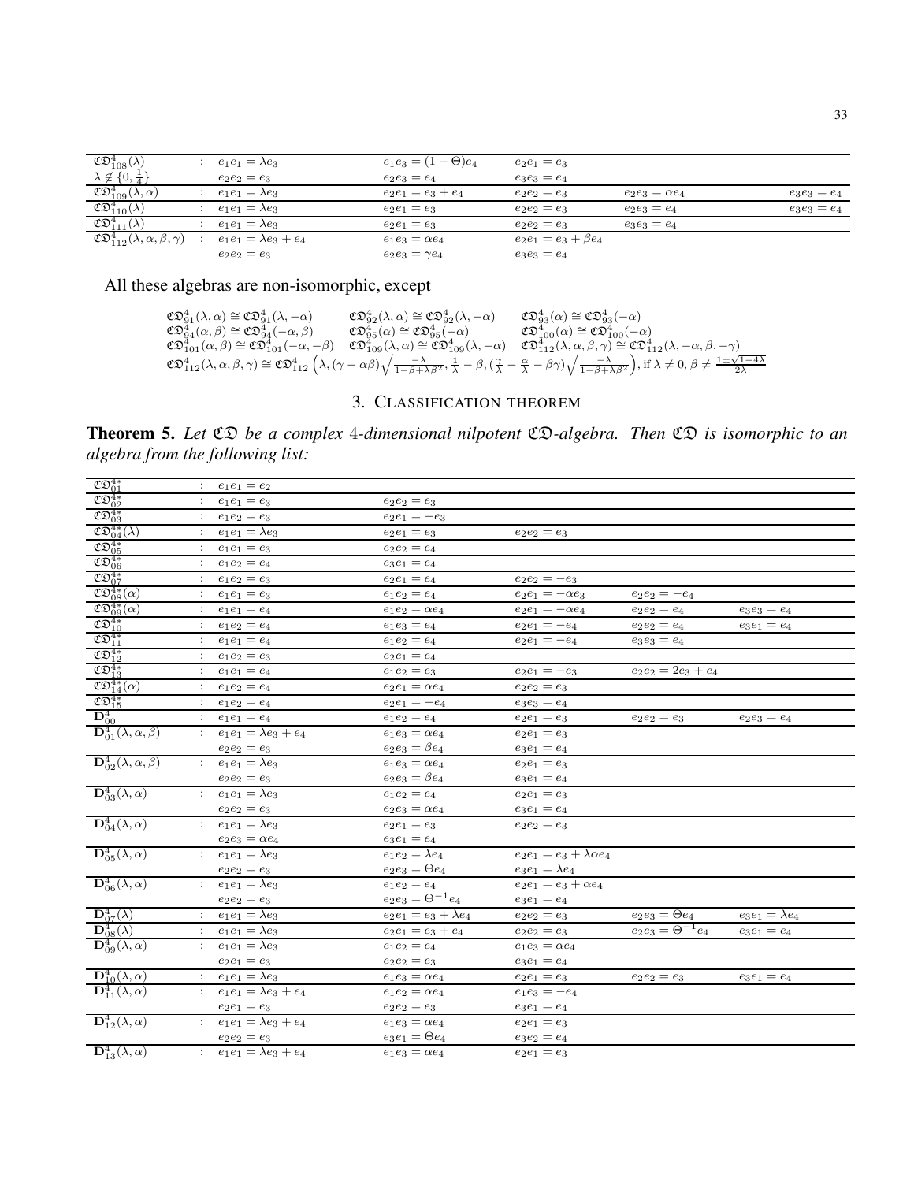| | | | | | | |
|---|---|---|---|---|---|---|
| $\mathfrak{CD}^4_{108}(\lambda)$ | : | $e_1e_1 = \lambda e_3$ | $e_1e_3 = (1-\Theta)e_4$ | $e_2e_1 = e_3$ | | |
| $\lambda \notin \{0, \frac{1}{4}\}$ | | $e_2e_2 = e_3$ | $e_2e_3 = e_4$ | $e_3e_3 = e_4$ | | |
| $\mathfrak{CD}^4_{109}(\lambda, \alpha)$ | : | $e_1e_1 = \lambda e_3$ | $e_2e_1 = e_3 + e_4$ | $e_2e_2 = e_3$ | $e_2e_3 = \alpha e_4$ | $e_3e_3 = e_4$ |
| $\mathfrak{CD}^4_{110}(\lambda)$ | : | $e_1e_1 = \lambda e_3$ | $e_2e_1 = e_3$ | $e_2e_2 = e_3$ | $e_2e_3 = e_4$ | $e_3e_3 = e_4$ |
| $\mathfrak{CD}^4_{111}(\lambda)$ | : | $e_1e_1 = \lambda e_3$ | $e_2e_1 = e_3$ | $e_2e_2 = e_3$ | $e_3e_3 = e_4$ | |
| $\mathfrak{CD}^4_{112}(\lambda, \alpha, \beta, \gamma)$ | : | $e_1e_1 = \lambda e_3 + e_4$ | $e_1e_3 = \alpha e_4$ | $e_2e_1 = e_3 + \beta e_4$ | | |
| | | $e_2e_2 = e_3$ | $e_2e_3 = \gamma e_4$ | $e_3e_3 = e_4$ | | |

All these algebras are non-isomorphic, except

$$
\begin{array}{lll}
\mathfrak{CD}^4_{91}(\lambda, \alpha) \cong \mathfrak{CD}^4_{91}(\lambda, -\alpha) & \mathfrak{CD}^4_{92}(\lambda, \alpha) \cong \mathfrak{CD}^4_{92}(\lambda, -\alpha) & \mathfrak{CD}^4_{93}(\alpha) \cong \mathfrak{CD}^4_{93}(-\alpha) \\
\mathfrak{CD}^4_{94}(\alpha, \beta) \cong \mathfrak{CD}^4_{94}(-\alpha, \beta) & \mathfrak{CD}^4_{95}(\alpha) \cong \mathfrak{CD}^4_{95}(-\alpha) & \mathfrak{CD}^4_{100}(\alpha) \cong \mathfrak{CD}^4_{100}(-\alpha) \\
\mathfrak{CD}^4_{101}(\alpha, \beta) \cong \mathfrak{CD}^4_{101}(-\alpha, -\beta) & \mathfrak{CD}^4_{109}(\lambda, \alpha) \cong \mathfrak{CD}^4_{109}(\lambda, -\alpha) & \mathfrak{CD}^4_{112}(\lambda, \alpha, \beta, \gamma) \cong \mathfrak{CD}^4_{112}(\lambda, -\alpha, \beta, -\gamma)
\end{array}
$$

$$
\mathfrak{CD}^4_{112}(\lambda, \alpha, \beta, \gamma) \cong \mathfrak{CD}^4_{112}\left(\lambda, (\gamma - \alpha\beta)\sqrt{\tfrac{-\lambda}{1-\beta+\lambda\beta^2}}, \tfrac{1}{\lambda} - \beta, (\tfrac{\gamma}{\lambda} - \tfrac{\alpha}{\lambda} - \beta\gamma)\sqrt{\tfrac{-\lambda}{1-\beta+\lambda\beta^2}}\right), \text{ if } \lambda \neq 0, \beta \neq \tfrac{1 \pm \sqrt{1-4\lambda}}{2\lambda}
$$

## 3. Classification theorem

**Theorem 5.** *Let $\mathfrak{CD}$ be a complex 4-dimensional nilpotent $\mathfrak{CD}$-algebra. Then $\mathfrak{CD}$ is isomorphic to an algebra from the following list:*

| | | | | | | |
|---|---|---|---|---|---|---|
| $\mathfrak{CD}^{4*}_{01}$ | : | $e_1e_1 = e_2$ | | | | |
| $\mathfrak{CD}^{4*}_{02}$ | : | $e_1e_1 = e_3$ | $e_2e_2 = e_3$ | | | |
| $\mathfrak{CD}^{4*}_{03}$ | : | $e_1e_2 = e_3$ | $e_2e_1 = -e_3$ | | | |
| $\mathfrak{CD}^{4*}_{04}(\lambda)$ | : | $e_1e_1 = \lambda e_3$ | $e_2e_1 = e_3$ | $e_2e_2 = e_3$ | | |
| $\mathfrak{CD}^{4*}_{05}$ | : | $e_1e_1 = e_3$ | $e_2e_2 = e_4$ | | | |
| $\mathfrak{CD}^{4*}_{06}$ | : | $e_1e_2 = e_4$ | $e_3e_1 = e_4$ | | | |
| $\mathfrak{CD}^{4*}_{07}$ | : | $e_1e_2 = e_3$ | $e_2e_1 = e_4$ | $e_2e_2 = -e_3$ | | |
| $\mathfrak{CD}^{4*}_{08}(\alpha)$ | : | $e_1e_1 = e_3$ | $e_1e_2 = e_4$ | $e_2e_1 = -\alpha e_3$ | $e_2e_2 = -e_4$ | |
| $\mathfrak{CD}^{4*}_{09}(\alpha)$ | : | $e_1e_1 = e_4$ | $e_1e_2 = \alpha e_4$ | $e_2e_1 = -\alpha e_4$ | $e_2e_2 = e_4$ | $e_3e_3 = e_4$ |
| $\mathfrak{CD}^{4*}_{10}$ | : | $e_1e_2 = e_4$ | $e_1e_3 = e_4$ | $e_2e_1 = -e_4$ | $e_2e_2 = e_4$ | $e_3e_1 = e_4$ |
| $\mathfrak{CD}^{4*}_{11}$ | : | $e_1e_1 = e_4$ | $e_1e_2 = e_4$ | $e_2e_1 = -e_4$ | $e_3e_3 = e_4$ | |
| $\mathfrak{CD}^{4*}_{12}$ | : | $e_1e_2 = e_3$ | $e_2e_1 = e_4$ | | | |
| $\mathfrak{CD}^{4*}_{13}$ | : | $e_1e_1 = e_4$ | $e_1e_2 = e_3$ | $e_2e_1 = -e_3$ | $e_2e_2 = 2e_3 + e_4$ | |
| $\mathfrak{CD}^{4*}_{14}(\alpha)$ | : | $e_1e_2 = e_4$ | $e_2e_1 = \alpha e_4$ | $e_2e_2 = e_3$ | | |
| $\mathfrak{CD}^{4*}_{15}$ | : | $e_1e_2 = e_4$ | $e_2e_1 = -e_4$ | $e_3e_3 = e_4$ | | |
| $\mathbf{D}^4_{00}$ | : | $e_1e_1 = e_4$ | $e_1e_2 = e_4$ | $e_2e_1 = e_3$ | $e_2e_2 = e_3$ | $e_2e_3 = e_4$ |
| $\mathbf{D}^4_{01}(\lambda, \alpha, \beta)$ | : | $e_1e_1 = \lambda e_3 + e_4$ | $e_1e_3 = \alpha e_4$ | $e_2e_1 = e_3$ | | |
| | | $e_2e_2 = e_3$ | $e_2e_3 = \beta e_4$ | $e_3e_1 = e_4$ | | |
| $\mathbf{D}^4_{02}(\lambda, \alpha, \beta)$ | : | $e_1e_1 = \lambda e_3$ | $e_1e_3 = \alpha e_4$ | $e_2e_1 = e_3$ | | |
| | | $e_2e_2 = e_3$ | $e_2e_3 = \beta e_4$ | $e_3e_1 = e_4$ | | |
| $\mathbf{D}^4_{03}(\lambda, \alpha)$ | : | $e_1e_1 = \lambda e_3$ | $e_1e_2 = e_4$ | $e_2e_1 = e_3$ | | |
| | | $e_2e_2 = e_3$ | $e_2e_3 = \alpha e_4$ | $e_3e_1 = e_4$ | | |
| $\mathbf{D}^4_{04}(\lambda, \alpha)$ | : | $e_1e_1 = \lambda e_3$ | $e_2e_1 = e_3$ | $e_2e_2 = e_3$ | | |
| | | $e_2e_3 = \alpha e_4$ | $e_3e_1 = e_4$ | | | |
| $\mathbf{D}^4_{05}(\lambda, \alpha)$ | : | $e_1e_1 = \lambda e_3$ | $e_1e_2 = \lambda e_4$ | $e_2e_1 = e_3 + \lambda\alpha e_4$ | | |
| | | $e_2e_2 = e_3$ | $e_2e_3 = \Theta e_4$ | $e_3e_1 = \lambda e_4$ | | |
| $\mathbf{D}^4_{06}(\lambda, \alpha)$ | : | $e_1e_1 = \lambda e_3$ | $e_1e_2 = e_4$ | $e_2e_1 = e_3 + \alpha e_4$ | | |
| | | $e_2e_2 = e_3$ | $e_2e_3 = \Theta^{-1} e_4$ | $e_3e_1 = e_4$ | | |
| $\mathbf{D}^4_{07}(\lambda)$ | : | $e_1e_1 = \lambda e_3$ | $e_2e_1 = e_3 + \lambda e_4$ | $e_2e_2 = e_3$ | $e_2e_3 = \Theta e_4$ | $e_3e_1 = \lambda e_4$ |
| $\mathbf{D}^4_{08}(\lambda)$ | : | $e_1e_1 = \lambda e_3$ | $e_2e_1 = e_3 + e_4$ | $e_2e_2 = e_3$ | $e_2e_3 = \Theta^{-1} e_4$ | $e_3e_1 = e_4$ |
| $\mathbf{D}^4_{09}(\lambda, \alpha)$ | : | $e_1e_1 = \lambda e_3$ | $e_1e_2 = e_4$ | $e_1e_3 = \alpha e_4$ | | |
| | | $e_2e_1 = e_3$ | $e_2e_2 = e_3$ | $e_3e_1 = e_4$ | | |
| $\mathbf{D}^4_{10}(\lambda, \alpha)$ | : | $e_1e_1 = \lambda e_3$ | $e_1e_3 = \alpha e_4$ | $e_2e_1 = e_3$ | $e_2e_2 = e_3$ | $e_3e_1 = e_4$ |
| $\mathbf{D}^4_{11}(\lambda, \alpha)$ | : | $e_1e_1 = \lambda e_3 + e_4$ | $e_1e_2 = \alpha e_4$ | $e_1e_3 = -e_4$ | | |
| | | $e_2e_1 = e_3$ | $e_2e_2 = e_3$ | $e_3e_1 = e_4$ | | |
| $\mathbf{D}^4_{12}(\lambda, \alpha)$ | : | $e_1e_1 = \lambda e_3 + e_4$ | $e_1e_3 = \alpha e_4$ | $e_2e_1 = e_3$ | | |
| | | $e_2e_2 = e_3$ | $e_3e_1 = \Theta e_4$ | $e_3e_2 = e_4$ | | |
| $\mathbf{D}^4_{13}(\lambda, \alpha)$ | : | $e_1e_1 = \lambda e_3 + e_4$ | $e_1e_3 = \alpha e_4$ | $e_2e_1 = e_3$ | | |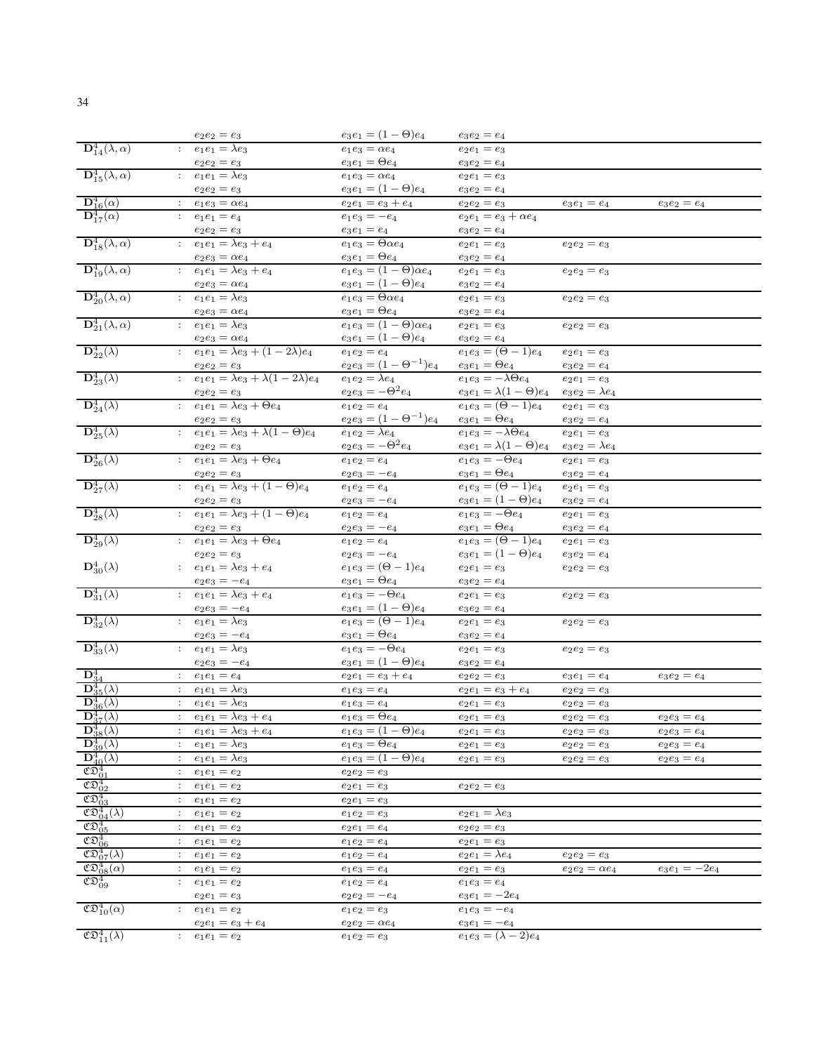| | | | | | | |
|---|---|---|---|---|---|---|
| | | $e_2e_2 = e_3$ | $e_3e_1 = (1-\Theta)e_4$ | $e_3e_2 = e_4$ | | |
| $\mathbf{D}^4_{14}(\lambda,\alpha)$ | : | $e_1e_1 = \lambda e_3$ | $e_1e_3 = \alpha e_4$ | $e_2e_1 = e_3$ | | |
| | | $e_2e_2 = e_3$ | $e_3e_1 = \Theta e_4$ | $e_3e_2 = e_4$ | | |
| $\mathbf{D}^4_{15}(\lambda,\alpha)$ | : | $e_1e_1 = \lambda e_3$ | $e_1e_3 = \alpha e_4$ | $e_2e_1 = e_3$ | | |
| | | $e_2e_2 = e_3$ | $e_3e_1 = (1-\Theta)e_4$ | $e_3e_2 = e_4$ | | |
| $\mathbf{D}^4_{16}(\alpha)$ | : | $e_1e_3 = \alpha e_4$ | $e_2e_1 = e_3 + e_4$ | $e_2e_2 = e_3$ | $e_3e_1 = e_4$ | $e_3e_2 = e_4$ |
| $\mathbf{D}^4_{17}(\alpha)$ | : | $e_1e_1 = e_4$ | $e_1e_3 = -e_4$ | $e_2e_1 = e_3 + \alpha e_4$ | | |
| | | $e_2e_2 = e_3$ | $e_3e_1 = e_4$ | $e_3e_2 = e_4$ | | |
| $\mathbf{D}^4_{18}(\lambda,\alpha)$ | : | $e_1e_1 = \lambda e_3 + e_4$ | $e_1e_3 = \Theta\alpha e_4$ | $e_2e_1 = e_3$ | $e_2e_2 = e_3$ | |
| | | $e_2e_3 = \alpha e_4$ | $e_3e_1 = \Theta e_4$ | $e_3e_2 = e_4$ | | |
| $\mathbf{D}^4_{19}(\lambda,\alpha)$ | : | $e_1e_1 = \lambda e_3 + e_4$ | $e_1e_3 = (1-\Theta)\alpha e_4$ | $e_2e_1 = e_3$ | $e_2e_2 = e_3$ | |
| | | $e_2e_3 = \alpha e_4$ | $e_3e_1 = (1-\Theta)e_4$ | $e_3e_2 = e_4$ | | |
| $\mathbf{D}^4_{20}(\lambda,\alpha)$ | : | $e_1e_1 = \lambda e_3$ | $e_1e_3 = \Theta\alpha e_4$ | $e_2e_1 = e_3$ | $e_2e_2 = e_3$ | |
| | | $e_2e_3 = \alpha e_4$ | $e_3e_1 = \Theta e_4$ | $e_3e_2 = e_4$ | | |
| $\mathbf{D}^4_{21}(\lambda,\alpha)$ | : | $e_1e_1 = \lambda e_3$ | $e_1e_3 = (1-\Theta)\alpha e_4$ | $e_2e_1 = e_3$ | $e_2e_2 = e_3$ | |
| | | $e_2e_3 = \alpha e_4$ | $e_3e_1 = (1-\Theta)e_4$ | $e_3e_2 = e_4$ | | |
| $\mathbf{D}^4_{22}(\lambda)$ | : | $e_1e_1 = \lambda e_3 + (1-2\lambda)e_4$ | $e_1e_2 = e_4$ | $e_1e_3 = (\Theta-1)e_4$ | $e_2e_1 = e_3$ | |
| | | $e_2e_2 = e_3$ | $e_2e_3 = (1-\Theta^{-1})e_4$ | $e_3e_1 = \Theta e_4$ | $e_3e_2 = e_4$ | |
| $\mathbf{D}^4_{23}(\lambda)$ | : | $e_1e_1 = \lambda e_3 + \lambda(1-2\lambda)e_4$ | $e_1e_2 = \lambda e_4$ | $e_1e_3 = -\lambda\Theta e_4$ | $e_2e_1 = e_3$ | |
| | | $e_2e_2 = e_3$ | $e_2e_3 = -\Theta^2 e_4$ | $e_3e_1 = \lambda(1-\Theta)e_4$ | $e_3e_2 = \lambda e_4$ | |
| $\mathbf{D}^4_{24}(\lambda)$ | : | $e_1e_1 = \lambda e_3 + \Theta e_4$ | $e_1e_2 = e_4$ | $e_1e_3 = (\Theta-1)e_4$ | $e_2e_1 = e_3$ | |
| | | $e_2e_2 = e_3$ | $e_2e_3 = (1-\Theta^{-1})e_4$ | $e_3e_1 = \Theta e_4$ | $e_3e_2 = e_4$ | |
| $\mathbf{D}^4_{25}(\lambda)$ | : | $e_1e_1 = \lambda e_3 + \lambda(1-\Theta)e_4$ | $e_1e_2 = \lambda e_4$ | $e_1e_3 = -\lambda\Theta e_4$ | $e_2e_1 = e_3$ | |
| | | $e_2e_2 = e_3$ | $e_2e_3 = -\Theta^2 e_4$ | $e_3e_1 = \lambda(1-\Theta)e_4$ | $e_3e_2 = \lambda e_4$ | |
| $\mathbf{D}^4_{26}(\lambda)$ | : | $e_1e_1 = \lambda e_3 + \Theta e_4$ | $e_1e_2 = e_4$ | $e_1e_3 = -\Theta e_4$ | $e_2e_1 = e_3$ | |
| | | $e_2e_2 = e_3$ | $e_2e_3 = -e_4$ | $e_3e_1 = \Theta e_4$ | $e_3e_2 = e_4$ | |
| $\mathbf{D}^4_{27}(\lambda)$ | : | $e_1e_1 = \lambda e_3 + (1-\Theta)e_4$ | $e_1e_2 = e_4$ | $e_1e_3 = (\Theta-1)e_4$ | $e_2e_1 = e_3$ | |
| | | $e_2e_2 = e_3$ | $e_2e_3 = -e_4$ | $e_3e_1 = (1-\Theta)e_4$ | $e_3e_2 = e_4$ | |
| $\mathbf{D}^4_{28}(\lambda)$ | : | $e_1e_1 = \lambda e_3 + (1-\Theta)e_4$ | $e_1e_2 = e_4$ | $e_1e_3 = -\Theta e_4$ | $e_2e_1 = e_3$ | |
| | | $e_2e_2 = e_3$ | $e_2e_3 = -e_4$ | $e_3e_1 = \Theta e_4$ | $e_3e_2 = e_4$ | |
| $\mathbf{D}^4_{29}(\lambda)$ | : | $e_1e_1 = \lambda e_3 + \Theta e_4$ | $e_1e_2 = e_4$ | $e_1e_3 = (\Theta-1)e_4$ | $e_2e_1 = e_3$ | |
| | | $e_2e_2 = e_3$ | $e_2e_3 = -e_4$ | $e_3e_1 = (1-\Theta)e_4$ | $e_3e_2 = e_4$ | |
| $\mathbf{D}^4_{30}(\lambda)$ | : | $e_1e_1 = \lambda e_3 + e_4$ | $e_1e_3 = (\Theta-1)e_4$ | $e_2e_1 = e_3$ | $e_2e_2 = e_3$ | |
| | | $e_2e_3 = -e_4$ | $e_3e_1 = \Theta e_4$ | $e_3e_2 = e_4$ | | |
| $\mathbf{D}^4_{31}(\lambda)$ | : | $e_1e_1 = \lambda e_3 + e_4$ | $e_1e_3 = -\Theta e_4$ | $e_2e_1 = e_3$ | $e_2e_2 = e_3$ | |
| | | $e_2e_3 = -e_4$ | $e_3e_1 = (1-\Theta)e_4$ | $e_3e_2 = e_4$ | | |
| $\mathbf{D}^4_{32}(\lambda)$ | : | $e_1e_1 = \lambda e_3$ | $e_1e_3 = (\Theta-1)e_4$ | $e_2e_1 = e_3$ | $e_2e_2 = e_3$ | |
| | | $e_2e_3 = -e_4$ | $e_3e_1 = \Theta e_4$ | $e_3e_2 = e_4$ | | |
| $\mathbf{D}^4_{33}(\lambda)$ | : | $e_1e_1 = \lambda e_3$ | $e_1e_3 = -\Theta e_4$ | $e_2e_1 = e_3$ | $e_2e_2 = e_3$ | |
| | | $e_2e_3 = -e_4$ | $e_3e_1 = (1-\Theta)e_4$ | $e_3e_2 = e_4$ | | |
| $\mathbf{D}^4_{34}$ | : | $e_1e_1 = e_4$ | $e_2e_1 = e_3 + e_4$ | $e_2e_2 = e_3$ | $e_3e_1 = e_4$ | $e_3e_2 = e_4$ |
| $\mathbf{D}^4_{35}(\lambda)$ | : | $e_1e_1 = \lambda e_3$ | $e_1e_3 = e_4$ | $e_2e_1 = e_3 + e_4$ | $e_2e_2 = e_3$ | |
| $\mathbf{D}^4_{36}(\lambda)$ | : | $e_1e_1 = \lambda e_3$ | $e_1e_3 = e_4$ | $e_2e_1 = e_3$ | $e_2e_2 = e_3$ | |
| $\mathbf{D}^4_{37}(\lambda)$ | : | $e_1e_1 = \lambda e_3 + e_4$ | $e_1e_3 = \Theta e_4$ | $e_2e_1 = e_3$ | $e_2e_2 = e_3$ | $e_2e_3 = e_4$ |
| $\mathbf{D}^4_{38}(\lambda)$ | : | $e_1e_1 = \lambda e_3 + e_4$ | $e_1e_3 = (1-\Theta)e_4$ | $e_2e_1 = e_3$ | $e_2e_2 = e_3$ | $e_2e_3 = e_4$ |
| $\mathbf{D}^4_{39}(\lambda)$ | : | $e_1e_1 = \lambda e_3$ | $e_1e_3 = \Theta e_4$ | $e_2e_1 = e_3$ | $e_2e_2 = e_3$ | $e_2e_3 = e_4$ |
| $\mathbf{D}^4_{40}(\lambda)$ | : | $e_1e_1 = \lambda e_3$ | $e_1e_3 = (1-\Theta)e_4$ | $e_2e_1 = e_3$ | $e_2e_2 = e_3$ | $e_2e_3 = e_4$ |
| $\mathfrak{CD}^4_{01}$ | : | $e_1e_1 = e_2$ | $e_2e_2 = e_3$ | | | |
| $\mathfrak{CD}^4_{02}$ | : | $e_1e_1 = e_2$ | $e_2e_1 = e_3$ | $e_2e_2 = e_3$ | | |
| $\mathfrak{CD}^4_{03}$ | : | $e_1e_1 = e_2$ | $e_2e_1 = e_3$ | | | |
| $\mathfrak{CD}^4_{04}(\lambda)$ | : | $e_1e_1 = e_2$ | $e_1e_2 = e_3$ | $e_2e_1 = \lambda e_3$ | | |
| $\mathfrak{CD}^4_{05}$ | : | $e_1e_1 = e_2$ | $e_2e_1 = e_4$ | $e_2e_2 = e_3$ | | |
| $\mathfrak{CD}^4_{06}$ | : | $e_1e_1 = e_2$ | $e_1e_2 = e_4$ | $e_2e_1 = e_3$ | | |
| $\mathfrak{CD}^4_{07}(\lambda)$ | : | $e_1e_1 = e_2$ | $e_1e_2 = e_4$ | $e_2e_1 = \lambda e_4$ | $e_2e_2 = e_3$ | |
| $\mathfrak{CD}^4_{08}(\alpha)$ | : | $e_1e_1 = e_2$ | $e_1e_3 = e_4$ | $e_2e_1 = e_3$ | $e_2e_2 = \alpha e_4$ | $e_3e_1 = -2e_4$ |
| $\mathfrak{CD}^4_{09}$ | : | $e_1e_1 = e_2$ | $e_1e_2 = e_4$ | $e_1e_3 = e_4$ | | |
| | | $e_2e_1 = e_3$ | $e_2e_2 = -e_4$ | $e_3e_1 = -2e_4$ | | |
| $\mathfrak{CD}^4_{10}(\alpha)$ | : | $e_1e_1 = e_2$ | $e_1e_2 = e_3$ | $e_1e_3 = -e_4$ | | |
| | | $e_2e_1 = e_3 + e_4$ | $e_2e_2 = \alpha e_4$ | $e_3e_1 = -e_4$ | | |
| $\mathfrak{CD}^4_{11}(\lambda)$ | : | $e_1e_1 = e_2$ | $e_1e_2 = e_3$ | $e_1e_3 = (\lambda-2)e_4$ | | |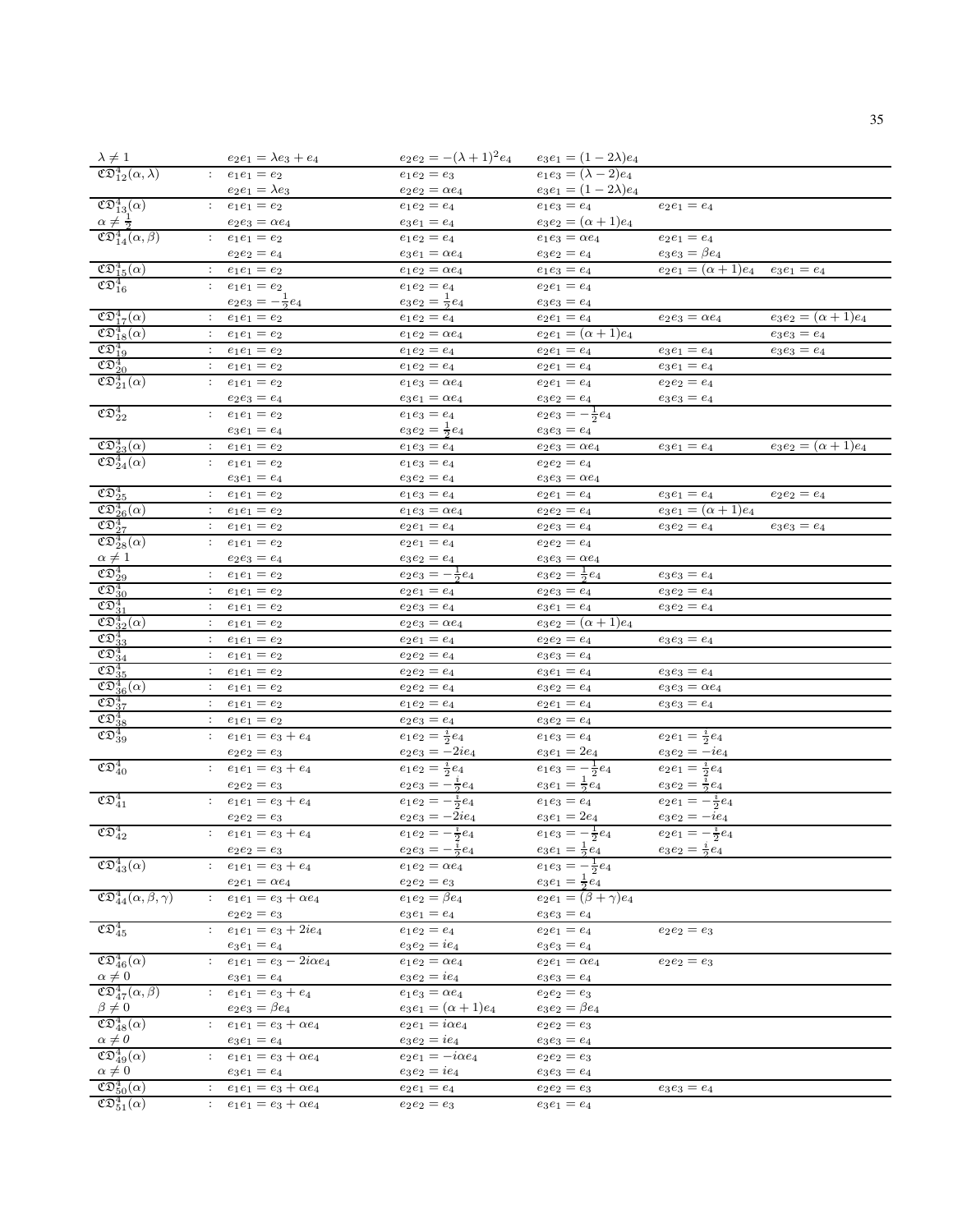| | | | | | | |
|---|---|---|---|---|---|---|
| $\lambda \neq 1$ | | $e_2e_1 = \lambda e_3 + e_4$ | $e_2e_2 = -(\lambda+1)^2 e_4$ | $e_3e_1 = (1-2\lambda)e_4$ | | |
| $\mathfrak{CD}_{12}^4(\alpha,\lambda)$ | : | $e_1e_1 = e_2$ | $e_1e_2 = e_3$ | $e_1e_3 = (\lambda-2)e_4$ | | |
| | | $e_2e_1 = \lambda e_3$ | $e_2e_2 = \alpha e_4$ | $e_3e_1 = (1-2\lambda)e_4$ | | |
| $\mathfrak{CD}_{13}^4(\alpha)$ | : | $e_1e_1 = e_2$ | $e_1e_2 = e_4$ | $e_1e_3 = e_4$ | $e_2e_1 = e_4$ | |
| $\alpha \neq \frac{1}{2}$ | | $e_2e_3 = \alpha e_4$ | $e_3e_1 = e_4$ | $e_3e_2 = (\alpha+1)e_4$ | | |
| $\mathfrak{CD}_{14}^4(\alpha,\beta)$ | : | $e_1e_1 = e_2$ | $e_1e_2 = e_4$ | $e_1e_3 = \alpha e_4$ | $e_2e_1 = e_4$ | |
| | | $e_2e_2 = e_4$ | $e_3e_1 = \alpha e_4$ | $e_3e_2 = e_4$ | $e_3e_3 = \beta e_4$ | |
| $\mathfrak{CD}_{15}^4(\alpha)$ | : | $e_1e_1 = e_2$ | $e_1e_2 = \alpha e_4$ | $e_1e_3 = e_4$ | $e_2e_1 = (\alpha+1)e_4$ | $e_3e_1 = e_4$ |
| $\mathfrak{CD}_{16}^4$ | : | $e_1e_1 = e_2$ | $e_1e_2 = e_4$ | $e_2e_1 = e_4$ | | |
| | | $e_2e_3 = -\frac{1}{2}e_4$ | $e_3e_2 = \frac{1}{2}e_4$ | $e_3e_3 = e_4$ | | |
| $\mathfrak{CD}_{17}^4(\alpha)$ | : | $e_1e_1 = e_2$ | $e_1e_2 = e_4$ | $e_2e_1 = e_4$ | $e_2e_3 = \alpha e_4$ | $e_3e_2 = (\alpha+1)e_4$ |
| $\mathfrak{CD}_{18}^4(\alpha)$ | : | $e_1e_1 = e_2$ | $e_1e_2 = \alpha e_4$ | $e_2e_1 = (\alpha+1)e_4$ | | $e_3e_3 = e_4$ |
| $\mathfrak{CD}_{19}^4$ | : | $e_1e_1 = e_2$ | $e_1e_2 = e_4$ | $e_2e_1 = e_4$ | $e_3e_1 = e_4$ | $e_3e_3 = e_4$ |
| $\mathfrak{CD}_{20}^4$ | : | $e_1e_1 = e_2$ | $e_1e_2 = e_4$ | $e_2e_1 = e_4$ | $e_3e_1 = e_4$ | |
| $\mathfrak{CD}_{21}^4(\alpha)$ | : | $e_1e_1 = e_2$ | $e_1e_3 = \alpha e_4$ | $e_2e_1 = e_4$ | $e_2e_2 = e_4$ | |
| | | $e_2e_3 = e_4$ | $e_3e_1 = \alpha e_4$ | $e_3e_2 = e_4$ | $e_3e_3 = e_4$ | |
| $\mathfrak{CD}_{22}^4$ | : | $e_1e_1 = e_2$ | $e_1e_3 = e_4$ | $e_2e_3 = -\frac{1}{2}e_4$ | | |
| | | $e_3e_1 = e_4$ | $e_3e_2 = \frac{1}{2}e_4$ | $e_3e_3 = e_4$ | | |
| $\mathfrak{CD}_{23}^4(\alpha)$ | : | $e_1e_1 = e_2$ | $e_1e_3 = e_4$ | $e_2e_3 = \alpha e_4$ | $e_3e_1 = e_4$ | $e_3e_2 = (\alpha+1)e_4$ |
| $\mathfrak{CD}_{24}^4(\alpha)$ | : | $e_1e_1 = e_2$ | $e_1e_3 = e_4$ | $e_2e_2 = e_4$ | | |
| | | $e_3e_1 = e_4$ | $e_3e_2 = e_4$ | $e_3e_3 = \alpha e_4$ | | |
| $\mathfrak{CD}_{25}^4$ | : | $e_1e_1 = e_2$ | $e_1e_3 = e_4$ | $e_2e_1 = e_4$ | $e_3e_1 = e_4$ | $e_2e_2 = e_4$ |
| $\mathfrak{CD}_{26}^4(\alpha)$ | : | $e_1e_1 = e_2$ | $e_1e_3 = \alpha e_4$ | $e_2e_2 = e_4$ | $e_3e_1 = (\alpha+1)e_4$ | |
| $\mathfrak{CD}_{27}^4$ | : | $e_1e_1 = e_2$ | $e_2e_1 = e_4$ | $e_2e_3 = e_4$ | $e_3e_2 = e_4$ | $e_3e_3 = e_4$ |
| $\mathfrak{CD}_{28}^4(\alpha)$ | : | $e_1e_1 = e_2$ | $e_2e_1 = e_4$ | $e_2e_2 = e_4$ | | |
| $\alpha \neq 1$ | | $e_2e_3 = e_4$ | $e_3e_2 = e_4$ | $e_3e_3 = \alpha e_4$ | | |
| $\mathfrak{CD}_{29}^4$ | : | $e_1e_1 = e_2$ | $e_2e_3 = -\frac{1}{2}e_4$ | $e_3e_2 = \frac{1}{2}e_4$ | $e_3e_3 = e_4$ | |
| $\mathfrak{CD}_{30}^4$ | : | $e_1e_1 = e_2$ | $e_2e_1 = e_4$ | $e_2e_3 = e_4$ | $e_3e_2 = e_4$ | |
| $\mathfrak{CD}_{31}^4$ | : | $e_1e_1 = e_2$ | $e_2e_3 = e_4$ | $e_3e_1 = e_4$ | $e_3e_2 = e_4$ | |
| $\mathfrak{CD}_{32}^4(\alpha)$ | : | $e_1e_1 = e_2$ | $e_2e_3 = \alpha e_4$ | $e_3e_2 = (\alpha+1)e_4$ | | |
| $\mathfrak{CD}_{33}^4$ | : | $e_1e_1 = e_2$ | $e_2e_1 = e_4$ | $e_2e_2 = e_4$ | $e_3e_3 = e_4$ | |
| $\mathfrak{CD}_{34}^4$ | : | $e_1e_1 = e_2$ | $e_2e_2 = e_4$ | $e_3e_3 = e_4$ | | |
| $\mathfrak{CD}_{35}^4$ | : | $e_1e_1 = e_2$ | $e_2e_2 = e_4$ | $e_3e_1 = e_4$ | $e_3e_3 = e_4$ | |
| $\mathfrak{CD}_{36}^4(\alpha)$ | : | $e_1e_1 = e_2$ | $e_2e_2 = e_4$ | $e_3e_2 = e_4$ | $e_3e_3 = \alpha e_4$ | |
| $\mathfrak{CD}_{37}^4$ | : | $e_1e_1 = e_2$ | $e_1e_2 = e_4$ | $e_2e_1 = e_4$ | $e_3e_3 = e_4$ | |
| $\mathfrak{CD}_{38}^4$ | : | $e_1e_1 = e_2$ | $e_2e_3 = e_4$ | $e_3e_2 = e_4$ | | |
| $\mathfrak{CD}_{39}^4$ | : | $e_1e_1 = e_3 + e_4$ | $e_1e_2 = \frac{i}{2}e_4$ | $e_1e_3 = e_4$ | $e_2e_1 = \frac{i}{2}e_4$ | |
| | | $e_2e_2 = e_3$ | $e_2e_3 = -2ie_4$ | $e_3e_1 = 2e_4$ | $e_3e_2 = -ie_4$ | |
| $\mathfrak{CD}_{40}^4$ | : | $e_1e_1 = e_3 + e_4$ | $e_1e_2 = \frac{i}{2}e_4$ | $e_1e_3 = -\frac{1}{2}e_4$ | $e_2e_1 = \frac{i}{2}e_4$ | |
| | | $e_2e_2 = e_3$ | $e_2e_3 = -\frac{i}{2}e_4$ | $e_3e_1 = \frac{1}{2}e_4$ | $e_3e_2 = \frac{i}{2}e_4$ | |
| $\mathfrak{CD}_{41}^4$ | : | $e_1e_1 = e_3 + e_4$ | $e_1e_2 = -\frac{i}{2}e_4$ | $e_1e_3 = e_4$ | $e_2e_1 = -\frac{i}{2}e_4$ | |
| | | $e_2e_2 = e_3$ | $e_2e_3 = -2ie_4$ | $e_3e_1 = 2e_4$ | $e_3e_2 = -ie_4$ | |
| $\mathfrak{CD}_{42}^4$ | : | $e_1e_1 = e_3 + e_4$ | $e_1e_2 = -\frac{i}{2}e_4$ | $e_1e_3 = -\frac{1}{2}e_4$ | $e_2e_1 = -\frac{i}{2}e_4$ | |
| | | $e_2e_2 = e_3$ | $e_2e_3 = -\frac{i}{2}e_4$ | $e_3e_1 = \frac{1}{2}e_4$ | $e_3e_2 = \frac{i}{2}e_4$ | |
| $\mathfrak{CD}_{43}^4(\alpha)$ | : | $e_1e_1 = e_3 + e_4$ | $e_1e_2 = \alpha e_4$ | $e_1e_3 = -\frac{1}{2}e_4$ | | |
| | | $e_2e_1 = \alpha e_4$ | $e_2e_2 = e_3$ | $e_3e_1 = \frac{1}{2}e_4$ | | |
| $\mathfrak{CD}_{44}^4(\alpha,\beta,\gamma)$ | : | $e_1e_1 = e_3 + \alpha e_4$ | $e_1e_2 = \beta e_4$ | $e_2e_1 = (\beta+\gamma)e_4$ | | |
| | | $e_2e_2 = e_3$ | $e_3e_1 = e_4$ | $e_3e_3 = e_4$ | | |
| $\mathfrak{CD}_{45}^4$ | : | $e_1e_1 = e_3 + 2ie_4$ | $e_1e_2 = e_4$ | $e_2e_1 = e_4$ | $e_2e_2 = e_3$ | |
| | | $e_3e_1 = e_4$ | $e_3e_2 = ie_4$ | $e_3e_3 = e_4$ | | |
| $\mathfrak{CD}_{46}^4(\alpha)$ | : | $e_1e_1 = e_3 - 2i\alpha e_4$ | $e_1e_2 = \alpha e_4$ | $e_2e_1 = \alpha e_4$ | $e_2e_2 = e_3$ | |
| $\alpha \neq 0$ | | $e_3e_1 = e_4$ | $e_3e_2 = ie_4$ | $e_3e_3 = e_4$ | | |
| $\mathfrak{CD}_{47}^4(\alpha,\beta)$ | : | $e_1e_1 = e_3 + e_4$ | $e_1e_3 = \alpha e_4$ | $e_2e_2 = e_3$ | | |
| $\beta \neq 0$ | | $e_2e_3 = \beta e_4$ | $e_3e_1 = (\alpha+1)e_4$ | $e_3e_2 = \beta e_4$ | | |
| $\mathfrak{CD}_{48}^4(\alpha)$ | : | $e_1e_1 = e_3 + \alpha e_4$ | $e_2e_1 = i\alpha e_4$ | $e_2e_2 = e_3$ | | |
| $\alpha \neq 0$ | | $e_3e_1 = e_4$ | $e_3e_2 = ie_4$ | $e_3e_3 = e_4$ | | |
| $\mathfrak{CD}_{49}^4(\alpha)$ | : | $e_1e_1 = e_3 + \alpha e_4$ | $e_2e_1 = -i\alpha e_4$ | $e_2e_2 = e_3$ | | |
| $\alpha \neq 0$ | | $e_3e_1 = e_4$ | $e_3e_2 = ie_4$ | $e_3e_3 = e_4$ | | |
| $\mathfrak{CD}_{50}^4(\alpha)$ | : | $e_1e_1 = e_3 + \alpha e_4$ | $e_2e_1 = e_4$ | $e_2e_2 = e_3$ | $e_3e_3 = e_4$ | |
| $\mathfrak{CD}_{51}^4(\alpha)$ | : | $e_1e_1 = e_3 + \alpha e_4$ | $e_2e_2 = e_3$ | $e_3e_1 = e_4$ | | |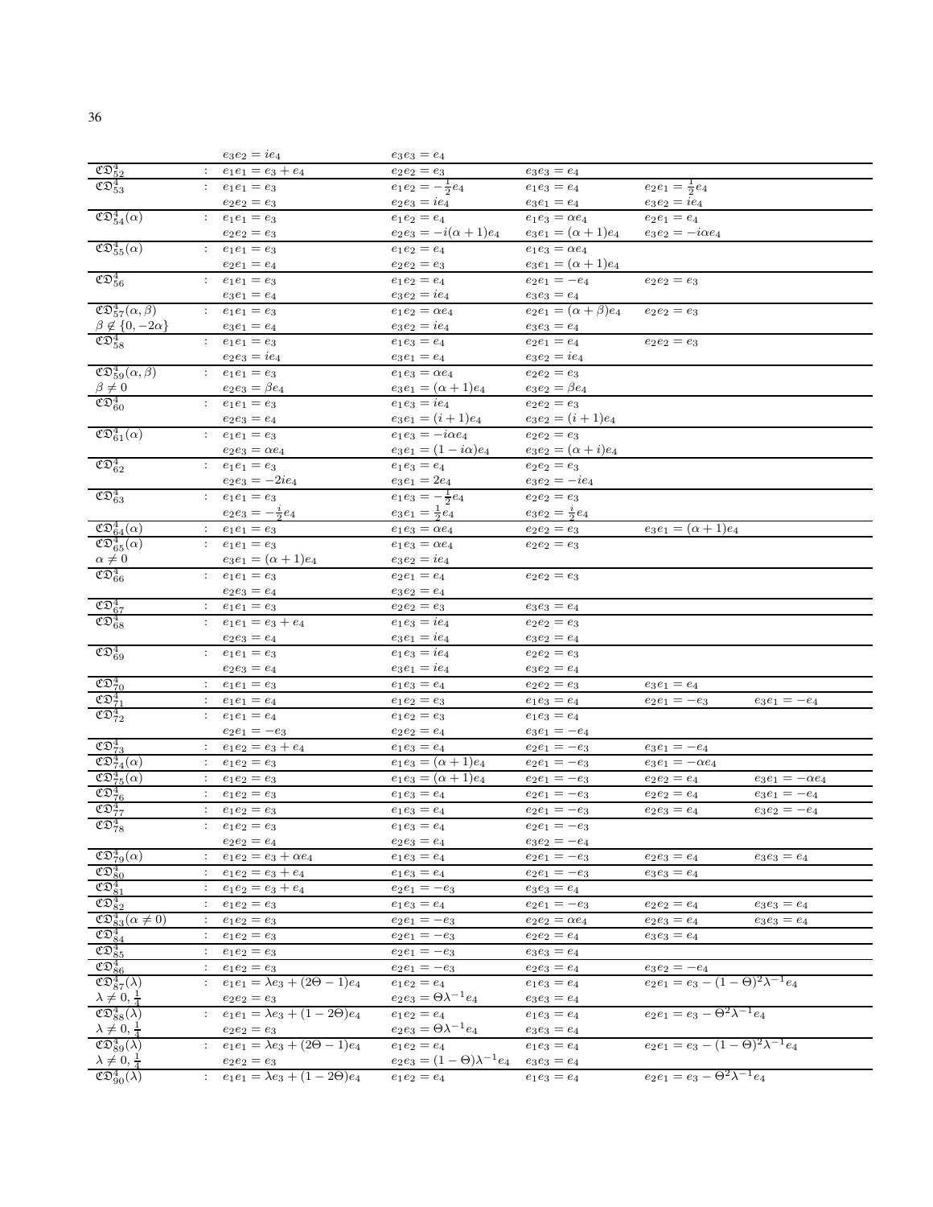| | | | | | | |
|---|---|---|---|---|---|---|
| | | $e_3e_2 = ie_4$ | $e_3e_3 = e_4$ | | | |
| $\mathfrak{CD}^4_{52}$ | : | $e_1e_1 = e_3 + e_4$ | $e_2e_2 = e_3$ | $e_3e_3 = e_4$ | | |
| $\mathfrak{CD}^4_{53}$ | : | $e_1e_1 = e_3$ | $e_1e_2 = -\frac{1}{2}e_4$ | $e_1e_3 = e_4$ | $e_2e_1 = \frac{1}{2}e_4$ | |
| | | $e_2e_2 = e_3$ | $e_2e_3 = ie_4$ | $e_3e_1 = e_4$ | $e_3e_2 = ie_4$ | |
| $\mathfrak{CD}^4_{54}(\alpha)$ | : | $e_1e_1 = e_3$ | $e_1e_2 = e_4$ | $e_1e_3 = \alpha e_4$ | $e_2e_1 = e_4$ | |
| | | $e_2e_2 = e_3$ | $e_2e_3 = -i(\alpha+1)e_4$ | $e_3e_1 = (\alpha+1)e_4$ | $e_3e_2 = -i\alpha e_4$ | |
| $\mathfrak{CD}^4_{55}(\alpha)$ | : | $e_1e_1 = e_3$ | $e_1e_2 = e_4$ | $e_1e_3 = \alpha e_4$ | | |
| | | $e_2e_1 = e_4$ | $e_2e_2 = e_3$ | $e_3e_1 = (\alpha+1)e_4$ | | |
| $\mathfrak{CD}^4_{56}$ | : | $e_1e_1 = e_3$ | $e_1e_2 = e_4$ | $e_2e_1 = -e_4$ | $e_2e_2 = e_3$ | |
| | | $e_3e_1 = e_4$ | $e_3e_2 = ie_4$ | $e_3e_3 = e_4$ | | |
| $\mathfrak{CD}^4_{57}(\alpha,\beta)$ | : | $e_1e_1 = e_3$ | $e_1e_2 = \alpha e_4$ | $e_2e_1 = (\alpha+\beta)e_4$ | $e_2e_2 = e_3$ | |
| $\beta \notin \{0, -2\alpha\}$ | | $e_3e_1 = e_4$ | $e_3e_2 = ie_4$ | $e_3e_3 = e_4$ | | |
| $\mathfrak{CD}^4_{58}$ | : | $e_1e_1 = e_3$ | $e_1e_3 = e_4$ | $e_2e_1 = e_4$ | $e_2e_2 = e_3$ | |
| | | $e_2e_3 = ie_4$ | $e_3e_1 = e_4$ | $e_3e_2 = ie_4$ | | |
| $\mathfrak{CD}^4_{59}(\alpha,\beta)$ | : | $e_1e_1 = e_3$ | $e_1e_3 = \alpha e_4$ | $e_2e_2 = e_3$ | | |
| $\beta \neq 0$ | | $e_2e_3 = \beta e_4$ | $e_3e_1 = (\alpha+1)e_4$ | $e_3e_2 = \beta e_4$ | | |
| $\mathfrak{CD}^4_{60}$ | : | $e_1e_1 = e_3$ | $e_1e_3 = ie_4$ | $e_2e_2 = e_3$ | | |
| | | $e_2e_3 = e_4$ | $e_3e_1 = (i+1)e_4$ | $e_3e_2 = (i+1)e_4$ | | |
| $\mathfrak{CD}^4_{61}(\alpha)$ | : | $e_1e_1 = e_3$ | $e_1e_3 = -i\alpha e_4$ | $e_2e_2 = e_3$ | | |
| | | $e_2e_3 = \alpha e_4$ | $e_3e_1 = (1-i\alpha)e_4$ | $e_3e_2 = (\alpha+i)e_4$ | | |
| $\mathfrak{CD}^4_{62}$ | : | $e_1e_1 = e_3$ | $e_1e_3 = e_4$ | $e_2e_2 = e_3$ | | |
| | | $e_2e_3 = -2ie_4$ | $e_3e_1 = 2e_4$ | $e_3e_2 = -ie_4$ | | |
| $\mathfrak{CD}^4_{63}$ | : | $e_1e_1 = e_3$ | $e_1e_3 = -\frac{1}{2}e_4$ | $e_2e_2 = e_3$ | | |
| | | $e_2e_3 = -\frac{i}{2}e_4$ | $e_3e_1 = \frac{1}{2}e_4$ | $e_3e_2 = \frac{i}{2}e_4$ | | |
| $\mathfrak{CD}^4_{64}(\alpha)$ | : | $e_1e_1 = e_3$ | $e_1e_3 = \alpha e_4$ | $e_2e_2 = e_3$ | $e_3e_1 = (\alpha+1)e_4$ | |
| $\mathfrak{CD}^4_{65}(\alpha)$ | : | $e_1e_1 = e_3$ | $e_1e_3 = \alpha e_4$ | $e_2e_2 = e_3$ | | |
| $\alpha \neq 0$ | | $e_3e_1 = (\alpha+1)e_4$ | $e_3e_2 = ie_4$ | | | |
| $\mathfrak{CD}^4_{66}$ | : | $e_1e_1 = e_3$ | $e_2e_1 = e_4$ | $e_2e_2 = e_3$ | | |
| | | $e_2e_3 = e_4$ | $e_3e_2 = e_4$ | | | |
| $\mathfrak{CD}^4_{67}$ | : | $e_1e_1 = e_3$ | $e_2e_2 = e_3$ | $e_3e_3 = e_4$ | | |
| $\mathfrak{CD}^4_{68}$ | : | $e_1e_1 = e_3 + e_4$ | $e_1e_3 = ie_4$ | $e_2e_2 = e_3$ | | |
| | | $e_2e_3 = e_4$ | $e_3e_1 = ie_4$ | $e_3e_2 = e_4$ | | |
| $\mathfrak{CD}^4_{69}$ | : | $e_1e_1 = e_3$ | $e_1e_3 = ie_4$ | $e_2e_2 = e_3$ | | |
| | | $e_2e_3 = e_4$ | $e_3e_1 = ie_4$ | $e_3e_2 = e_4$ | | |
| $\mathfrak{CD}^4_{70}$ | : | $e_1e_1 = e_3$ | $e_1e_3 = e_4$ | $e_2e_2 = e_3$ | $e_3e_1 = e_4$ | |
| $\mathfrak{CD}^4_{71}$ | : | $e_1e_1 = e_4$ | $e_1e_2 = e_3$ | $e_1e_3 = e_4$ | $e_2e_1 = -e_3$ | $e_3e_1 = -e_4$ |
| $\mathfrak{CD}^4_{72}$ | : | $e_1e_1 = e_4$ | $e_1e_2 = e_3$ | $e_1e_3 = e_4$ | | |
| | | $e_2e_1 = -e_3$ | $e_2e_2 = e_4$ | $e_3e_1 = -e_4$ | | |
| $\mathfrak{CD}^4_{73}$ | : | $e_1e_2 = e_3 + e_4$ | $e_1e_3 = e_4$ | $e_2e_1 = -e_3$ | $e_3e_1 = -e_4$ | |
| $\mathfrak{CD}^4_{74}(\alpha)$ | : | $e_1e_2 = e_3$ | $e_1e_3 = (\alpha+1)e_4$ | $e_2e_1 = -e_3$ | $e_3e_1 = -\alpha e_4$ | |
| $\mathfrak{CD}^4_{75}(\alpha)$ | : | $e_1e_2 = e_3$ | $e_1e_3 = (\alpha+1)e_4$ | $e_2e_1 = -e_3$ | $e_2e_2 = e_4$ | $e_3e_1 = -\alpha e_4$ |
| $\mathfrak{CD}^4_{76}$ | : | $e_1e_2 = e_3$ | $e_1e_3 = e_4$ | $e_2e_1 = -e_3$ | $e_2e_2 = e_4$ | $e_3e_1 = -e_4$ |
| $\mathfrak{CD}^4_{77}$ | : | $e_1e_2 = e_3$ | $e_1e_3 = e_4$ | $e_2e_1 = -e_3$ | $e_2e_3 = e_4$ | $e_3e_2 = -e_4$ |
| $\mathfrak{CD}^4_{78}$ | : | $e_1e_2 = e_3$ | $e_1e_3 = e_4$ | $e_2e_1 = -e_3$ | | |
| | | $e_2e_2 = e_4$ | $e_2e_3 = e_4$ | $e_3e_2 = -e_4$ | | |
| $\mathfrak{CD}^4_{79}(\alpha)$ | : | $e_1e_2 = e_3 + \alpha e_4$ | $e_1e_3 = e_4$ | $e_2e_1 = -e_3$ | $e_2e_3 = e_4$ | $e_3e_3 = e_4$ |
| $\mathfrak{CD}^4_{80}$ | : | $e_1e_2 = e_3 + e_4$ | $e_1e_3 = e_4$ | $e_2e_1 = -e_3$ | $e_3e_3 = e_4$ | |
| $\mathfrak{CD}^4_{81}$ | : | $e_1e_2 = e_3 + e_4$ | $e_2e_1 = -e_3$ | $e_3e_3 = e_4$ | | |
| $\mathfrak{CD}^4_{82}$ | : | $e_1e_2 = e_3$ | $e_1e_3 = e_4$ | $e_2e_1 = -e_3$ | $e_2e_2 = e_4$ | $e_3e_3 = e_4$ |
| $\mathfrak{CD}^4_{83}(\alpha \neq 0)$ | : | $e_1e_2 = e_3$ | $e_2e_1 = -e_3$ | $e_2e_2 = \alpha e_4$ | $e_2e_3 = e_4$ | $e_3e_3 = e_4$ |
| $\mathfrak{CD}^4_{84}$ | : | $e_1e_2 = e_3$ | $e_2e_1 = -e_3$ | $e_2e_2 = e_4$ | $e_3e_3 = e_4$ | |
| $\mathfrak{CD}^4_{85}$ | : | $e_1e_2 = e_3$ | $e_2e_1 = -e_3$ | $e_3e_3 = e_4$ | | |
| $\mathfrak{CD}^4_{86}$ | : | $e_1e_2 = e_3$ | $e_2e_1 = -e_3$ | $e_2e_3 = e_4$ | $e_3e_2 = -e_4$ | |
| $\mathfrak{CD}^4_{87}(\lambda)$ | : | $e_1e_1 = \lambda e_3 + (2\Theta - 1)e_4$ | $e_1e_2 = e_4$ | $e_1e_3 = e_4$ | $e_2e_1 = e_3 - (1-\Theta)^2\lambda^{-1}e_4$ | |
| $\lambda \neq 0, \frac{1}{4}$ | | $e_2e_2 = e_3$ | $e_2e_3 = \Theta\lambda^{-1}e_4$ | $e_3e_3 = e_4$ | | |
| $\mathfrak{CD}^4_{88}(\lambda)$ | : | $e_1e_1 = \lambda e_3 + (1 - 2\Theta)e_4$ | $e_1e_2 = e_4$ | $e_1e_3 = e_4$ | $e_2e_1 = e_3 - \Theta^2\lambda^{-1}e_4$ | |
| $\lambda \neq 0, \frac{1}{4}$ | | $e_2e_2 = e_3$ | $e_2e_3 = \Theta\lambda^{-1}e_4$ | $e_3e_3 = e_4$ | | |
| $\mathfrak{CD}^4_{89}(\lambda)$ | : | $e_1e_1 = \lambda e_3 + (2\Theta - 1)e_4$ | $e_1e_2 = e_4$ | $e_1e_3 = e_4$ | $e_2e_1 = e_3 - (1-\Theta)^2\lambda^{-1}e_4$ | |
| $\lambda \neq 0, \frac{1}{4}$ | | $e_2e_2 = e_3$ | $e_2e_3 = (1-\Theta)\lambda^{-1}e_4$ | $e_3e_3 = e_4$ | | |
| $\mathfrak{CD}^4_{90}(\lambda)$ | : | $e_1e_1 = \lambda e_3 + (1 - 2\Theta)e_4$ | $e_1e_2 = e_4$ | $e_1e_3 = e_4$ | $e_2e_1 = e_3 - \Theta^2\lambda^{-1}e_4$ | |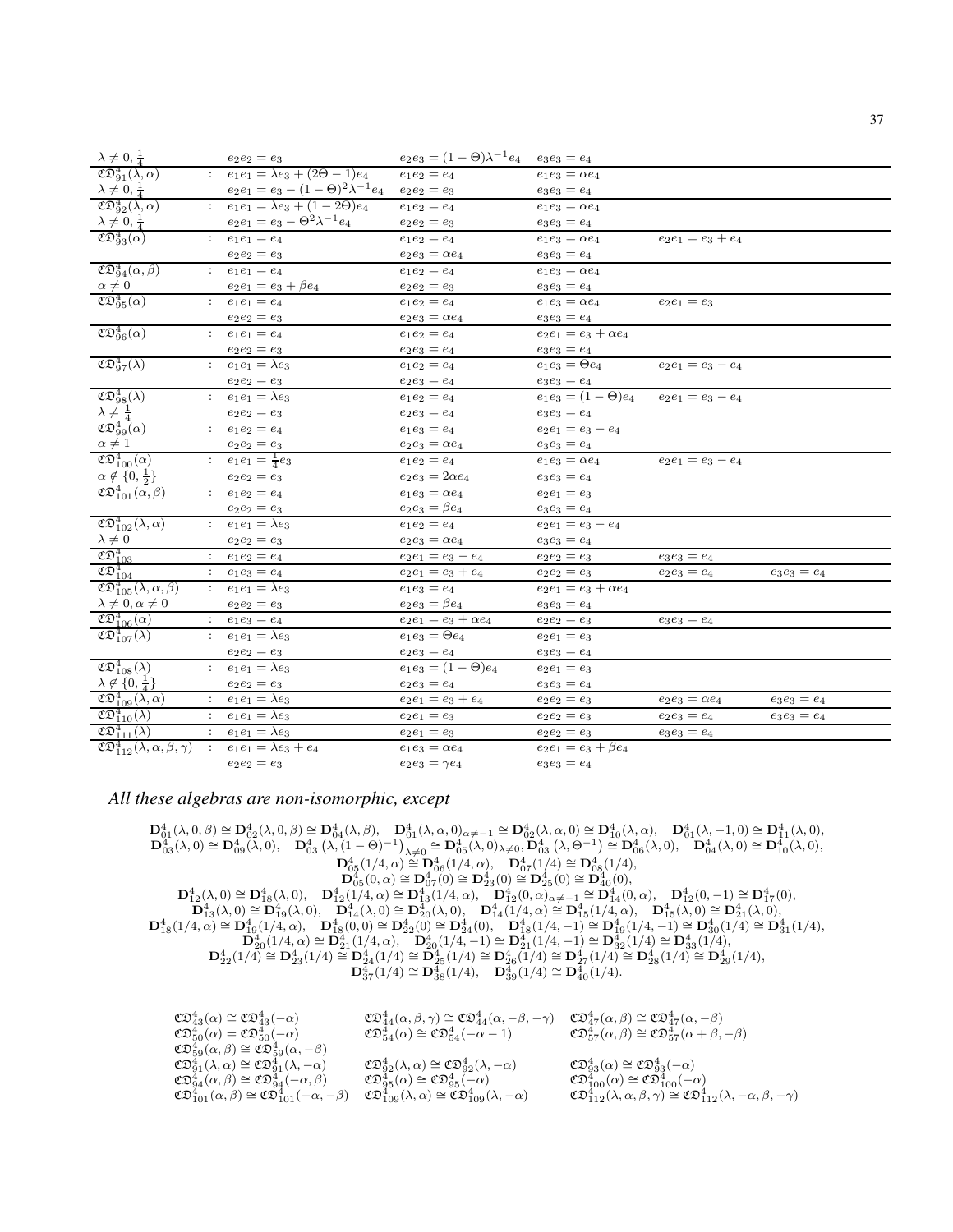| | | | | | |
|---|---|---|---|---|---|
| $\lambda\neq 0,\frac{1}{4}$ | | $e_2e_2=e_3$ | $e_2e_3=(1-\Theta)\lambda^{-1}e_4$ | $e_3e_3=e_4$ | |
| $\mathfrak{CD}^4_{91}(\lambda,\alpha)$ | : | $e_1e_1=\lambda e_3+(2\Theta-1)e_4$ | $e_1e_2=e_4$ | $e_1e_3=\alpha e_4$ | |
| $\lambda\neq 0,\frac{1}{4}$ | | $e_2e_1=e_3-(1-\Theta)^2\lambda^{-1}e_4$ | $e_2e_2=e_3$ | $e_3e_3=e_4$ | |
| $\mathfrak{CD}^4_{92}(\lambda,\alpha)$ | : | $e_1e_1=\lambda e_3+(1-2\Theta)e_4$ | $e_1e_2=e_4$ | $e_1e_3=\alpha e_4$ | |
| $\lambda\neq 0,\frac{1}{4}$ | | $e_2e_1=e_3-\Theta^2\lambda^{-1}e_4$ | $e_2e_2=e_3$ | $e_3e_3=e_4$ | |
| $\mathfrak{CD}^4_{93}(\alpha)$ | : | $e_1e_1=e_4$ | $e_1e_2=e_4$ | $e_1e_3=\alpha e_4$ | $e_2e_1=e_3+e_4$ |
| | | $e_2e_2=e_3$ | $e_2e_3=\alpha e_4$ | $e_3e_3=e_4$ | |
| $\mathfrak{CD}^4_{94}(\alpha,\beta)$ | : | $e_1e_1=e_4$ | $e_1e_2=e_4$ | $e_1e_3=\alpha e_4$ | |
| $\alpha\neq 0$ | | $e_2e_1=e_3+\beta e_4$ | $e_2e_2=e_3$ | $e_3e_3=e_4$ | |
| $\mathfrak{CD}^4_{95}(\alpha)$ | : | $e_1e_1=e_4$ | $e_1e_2=e_4$ | $e_1e_3=\alpha e_4$ | $e_2e_1=e_3$ |
| | | $e_2e_2=e_3$ | $e_2e_3=\alpha e_4$ | $e_3e_3=e_4$ | |
| $\mathfrak{CD}^4_{96}(\alpha)$ | : | $e_1e_1=e_4$ | $e_1e_2=e_4$ | $e_2e_1=e_3+\alpha e_4$ | |
| | | $e_2e_2=e_3$ | $e_2e_3=e_4$ | $e_3e_3=e_4$ | |
| $\mathfrak{CD}^4_{97}(\lambda)$ | : | $e_1e_1=\lambda e_3$ | $e_1e_2=e_4$ | $e_1e_3=\Theta e_4$ | $e_2e_1=e_3-e_4$ |
| | | $e_2e_2=e_3$ | $e_2e_3=e_4$ | $e_3e_3=e_4$ | |
| $\mathfrak{CD}^4_{98}(\lambda)$ | : | $e_1e_1=\lambda e_3$ | $e_1e_2=e_4$ | $e_1e_3=(1-\Theta)e_4$ | $e_2e_1=e_3-e_4$ |
| $\lambda\neq\frac{1}{4}$ | | $e_2e_2=e_3$ | $e_2e_3=e_4$ | $e_3e_3=e_4$ | |
| $\mathfrak{CD}^4_{99}(\alpha)$ | : | $e_1e_2=e_4$ | $e_1e_3=e_4$ | $e_2e_1=e_3-e_4$ | |
| $\alpha\neq 1$ | | $e_2e_2=e_3$ | $e_2e_3=\alpha e_4$ | $e_3e_3=e_4$ | |
| $\mathfrak{CD}^4_{100}(\alpha)$ | : | $e_1e_1=\frac{1}{4}e_3$ | $e_1e_2=e_4$ | $e_1e_3=\alpha e_4$ | $e_2e_1=e_3-e_4$ |
| $\alpha\notin\{0,\frac{1}{2}\}$ | | $e_2e_2=e_3$ | $e_2e_3=2\alpha e_4$ | $e_3e_3=e_4$ | |
| $\mathfrak{CD}^4_{101}(\alpha,\beta)$ | : | $e_1e_2=e_4$ | $e_1e_3=\alpha e_4$ | $e_2e_1=e_3$ | |
| | | $e_2e_2=e_3$ | $e_2e_3=\beta e_4$ | $e_3e_3=e_4$ | |
| $\mathfrak{CD}^4_{102}(\lambda,\alpha)$ | : | $e_1e_1=\lambda e_3$ | $e_1e_2=e_4$ | $e_2e_1=e_3-e_4$ | |
| $\lambda\neq 0$ | | $e_2e_2=e_3$ | $e_2e_3=\alpha e_4$ | $e_3e_3=e_4$ | |
| $\mathfrak{CD}^4_{103}$ | : | $e_1e_2=e_4$ | $e_2e_1=e_3-e_4$ | $e_2e_2=e_3$ | $e_3e_3=e_4$ |
| $\mathfrak{CD}^4_{104}$ | : | $e_1e_3=e_4$ | $e_2e_1=e_3+e_4$ | $e_2e_2=e_3$ | $e_2e_3=e_4$ | $e_3e_3=e_4$ |
| $\mathfrak{CD}^4_{105}(\lambda,\alpha,\beta)$ | : | $e_1e_1=\lambda e_3$ | $e_1e_3=e_4$ | $e_2e_1=e_3+\alpha e_4$ | |
| $\lambda\neq 0,\alpha\neq 0$ | | $e_2e_2=e_3$ | $e_2e_3=\beta e_4$ | $e_3e_3=e_4$ | |
| $\mathfrak{CD}^4_{106}(\alpha)$ | : | $e_1e_3=e_4$ | $e_2e_1=e_3+\alpha e_4$ | $e_2e_2=e_3$ | $e_3e_3=e_4$ |
| $\mathfrak{CD}^4_{107}(\lambda)$ | : | $e_1e_1=\lambda e_3$ | $e_1e_3=\Theta e_4$ | $e_2e_1=e_3$ | |
| | | $e_2e_2=e_3$ | $e_2e_3=e_4$ | $e_3e_3=e_4$ | |
| $\mathfrak{CD}^4_{108}(\lambda)$ | : | $e_1e_1=\lambda e_3$ | $e_1e_3=(1-\Theta)e_4$ | $e_2e_1=e_3$ | |
| $\lambda\notin\{0,\frac{1}{4}\}$ | | $e_2e_2=e_3$ | $e_2e_3=e_4$ | $e_3e_3=e_4$ | |
| $\mathfrak{CD}^4_{109}(\lambda,\alpha)$ | : | $e_1e_1=\lambda e_3$ | $e_2e_1=e_3+e_4$ | $e_2e_2=e_3$ | $e_2e_3=\alpha e_4$ | $e_3e_3=e_4$ |
| $\mathfrak{CD}^4_{110}(\lambda)$ | : | $e_1e_1=\lambda e_3$ | $e_2e_1=e_3$ | $e_2e_2=e_3$ | $e_2e_3=e_4$ | $e_3e_3=e_4$ |
| $\mathfrak{CD}^4_{111}(\lambda)$ | : | $e_1e_1=\lambda e_3$ | $e_2e_1=e_3$ | $e_2e_2=e_3$ | $e_3e_3=e_4$ |
| $\mathfrak{CD}^4_{112}(\lambda,\alpha,\beta,\gamma)$ | : | $e_1e_1=\lambda e_3+e_4$ | $e_1e_3=\alpha e_4$ | $e_2e_1=e_3+\beta e_4$ | |
| | | $e_2e_2=e_3$ | $e_2e_3=\gamma e_4$ | $e_3e_3=e_4$ | |

*All these algebras are non-isomorphic, except*

$$\mathbf{D}^4_{01}(\lambda,0,\beta)\cong\mathbf{D}^4_{02}(\lambda,0,\beta)\cong\mathbf{D}^4_{04}(\lambda,\beta),\quad \mathbf{D}^4_{01}(\lambda,\alpha,0)_{\alpha\neq-1}\cong\mathbf{D}^4_{02}(\lambda,\alpha,0)\cong\mathbf{D}^4_{10}(\lambda,\alpha),\quad \mathbf{D}^4_{01}(\lambda,-1,0)\cong\mathbf{D}^4_{11}(\lambda,0),$$
$$\mathbf{D}^4_{03}(\lambda,0)\cong\mathbf{D}^4_{09}(\lambda,0),\quad \mathbf{D}^4_{03}\left(\lambda,(1-\Theta)^{-1}\right)_{\lambda\neq0}\cong\mathbf{D}^4_{05}(\lambda,0)_{\lambda\neq0},\mathbf{D}^4_{03}\left(\lambda,\Theta^{-1}\right)\cong\mathbf{D}^4_{06}(\lambda,0),\quad \mathbf{D}^4_{04}(\lambda,0)\cong\mathbf{D}^4_{10}(\lambda,0),$$
$$\mathbf{D}^4_{05}(1/4,\alpha)\cong\mathbf{D}^4_{06}(1/4,\alpha),\quad \mathbf{D}^4_{07}(1/4)\cong\mathbf{D}^4_{08}(1/4),$$
$$\mathbf{D}^4_{05}(0,\alpha)\cong\mathbf{D}^4_{07}(0)\cong\mathbf{D}^4_{23}(0)\cong\mathbf{D}^4_{25}(0)\cong\mathbf{D}^4_{40}(0),$$
$$\mathbf{D}^4_{12}(\lambda,0)\cong\mathbf{D}^4_{18}(\lambda,0),\quad \mathbf{D}^4_{12}(1/4,\alpha)\cong\mathbf{D}^4_{13}(1/4,\alpha),\quad \mathbf{D}^4_{12}(0,\alpha)_{\alpha\neq-1}\cong\mathbf{D}^4_{14}(0,\alpha),\quad \mathbf{D}^4_{12}(0,-1)\cong\mathbf{D}^4_{17}(0),$$
$$\mathbf{D}^4_{13}(\lambda,0)\cong\mathbf{D}^4_{19}(\lambda,0),\quad \mathbf{D}^4_{14}(\lambda,0)\cong\mathbf{D}^4_{20}(\lambda,0),\quad \mathbf{D}^4_{14}(1/4,\alpha)\cong\mathbf{D}^4_{15}(1/4,\alpha),\quad \mathbf{D}^4_{15}(\lambda,0)\cong\mathbf{D}^4_{21}(\lambda,0),$$
$$\mathbf{D}^4_{18}(1/4,\alpha)\cong\mathbf{D}^4_{19}(1/4,\alpha),\quad \mathbf{D}^4_{18}(0,0)\cong\mathbf{D}^4_{22}(0)\cong\mathbf{D}^4_{24}(0),\quad \mathbf{D}^4_{18}(1/4,-1)\cong\mathbf{D}^4_{19}(1/4,-1)\cong\mathbf{D}^4_{30}(1/4)\cong\mathbf{D}^4_{31}(1/4),$$
$$\mathbf{D}^4_{20}(1/4,\alpha)\cong\mathbf{D}^4_{21}(1/4,\alpha),\quad \mathbf{D}^4_{20}(1/4,-1)\cong\mathbf{D}^4_{21}(1/4,-1)\cong\mathbf{D}^4_{32}(1/4)\cong\mathbf{D}^4_{33}(1/4),$$
$$\mathbf{D}^4_{22}(1/4)\cong\mathbf{D}^4_{23}(1/4)\cong\mathbf{D}^4_{24}(1/4)\cong\mathbf{D}^4_{25}(1/4)\cong\mathbf{D}^4_{26}(1/4)\cong\mathbf{D}^4_{27}(1/4)\cong\mathbf{D}^4_{28}(1/4)\cong\mathbf{D}^4_{29}(1/4),$$
$$\mathbf{D}^4_{37}(1/4)\cong\mathbf{D}^4_{38}(1/4),\quad \mathbf{D}^4_{39}(1/4)\cong\mathbf{D}^4_{40}(1/4).$$

| | | |
|---|---|---|
| $\mathfrak{CD}^4_{43}(\alpha)\cong\mathfrak{CD}^4_{43}(-\alpha)$ | $\mathfrak{CD}^4_{44}(\alpha,\beta,\gamma)\cong\mathfrak{CD}^4_{44}(\alpha,-\beta,-\gamma)$ | $\mathfrak{CD}^4_{47}(\alpha,\beta)\cong\mathfrak{CD}^4_{47}(\alpha,-\beta)$ |
| $\mathfrak{CD}^4_{50}(\alpha)=\mathfrak{CD}^4_{50}(-\alpha)$ | $\mathfrak{CD}^4_{54}(\alpha)\cong\mathfrak{CD}^4_{54}(-\alpha-1)$ | $\mathfrak{CD}^4_{57}(\alpha,\beta)\cong\mathfrak{CD}^4_{57}(\alpha+\beta,-\beta)$ |
| $\mathfrak{CD}^4_{59}(\alpha,\beta)\cong\mathfrak{CD}^4_{59}(\alpha,-\beta)$ | | |
| $\mathfrak{CD}^4_{91}(\lambda,\alpha)\cong\mathfrak{CD}^4_{91}(\lambda,-\alpha)$ | $\mathfrak{CD}^4_{92}(\lambda,\alpha)\cong\mathfrak{CD}^4_{92}(\lambda,-\alpha)$ | $\mathfrak{CD}^4_{93}(\alpha)\cong\mathfrak{CD}^4_{93}(-\alpha)$ |
| $\mathfrak{CD}^4_{94}(\alpha,\beta)\cong\mathfrak{CD}^4_{94}(-\alpha,\beta)$ | $\mathfrak{CD}^4_{95}(\alpha)\cong\mathfrak{CD}^4_{95}(-\alpha)$ | $\mathfrak{CD}^4_{100}(\alpha)\cong\mathfrak{CD}^4_{100}(-\alpha)$ |
| $\mathfrak{CD}^4_{101}(\alpha,\beta)\cong\mathfrak{CD}^4_{101}(-\alpha,-\beta)$ | $\mathfrak{CD}^4_{109}(\lambda,\alpha)\cong\mathfrak{CD}^4_{109}(\lambda,-\alpha)$ | $\mathfrak{CD}^4_{112}(\lambda,\alpha,\beta,\gamma)\cong\mathfrak{CD}^4_{112}(\lambda,-\alpha,\beta,-\gamma)$ |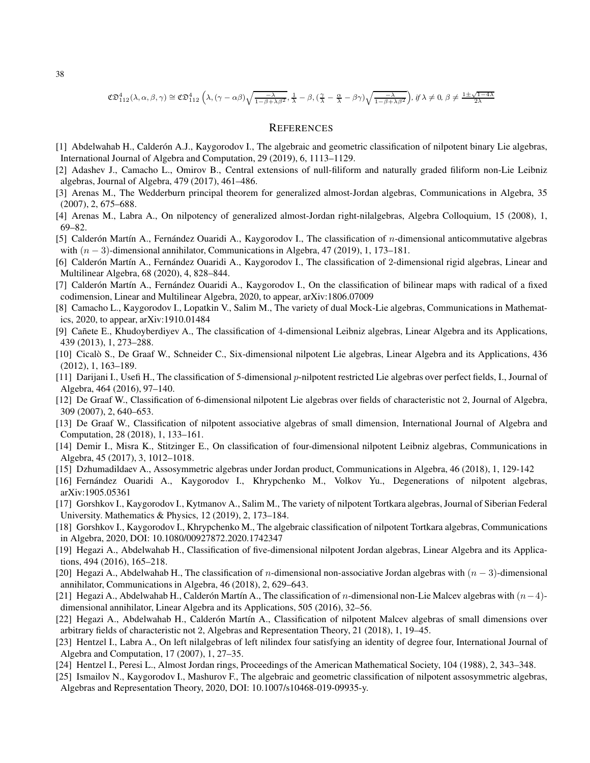$$\mathfrak{CD}^4_{112}(\lambda,\alpha,\beta,\gamma) \cong \mathfrak{CD}^4_{112}\left(\lambda, (\gamma-\alpha\beta)\sqrt{\tfrac{-\lambda}{1-\beta+\lambda\beta^2}}, \tfrac{1}{\lambda}-\beta, (\tfrac{\gamma}{\lambda}-\tfrac{\alpha}{\lambda}-\beta\gamma)\sqrt{\tfrac{-\lambda}{1-\beta+\lambda\beta^2}}\right), \text{ if } \lambda\neq 0,\ \beta\neq \tfrac{1\pm\sqrt{1-4\lambda}}{2\lambda}$$

# REFERENCES

[1] Abdelwahab H., Calderón A.J., Kaygorodov I., The algebraic and geometric classification of nilpotent binary Lie algebras, International Journal of Algebra and Computation, 29 (2019), 6, 1113–1129.

[2] Adashev J., Camacho L., Omirov B., Central extensions of null-filiform and naturally graded filiform non-Lie Leibniz algebras, Journal of Algebra, 479 (2017), 461–486.

[3] Arenas M., The Wedderburn principal theorem for generalized almost-Jordan algebras, Communications in Algebra, 35 (2007), 2, 675–688.

[4] Arenas M., Labra A., On nilpotency of generalized almost-Jordan right-nilalgebras, Algebra Colloquium, 15 (2008), 1, 69–82.

[5] Calderón Martín A., Fernández Ouaridi A., Kaygorodov I., The classification of $n$-dimensional anticommutative algebras with $(n-3)$-dimensional annihilator, Communications in Algebra, 47 (2019), 1, 173–181.

[6] Calderón Martín A., Fernández Ouaridi A., Kaygorodov I., The classification of 2-dimensional rigid algebras, Linear and Multilinear Algebra, 68 (2020), 4, 828–844.

[7] Calderón Martín A., Fernández Ouaridi A., Kaygorodov I., On the classification of bilinear maps with radical of a fixed codimension, Linear and Multilinear Algebra, 2020, to appear, arXiv:1806.07009

[8] Camacho L., Kaygorodov I., Lopatkin V., Salim M., The variety of dual Mock-Lie algebras, Communications in Mathematics, 2020, to appear, arXiv:1910.01484

[9] Cañete E., Khudoyberdiyev A., The classification of 4-dimensional Leibniz algebras, Linear Algebra and its Applications, 439 (2013), 1, 273–288.

[10] Cicalò S., De Graaf W., Schneider C., Six-dimensional nilpotent Lie algebras, Linear Algebra and its Applications, 436 (2012), 1, 163–189.

[11] Darijani I., Usefi H., The classification of 5-dimensional $p$-nilpotent restricted Lie algebras over perfect fields, I., Journal of Algebra, 464 (2016), 97–140.

[12] De Graaf W., Classification of 6-dimensional nilpotent Lie algebras over fields of characteristic not 2, Journal of Algebra, 309 (2007), 2, 640–653.

[13] De Graaf W., Classification of nilpotent associative algebras of small dimension, International Journal of Algebra and Computation, 28 (2018), 1, 133–161.

[14] Demir I., Misra K., Stitzinger E., On classification of four-dimensional nilpotent Leibniz algebras, Communications in Algebra, 45 (2017), 3, 1012–1018.

[15] Dzhumadildaev A., Assosymmetric algebras under Jordan product, Communications in Algebra, 46 (2018), 1, 129-142

[16] Fernández Ouaridi A., Kaygorodov I., Khrypchenko M., Volkov Yu., Degenerations of nilpotent algebras, arXiv:1905.05361

[17] Gorshkov I., Kaygorodov I., Kytmanov A., Salim M., The variety of nilpotent Tortkara algebras, Journal of Siberian Federal University. Mathematics & Physics, 12 (2019), 2, 173–184.

[18] Gorshkov I., Kaygorodov I., Khrypchenko M., The algebraic classification of nilpotent Tortkara algebras, Communications in Algebra, 2020, DOI: 10.1080/00927872.2020.1742347

[19] Hegazi A., Abdelwahab H., Classification of five-dimensional nilpotent Jordan algebras, Linear Algebra and its Applications, 494 (2016), 165–218.

[20] Hegazi A., Abdelwahab H., The classification of $n$-dimensional non-associative Jordan algebras with $(n-3)$-dimensional annihilator, Communications in Algebra, 46 (2018), 2, 629–643.

[21] Hegazi A., Abdelwahab H., Calderón Martín A., The classification of $n$-dimensional non-Lie Malcev algebras with $(n-4)$-dimensional annihilator, Linear Algebra and its Applications, 505 (2016), 32–56.

[22] Hegazi A., Abdelwahab H., Calderón Martín A., Classification of nilpotent Malcev algebras of small dimensions over arbitrary fields of characteristic not 2, Algebras and Representation Theory, 21 (2018), 1, 19–45.

[23] Hentzel I., Labra A., On left nilalgebras of left nilindex four satisfying an identity of degree four, International Journal of Algebra and Computation, 17 (2007), 1, 27–35.

[24] Hentzel I., Peresi L., Almost Jordan rings, Proceedings of the American Mathematical Society, 104 (1988), 2, 343–348.

[25] Ismailov N., Kaygorodov I., Mashurov F., The algebraic and geometric classification of nilpotent assosymmetric algebras, Algebras and Representation Theory, 2020, DOI: 10.1007/s10468-019-09935-y.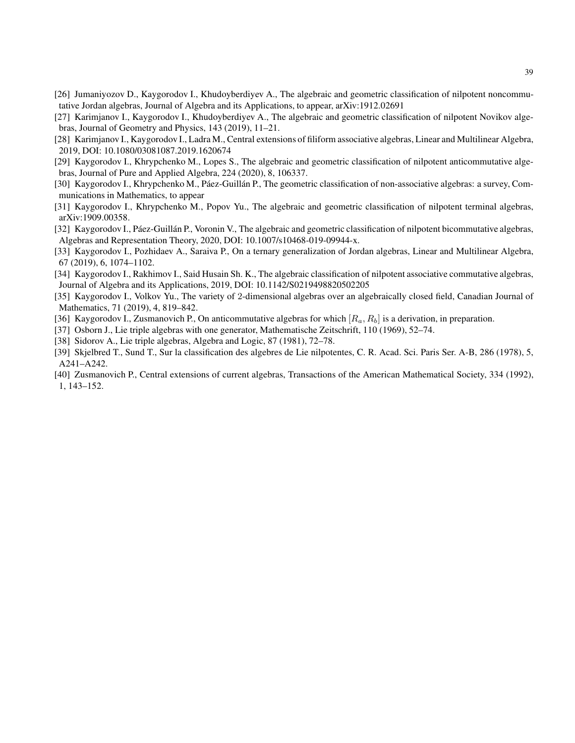[26] Jumaniyozov D., Kaygorodov I., Khudoyberdiyev A., The algebraic and geometric classification of nilpotent noncommutative Jordan algebras, Journal of Algebra and its Applications, to appear, arXiv:1912.02691

[27] Karimjanov I., Kaygorodov I., Khudoyberdiyev A., The algebraic and geometric classification of nilpotent Novikov algebras, Journal of Geometry and Physics, 143 (2019), 11–21.

[28] Karimjanov I., Kaygorodov I., Ladra M., Central extensions of filiform associative algebras, Linear and Multilinear Algebra, 2019, DOI: 10.1080/03081087.2019.1620674

[29] Kaygorodov I., Khrypchenko M., Lopes S., The algebraic and geometric classification of nilpotent anticommutative algebras, Journal of Pure and Applied Algebra, 224 (2020), 8, 106337.

[30] Kaygorodov I., Khrypchenko M., Páez-Guillán P., The geometric classification of non-associative algebras: a survey, Communications in Mathematics, to appear

[31] Kaygorodov I., Khrypchenko M., Popov Yu., The algebraic and geometric classification of nilpotent terminal algebras, arXiv:1909.00358.

[32] Kaygorodov I., Páez-Guillán P., Voronin V., The algebraic and geometric classification of nilpotent bicommutative algebras, Algebras and Representation Theory, 2020, DOI: 10.1007/s10468-019-09944-x.

[33] Kaygorodov I., Pozhidaev A., Saraiva P., On a ternary generalization of Jordan algebras, Linear and Multilinear Algebra, 67 (2019), 6, 1074–1102.

[34] Kaygorodov I., Rakhimov I., Said Husain Sh. K., The algebraic classification of nilpotent associative commutative algebras, Journal of Algebra and its Applications, 2019, DOI: 10.1142/S0219498820502205

[35] Kaygorodov I., Volkov Yu., The variety of 2-dimensional algebras over an algebraically closed field, Canadian Journal of Mathematics, 71 (2019), 4, 819–842.

[36] Kaygorodov I., Zusmanovich P., On anticommutative algebras for which $[R_a, R_b]$ is a derivation, in preparation.

[37] Osborn J., Lie triple algebras with one generator, Mathematische Zeitschrift, 110 (1969), 52–74.

[38] Sidorov A., Lie triple algebras, Algebra and Logic, 87 (1981), 72–78.

[39] Skjelbred T., Sund T., Sur la classification des algebres de Lie nilpotentes, C. R. Acad. Sci. Paris Ser. A-B, 286 (1978), 5, A241–A242.

[40] Zusmanovich P., Central extensions of current algebras, Transactions of the American Mathematical Society, 334 (1992), 1, 143–152.